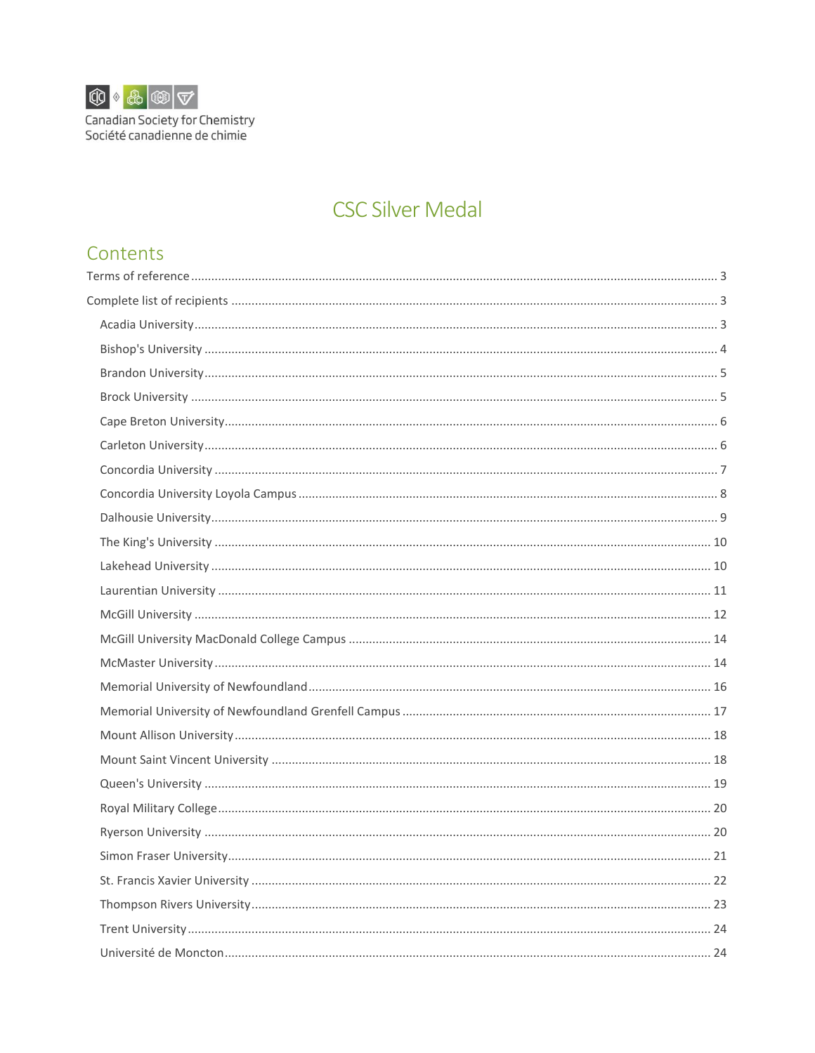Canadian Society for Chemistry
Société canadienne de chimie

# CSC Silver Medal

## Contents

- Terms of reference ........ 3
- Complete list of recipients ........ 3
  - Acadia University ........ 3
  - Bishop's University ........ 4
  - Brandon University ........ 5
  - Brock University ........ 5
  - Cape Breton University ........ 6
  - Carleton University ........ 6
  - Concordia University ........ 7
  - Concordia University Loyola Campus ........ 8
  - Dalhousie University ........ 9
  - The King's University ........ 10
  - Lakehead University ........ 10
  - Laurentian University ........ 11
  - McGill University ........ 12
  - McGill University MacDonald College Campus ........ 14
  - McMaster University ........ 14
  - Memorial University of Newfoundland ........ 16
  - Memorial University of Newfoundland Grenfell Campus ........ 17
  - Mount Allison University ........ 18
  - Mount Saint Vincent University ........ 18
  - Queen's University ........ 19
  - Royal Military College ........ 20
  - Ryerson University ........ 20
  - Simon Fraser University ........ 21
  - St. Francis Xavier University ........ 22
  - Thompson Rivers University ........ 23
  - Trent University ........ 24
  - Université de Moncton ........ 24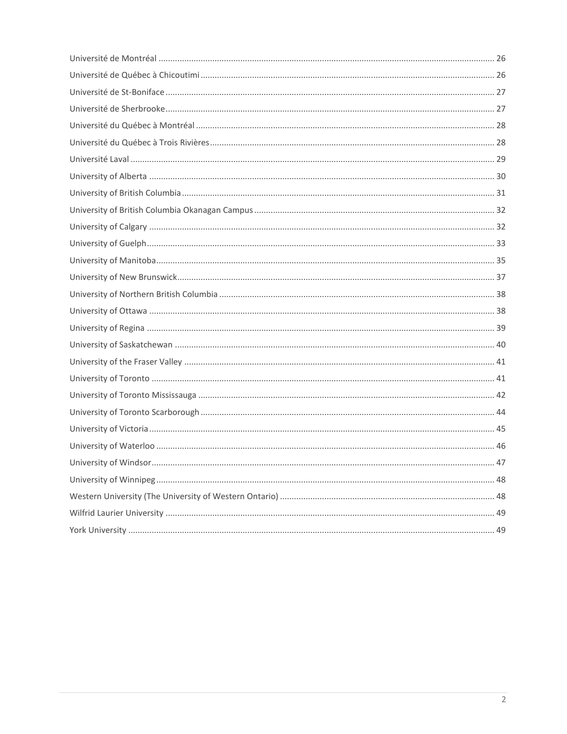Université de Montréal ........................................................................................................................................ 26

Université de Québec à Chicoutimi ..................................................................................................................... 26

Université de St-Boniface .................................................................................................................................... 27

Université de Sherbrooke .................................................................................................................................... 27

Université du Québec à Montréal ........................................................................................................................ 28

Université du Québec à Trois Rivières ................................................................................................................. 28

Université Laval .................................................................................................................................................... 29

University of Alberta ............................................................................................................................................ 30

University of British Columbia .............................................................................................................................. 31

University of British Columbia Okanagan Campus ............................................................................................... 32

University of Calgary ............................................................................................................................................ 32

University of Guelph ............................................................................................................................................. 33

University of Manitoba ......................................................................................................................................... 35

University of New Brunswick ................................................................................................................................ 37

University of Northern British Columbia .............................................................................................................. 38

University of Ottawa ............................................................................................................................................ 38

University of Regina ............................................................................................................................................. 39

University of Saskatchewan ................................................................................................................................. 40

University of the Fraser Valley ............................................................................................................................. 41

University of Toronto ........................................................................................................................................... 41

University of Toronto Mississauga ....................................................................................................................... 42

University of Toronto Scarborough ...................................................................................................................... 44

University of Victoria ............................................................................................................................................ 45

University of Waterloo ......................................................................................................................................... 46

University of Windsor ........................................................................................................................................... 47

University of Winnipeg ......................................................................................................................................... 48

Western University (The University of Western Ontario) ..................................................................................... 48

Wilfrid Laurier University ..................................................................................................................................... 49

York University ..................................................................................................................................................... 49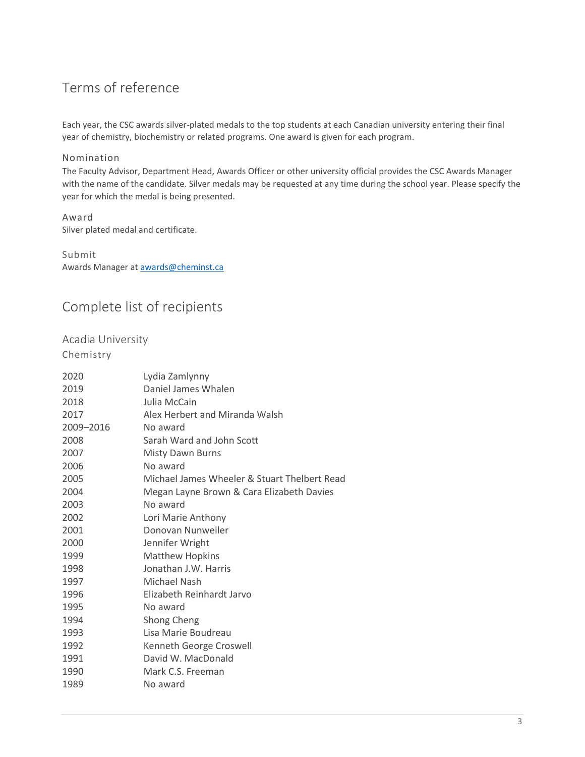## Terms of reference

Each year, the CSC awards silver-plated medals to the top students at each Canadian university entering their final year of chemistry, biochemistry or related programs. One award is given for each program.

### Nomination

The Faculty Advisor, Department Head, Awards Officer or other university official provides the CSC Awards Manager with the name of the candidate. Silver medals may be requested at any time during the school year. Please specify the year for which the medal is being presented.

### Award

Silver plated medal and certificate.

### Submit

Awards Manager at awards@cheminst.ca

## Complete list of recipients

### Acadia University

#### Chemistry

| | |
|---|---|
| 2020 | Lydia Zamlynny |
| 2019 | Daniel James Whalen |
| 2018 | Julia McCain |
| 2017 | Alex Herbert and Miranda Walsh |
| 2009–2016 | No award |
| 2008 | Sarah Ward and John Scott |
| 2007 | Misty Dawn Burns |
| 2006 | No award |
| 2005 | Michael James Wheeler & Stuart Thelbert Read |
| 2004 | Megan Layne Brown & Cara Elizabeth Davies |
| 2003 | No award |
| 2002 | Lori Marie Anthony |
| 2001 | Donovan Nunweiler |
| 2000 | Jennifer Wright |
| 1999 | Matthew Hopkins |
| 1998 | Jonathan J.W. Harris |
| 1997 | Michael Nash |
| 1996 | Elizabeth Reinhardt Jarvo |
| 1995 | No award |
| 1994 | Shong Cheng |
| 1993 | Lisa Marie Boudreau |
| 1992 | Kenneth George Croswell |
| 1991 | David W. MacDonald |
| 1990 | Mark C.S. Freeman |
| 1989 | No award |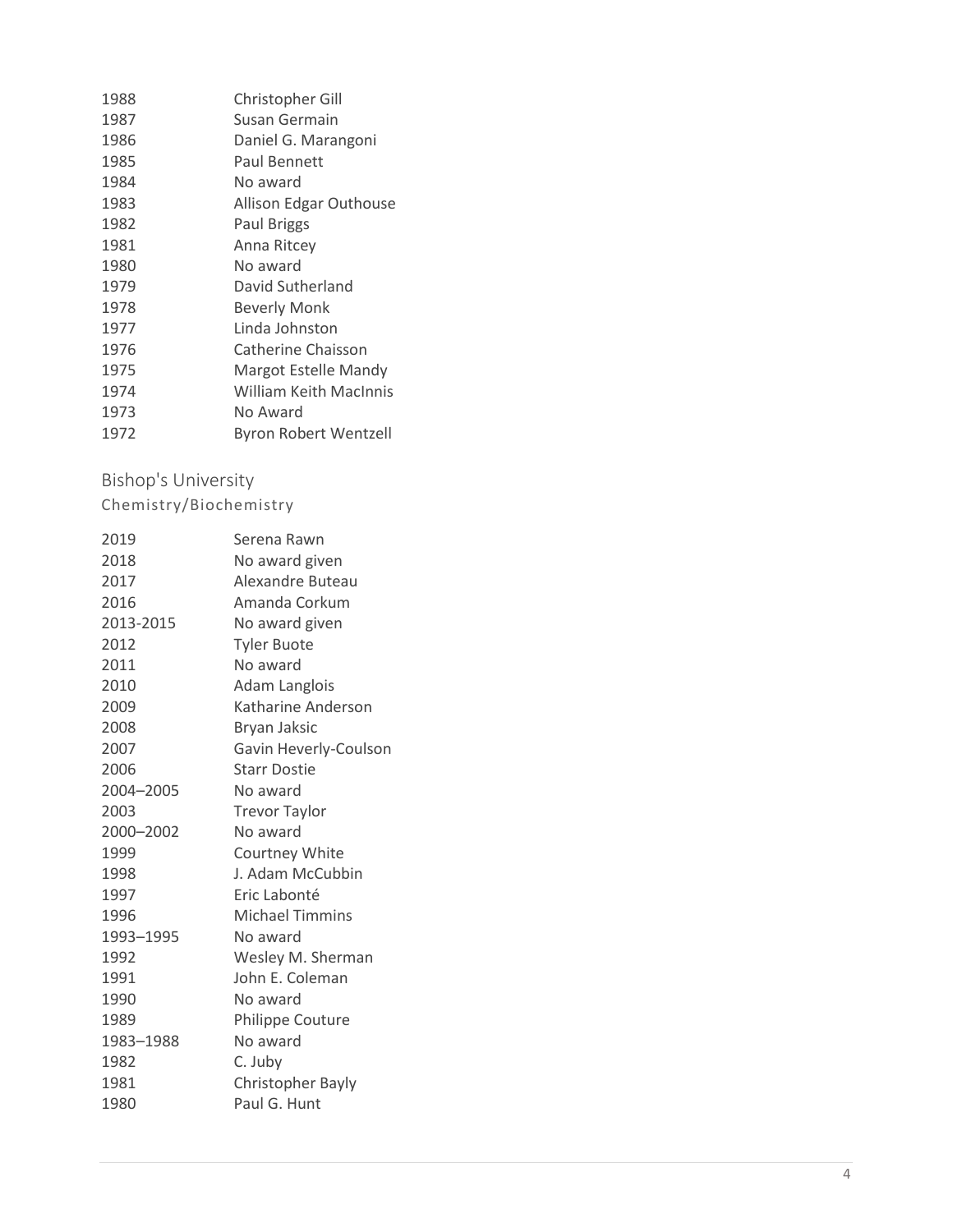| | |
|---|---|
| 1988 | Christopher Gill |
| 1987 | Susan Germain |
| 1986 | Daniel G. Marangoni |
| 1985 | Paul Bennett |
| 1984 | No award |
| 1983 | Allison Edgar Outhouse |
| 1982 | Paul Briggs |
| 1981 | Anna Ritcey |
| 1980 | No award |
| 1979 | David Sutherland |
| 1978 | Beverly Monk |
| 1977 | Linda Johnston |
| 1976 | Catherine Chaisson |
| 1975 | Margot Estelle Mandy |
| 1974 | William Keith MacInnis |
| 1973 | No Award |
| 1972 | Byron Robert Wentzell |

## Bishop's University

### Chemistry/Biochemistry

| | |
|---|---|
| 2019 | Serena Rawn |
| 2018 | No award given |
| 2017 | Alexandre Buteau |
| 2016 | Amanda Corkum |
| 2013-2015 | No award given |
| 2012 | Tyler Buote |
| 2011 | No award |
| 2010 | Adam Langlois |
| 2009 | Katharine Anderson |
| 2008 | Bryan Jaksic |
| 2007 | Gavin Heverly-Coulson |
| 2006 | Starr Dostie |
| 2004–2005 | No award |
| 2003 | Trevor Taylor |
| 2000–2002 | No award |
| 1999 | Courtney White |
| 1998 | J. Adam McCubbin |
| 1997 | Eric Labonté |
| 1996 | Michael Timmins |
| 1993–1995 | No award |
| 1992 | Wesley M. Sherman |
| 1991 | John E. Coleman |
| 1990 | No award |
| 1989 | Philippe Couture |
| 1983–1988 | No award |
| 1982 | C. Juby |
| 1981 | Christopher Bayly |
| 1980 | Paul G. Hunt |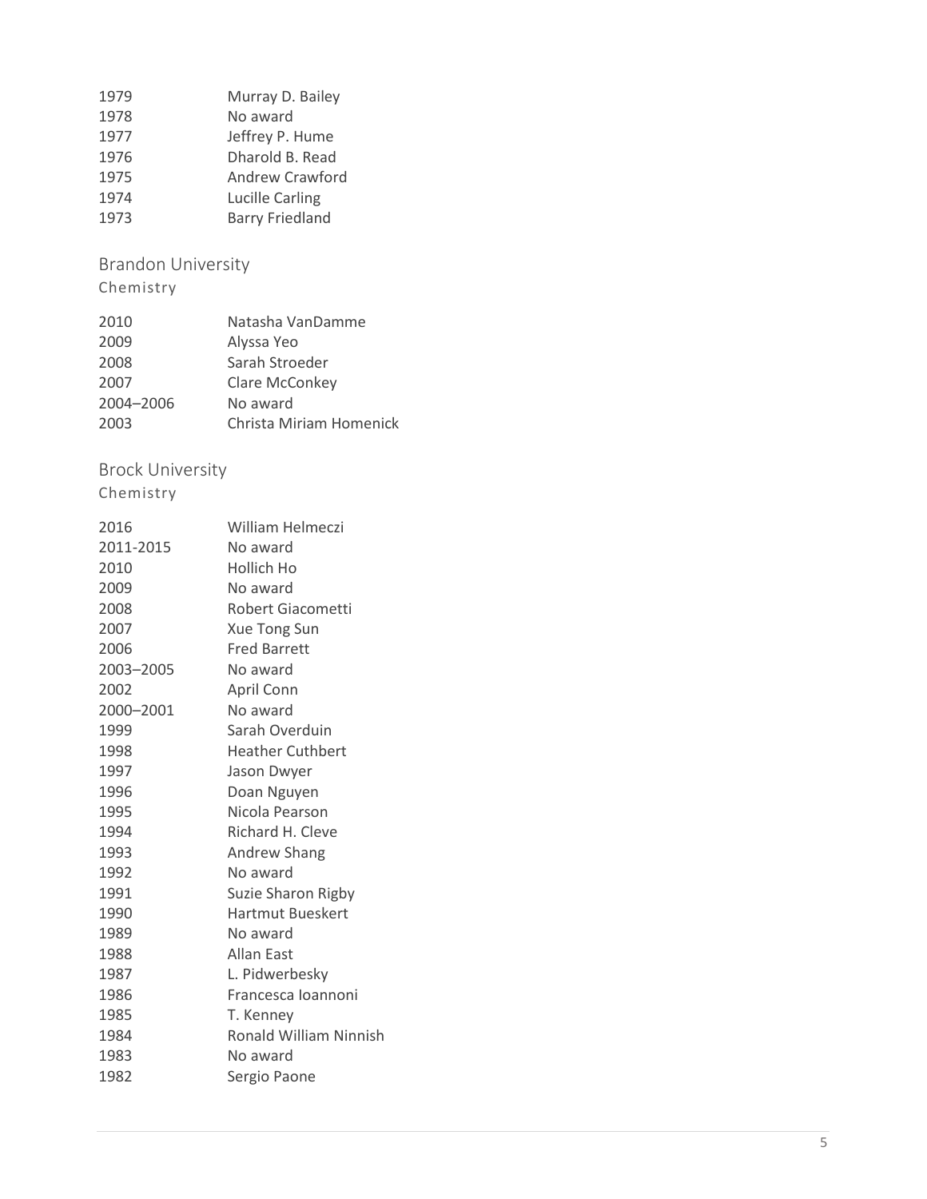| | |
|---|---|
| 1979 | Murray D. Bailey |
| 1978 | No award |
| 1977 | Jeffrey P. Hume |
| 1976 | Dharold B. Read |
| 1975 | Andrew Crawford |
| 1974 | Lucille Carling |
| 1973 | Barry Friedland |

## Brandon University

### Chemistry

| | |
|---|---|
| 2010 | Natasha VanDamme |
| 2009 | Alyssa Yeo |
| 2008 | Sarah Stroeder |
| 2007 | Clare McConkey |
| 2004–2006 | No award |
| 2003 | Christa Miriam Homenick |

## Brock University

### Chemistry

| | |
|---|---|
| 2016 | William Helmeczi |
| 2011-2015 | No award |
| 2010 | Hollich Ho |
| 2009 | No award |
| 2008 | Robert Giacometti |
| 2007 | Xue Tong Sun |
| 2006 | Fred Barrett |
| 2003–2005 | No award |
| 2002 | April Conn |
| 2000–2001 | No award |
| 1999 | Sarah Overduin |
| 1998 | Heather Cuthbert |
| 1997 | Jason Dwyer |
| 1996 | Doan Nguyen |
| 1995 | Nicola Pearson |
| 1994 | Richard H. Cleve |
| 1993 | Andrew Shang |
| 1992 | No award |
| 1991 | Suzie Sharon Rigby |
| 1990 | Hartmut Bueskert |
| 1989 | No award |
| 1988 | Allan East |
| 1987 | L. Pidwerbesky |
| 1986 | Francesca Ioannoni |
| 1985 | T. Kenney |
| 1984 | Ronald William Ninnish |
| 1983 | No award |
| 1982 | Sergio Paone |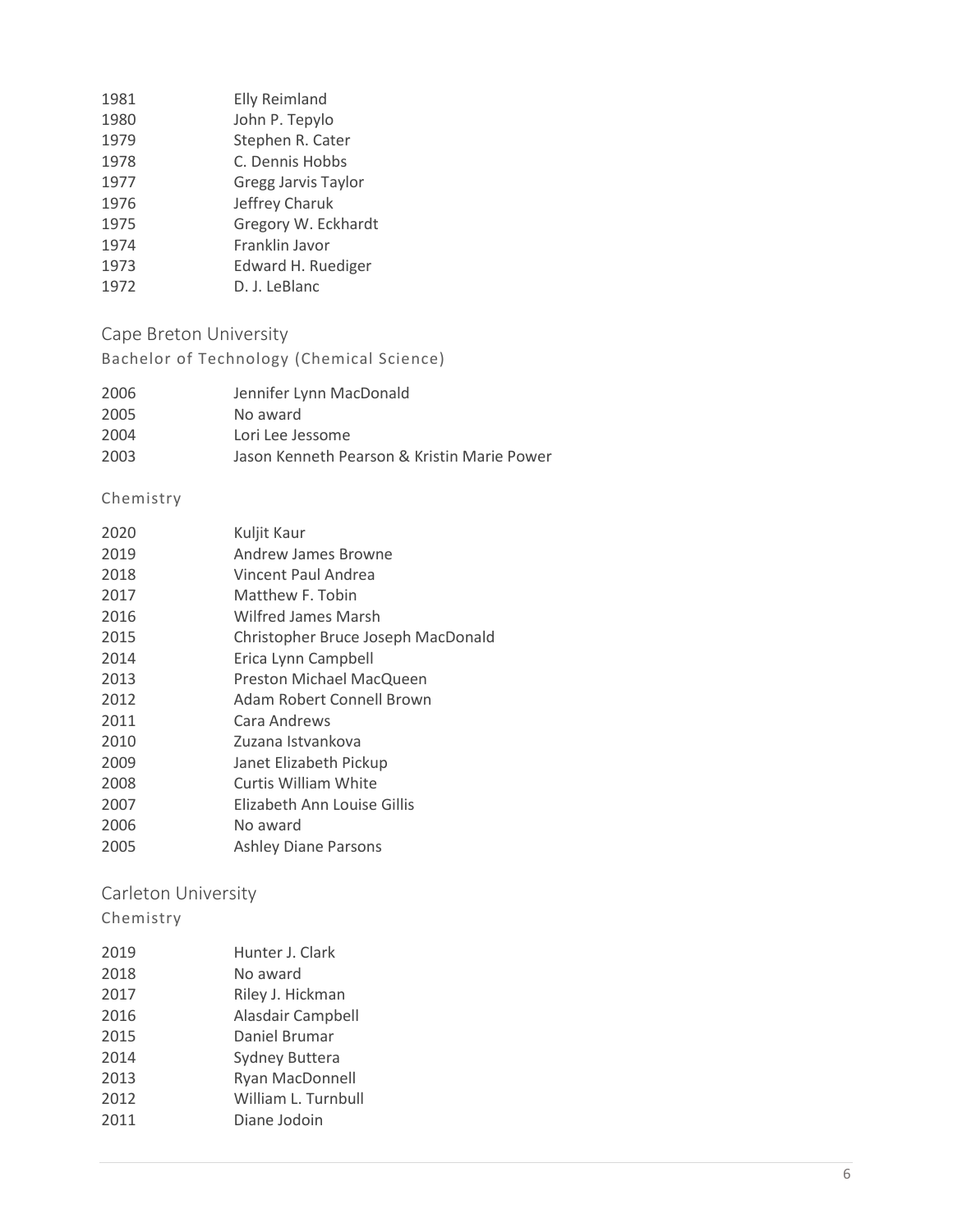| | |
|---|---|
| 1981 | Elly Reimland |
| 1980 | John P. Tepylo |
| 1979 | Stephen R. Cater |
| 1978 | C. Dennis Hobbs |
| 1977 | Gregg Jarvis Taylor |
| 1976 | Jeffrey Charuk |
| 1975 | Gregory W. Eckhardt |
| 1974 | Franklin Javor |
| 1973 | Edward H. Ruediger |
| 1972 | D. J. LeBlanc |

## Cape Breton University

### Bachelor of Technology (Chemical Science)

| | |
|---|---|
| 2006 | Jennifer Lynn MacDonald |
| 2005 | No award |
| 2004 | Lori Lee Jessome |
| 2003 | Jason Kenneth Pearson & Kristin Marie Power |

### Chemistry

| | |
|---|---|
| 2020 | Kuljit Kaur |
| 2019 | Andrew James Browne |
| 2018 | Vincent Paul Andrea |
| 2017 | Matthew F. Tobin |
| 2016 | Wilfred James Marsh |
| 2015 | Christopher Bruce Joseph MacDonald |
| 2014 | Erica Lynn Campbell |
| 2013 | Preston Michael MacQueen |
| 2012 | Adam Robert Connell Brown |
| 2011 | Cara Andrews |
| 2010 | Zuzana Istvankova |
| 2009 | Janet Elizabeth Pickup |
| 2008 | Curtis William White |
| 2007 | Elizabeth Ann Louise Gillis |
| 2006 | No award |
| 2005 | Ashley Diane Parsons |

## Carleton University

### Chemistry

| | |
|---|---|
| 2019 | Hunter J. Clark |
| 2018 | No award |
| 2017 | Riley J. Hickman |
| 2016 | Alasdair Campbell |
| 2015 | Daniel Brumar |
| 2014 | Sydney Buttera |
| 2013 | Ryan MacDonnell |
| 2012 | William L. Turnbull |
| 2011 | Diane Jodoin |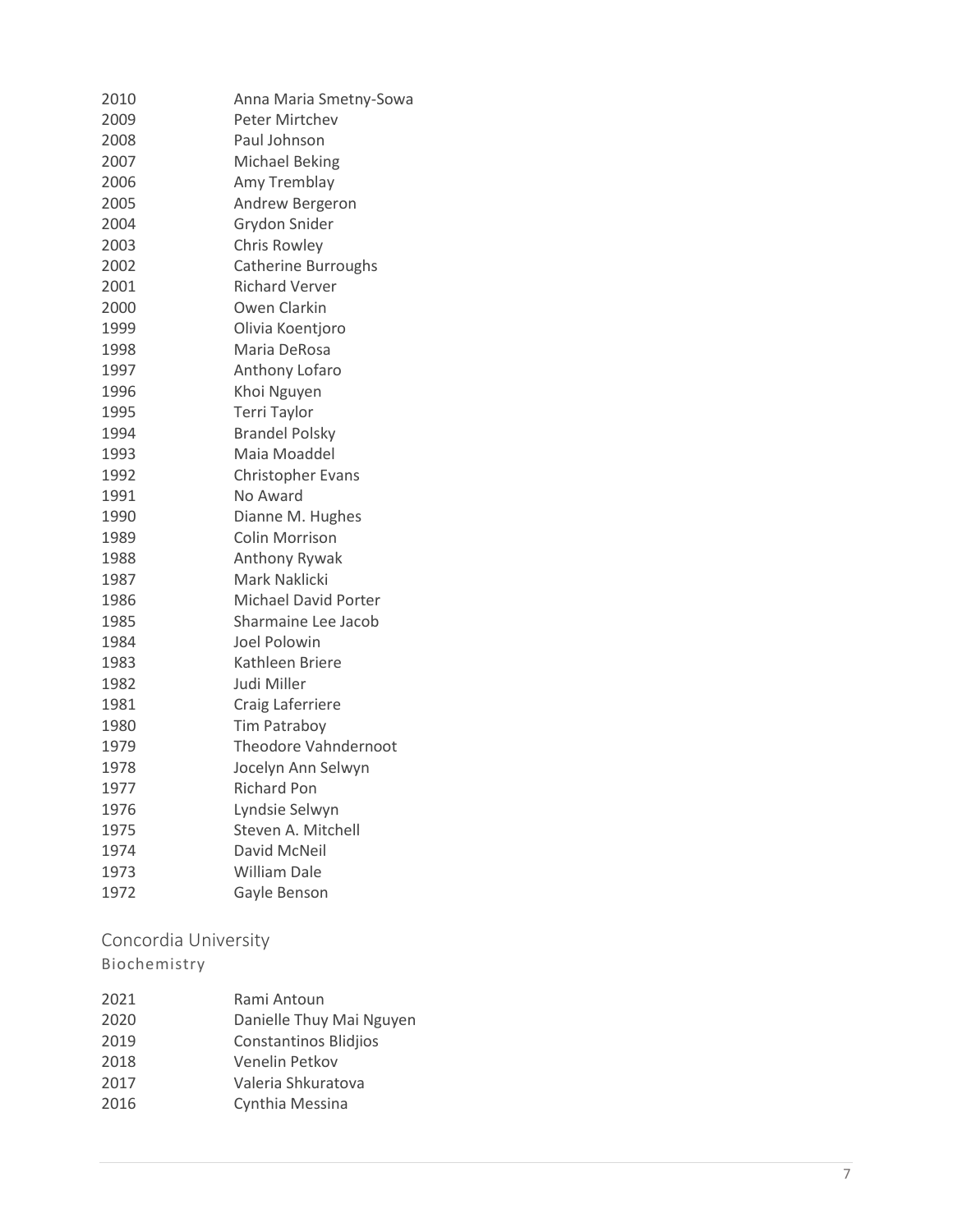| | |
|---|---|
| 2010 | Anna Maria Smetny-Sowa |
| 2009 | Peter Mirtchev |
| 2008 | Paul Johnson |
| 2007 | Michael Beking |
| 2006 | Amy Tremblay |
| 2005 | Andrew Bergeron |
| 2004 | Grydon Snider |
| 2003 | Chris Rowley |
| 2002 | Catherine Burroughs |
| 2001 | Richard Verver |
| 2000 | Owen Clarkin |
| 1999 | Olivia Koentjoro |
| 1998 | Maria DeRosa |
| 1997 | Anthony Lofaro |
| 1996 | Khoi Nguyen |
| 1995 | Terri Taylor |
| 1994 | Brandel Polsky |
| 1993 | Maia Moaddel |
| 1992 | Christopher Evans |
| 1991 | No Award |
| 1990 | Dianne M. Hughes |
| 1989 | Colin Morrison |
| 1988 | Anthony Rywak |
| 1987 | Mark Naklicki |
| 1986 | Michael David Porter |
| 1985 | Sharmaine Lee Jacob |
| 1984 | Joel Polowin |
| 1983 | Kathleen Briere |
| 1982 | Judi Miller |
| 1981 | Craig Laferriere |
| 1980 | Tim Patraboy |
| 1979 | Theodore Vahndernoot |
| 1978 | Jocelyn Ann Selwyn |
| 1977 | Richard Pon |
| 1976 | Lyndsie Selwyn |
| 1975 | Steven A. Mitchell |
| 1974 | David McNeil |
| 1973 | William Dale |
| 1972 | Gayle Benson |

## Concordia University

### Biochemistry

| | |
|---|---|
| 2021 | Rami Antoun |
| 2020 | Danielle Thuy Mai Nguyen |
| 2019 | Constantinos Blidjios |
| 2018 | Venelin Petkov |
| 2017 | Valeria Shkuratova |
| 2016 | Cynthia Messina |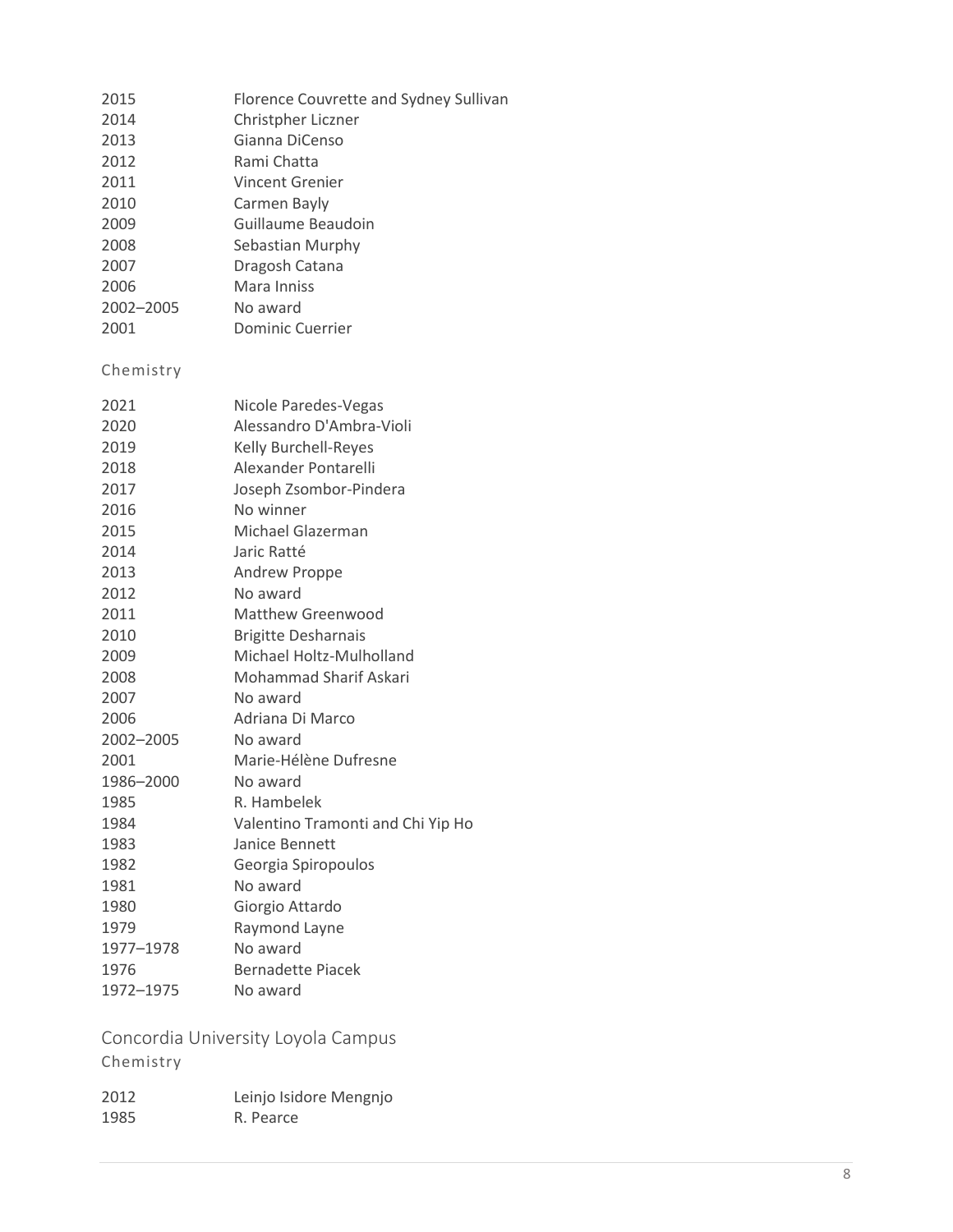| | |
|---|---|
| 2015 | Florence Couvrette and Sydney Sullivan |
| 2014 | Christpher Liczner |
| 2013 | Gianna DiCenso |
| 2012 | Rami Chatta |
| 2011 | Vincent Grenier |
| 2010 | Carmen Bayly |
| 2009 | Guillaume Beaudoin |
| 2008 | Sebastian Murphy |
| 2007 | Dragosh Catana |
| 2006 | Mara Inniss |
| 2002–2005 | No award |
| 2001 | Dominic Cuerrier |

### Chemistry

| | |
|---|---|
| 2021 | Nicole Paredes-Vegas |
| 2020 | Alessandro D'Ambra-Violi |
| 2019 | Kelly Burchell-Reyes |
| 2018 | Alexander Pontarelli |
| 2017 | Joseph Zsombor-Pindera |
| 2016 | No winner |
| 2015 | Michael Glazerman |
| 2014 | Jaric Ratté |
| 2013 | Andrew Proppe |
| 2012 | No award |
| 2011 | Matthew Greenwood |
| 2010 | Brigitte Desharnais |
| 2009 | Michael Holtz-Mulholland |
| 2008 | Mohammad Sharif Askari |
| 2007 | No award |
| 2006 | Adriana Di Marco |
| 2002–2005 | No award |
| 2001 | Marie-Hélène Dufresne |
| 1986–2000 | No award |
| 1985 | R. Hambelek |
| 1984 | Valentino Tramonti and Chi Yip Ho |
| 1983 | Janice Bennett |
| 1982 | Georgia Spiropoulos |
| 1981 | No award |
| 1980 | Giorgio Attardo |
| 1979 | Raymond Layne |
| 1977–1978 | No award |
| 1976 | Bernadette Piacek |
| 1972–1975 | No award |

## Concordia University Loyola Campus

### Chemistry

| | |
|---|---|
| 2012 | Leinjo Isidore Mengnjo |
| 1985 | R. Pearce |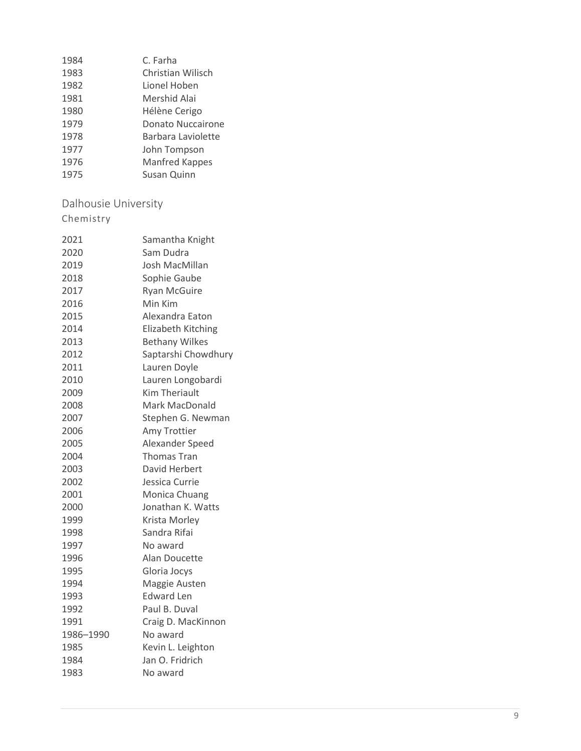| | |
|---|---|
| 1984 | C. Farha |
| 1983 | Christian Wilisch |
| 1982 | Lionel Hoben |
| 1981 | Mershid Alai |
| 1980 | Hélène Cerigo |
| 1979 | Donato Nuccairone |
| 1978 | Barbara Laviolette |
| 1977 | John Tompson |
| 1976 | Manfred Kappes |
| 1975 | Susan Quinn |

## Dalhousie University

### Chemistry

| | |
|---|---|
| 2021 | Samantha Knight |
| 2020 | Sam Dudra |
| 2019 | Josh MacMillan |
| 2018 | Sophie Gaube |
| 2017 | Ryan McGuire |
| 2016 | Min Kim |
| 2015 | Alexandra Eaton |
| 2014 | Elizabeth Kitching |
| 2013 | Bethany Wilkes |
| 2012 | Saptarshi Chowdhury |
| 2011 | Lauren Doyle |
| 2010 | Lauren Longobardi |
| 2009 | Kim Theriault |
| 2008 | Mark MacDonald |
| 2007 | Stephen G. Newman |
| 2006 | Amy Trottier |
| 2005 | Alexander Speed |
| 2004 | Thomas Tran |
| 2003 | David Herbert |
| 2002 | Jessica Currie |
| 2001 | Monica Chuang |
| 2000 | Jonathan K. Watts |
| 1999 | Krista Morley |
| 1998 | Sandra Rifai |
| 1997 | No award |
| 1996 | Alan Doucette |
| 1995 | Gloria Jocys |
| 1994 | Maggie Austen |
| 1993 | Edward Len |
| 1992 | Paul B. Duval |
| 1991 | Craig D. MacKinnon |
| 1986–1990 | No award |
| 1985 | Kevin L. Leighton |
| 1984 | Jan O. Fridrich |
| 1983 | No award |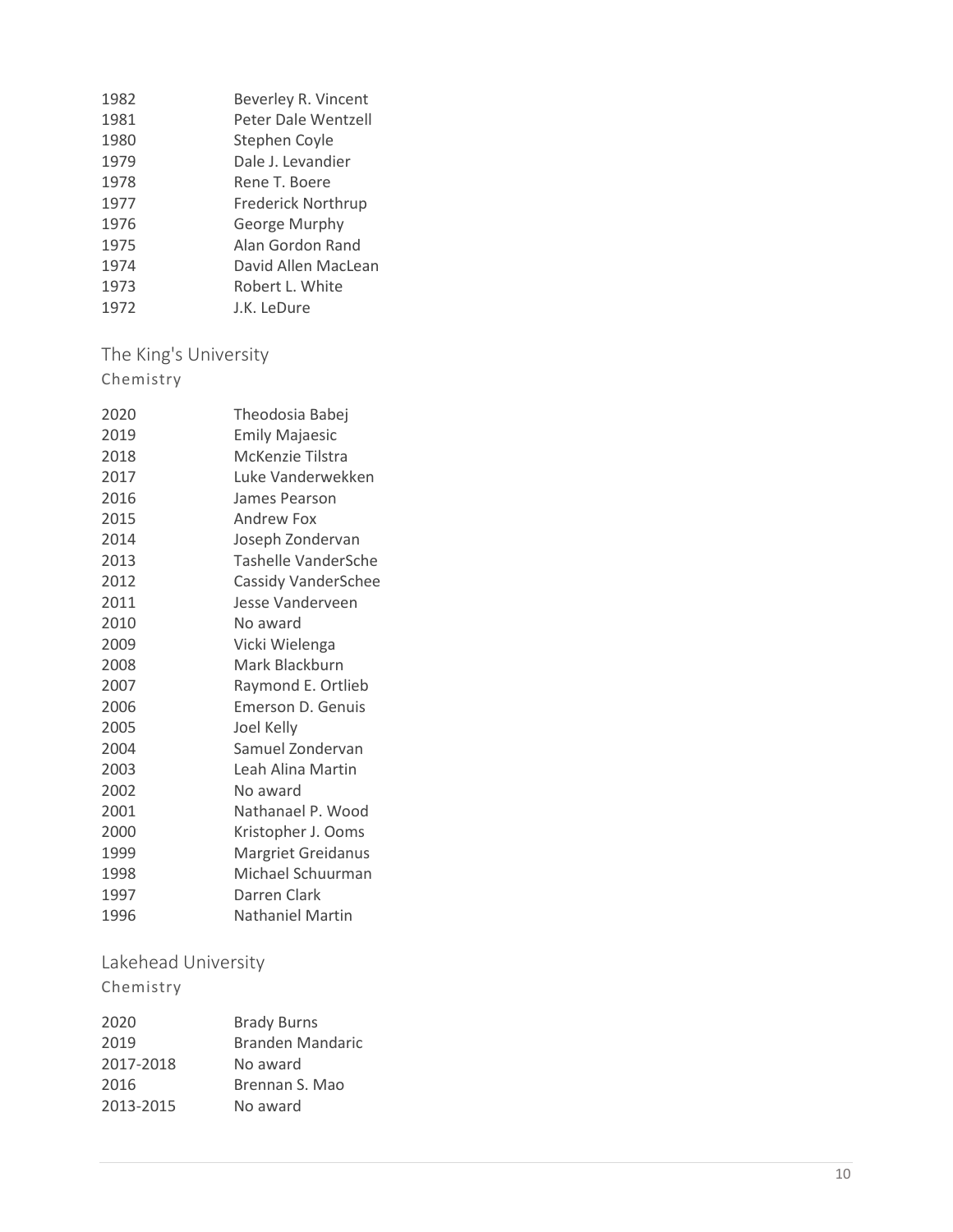| | |
|---|---|
| 1982 | Beverley R. Vincent |
| 1981 | Peter Dale Wentzell |
| 1980 | Stephen Coyle |
| 1979 | Dale J. Levandier |
| 1978 | Rene T. Boere |
| 1977 | Frederick Northrup |
| 1976 | George Murphy |
| 1975 | Alan Gordon Rand |
| 1974 | David Allen MacLean |
| 1973 | Robert L. White |
| 1972 | J.K. LeDure |

## The King's University

### Chemistry

| | |
|---|---|
| 2020 | Theodosia Babej |
| 2019 | Emily Majaesic |
| 2018 | McKenzie Tilstra |
| 2017 | Luke Vanderwekken |
| 2016 | James Pearson |
| 2015 | Andrew Fox |
| 2014 | Joseph Zondervan |
| 2013 | Tashelle VanderSche |
| 2012 | Cassidy VanderSchee |
| 2011 | Jesse Vanderveen |
| 2010 | No award |
| 2009 | Vicki Wielenga |
| 2008 | Mark Blackburn |
| 2007 | Raymond E. Ortlieb |
| 2006 | Emerson D. Genuis |
| 2005 | Joel Kelly |
| 2004 | Samuel Zondervan |
| 2003 | Leah Alina Martin |
| 2002 | No award |
| 2001 | Nathanael P. Wood |
| 2000 | Kristopher J. Ooms |
| 1999 | Margriet Greidanus |
| 1998 | Michael Schuurman |
| 1997 | Darren Clark |
| 1996 | Nathaniel Martin |

## Lakehead University

### Chemistry

| | |
|---|---|
| 2020 | Brady Burns |
| 2019 | Branden Mandaric |
| 2017-2018 | No award |
| 2016 | Brennan S. Mao |
| 2013-2015 | No award |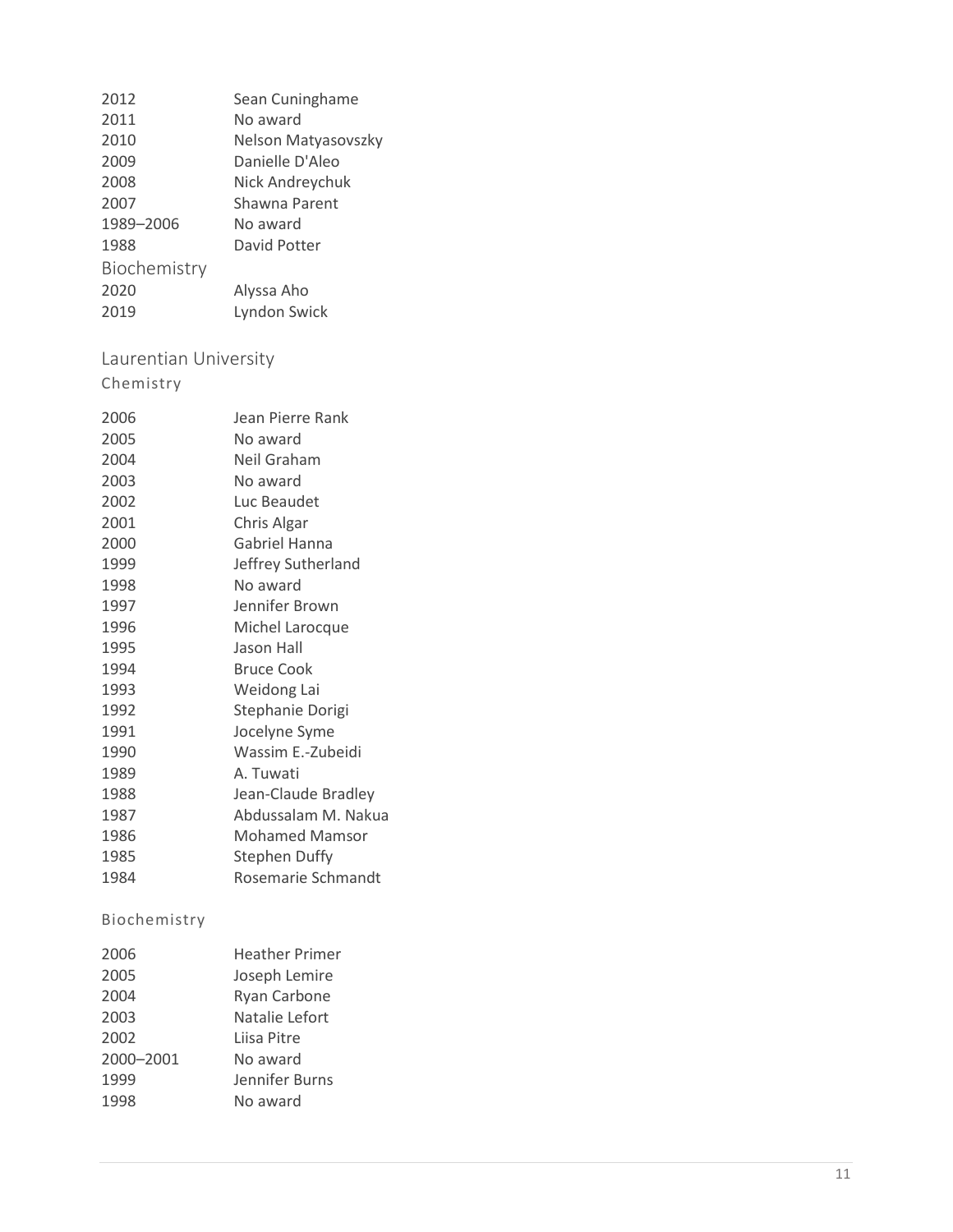| | |
|---|---|
| 2012 | Sean Cuninghame |
| 2011 | No award |
| 2010 | Nelson Matyasovszky |
| 2009 | Danielle D'Aleo |
| 2008 | Nick Andreychuk |
| 2007 | Shawna Parent |
| 1989–2006 | No award |
| 1988 | David Potter |

### Biochemistry

| | |
|---|---|
| 2020 | Alyssa Aho |
| 2019 | Lyndon Swick |

## Laurentian University

### Chemistry

| | |
|---|---|
| 2006 | Jean Pierre Rank |
| 2005 | No award |
| 2004 | Neil Graham |
| 2003 | No award |
| 2002 | Luc Beaudet |
| 2001 | Chris Algar |
| 2000 | Gabriel Hanna |
| 1999 | Jeffrey Sutherland |
| 1998 | No award |
| 1997 | Jennifer Brown |
| 1996 | Michel Larocque |
| 1995 | Jason Hall |
| 1994 | Bruce Cook |
| 1993 | Weidong Lai |
| 1992 | Stephanie Dorigi |
| 1991 | Jocelyne Syme |
| 1990 | Wassim E.-Zubeidi |
| 1989 | A. Tuwati |
| 1988 | Jean-Claude Bradley |
| 1987 | Abdussalam M. Nakua |
| 1986 | Mohamed Mamsor |
| 1985 | Stephen Duffy |
| 1984 | Rosemarie Schmandt |

### Biochemistry

| | |
|---|---|
| 2006 | Heather Primer |
| 2005 | Joseph Lemire |
| 2004 | Ryan Carbone |
| 2003 | Natalie Lefort |
| 2002 | Liisa Pitre |
| 2000–2001 | No award |
| 1999 | Jennifer Burns |
| 1998 | No award |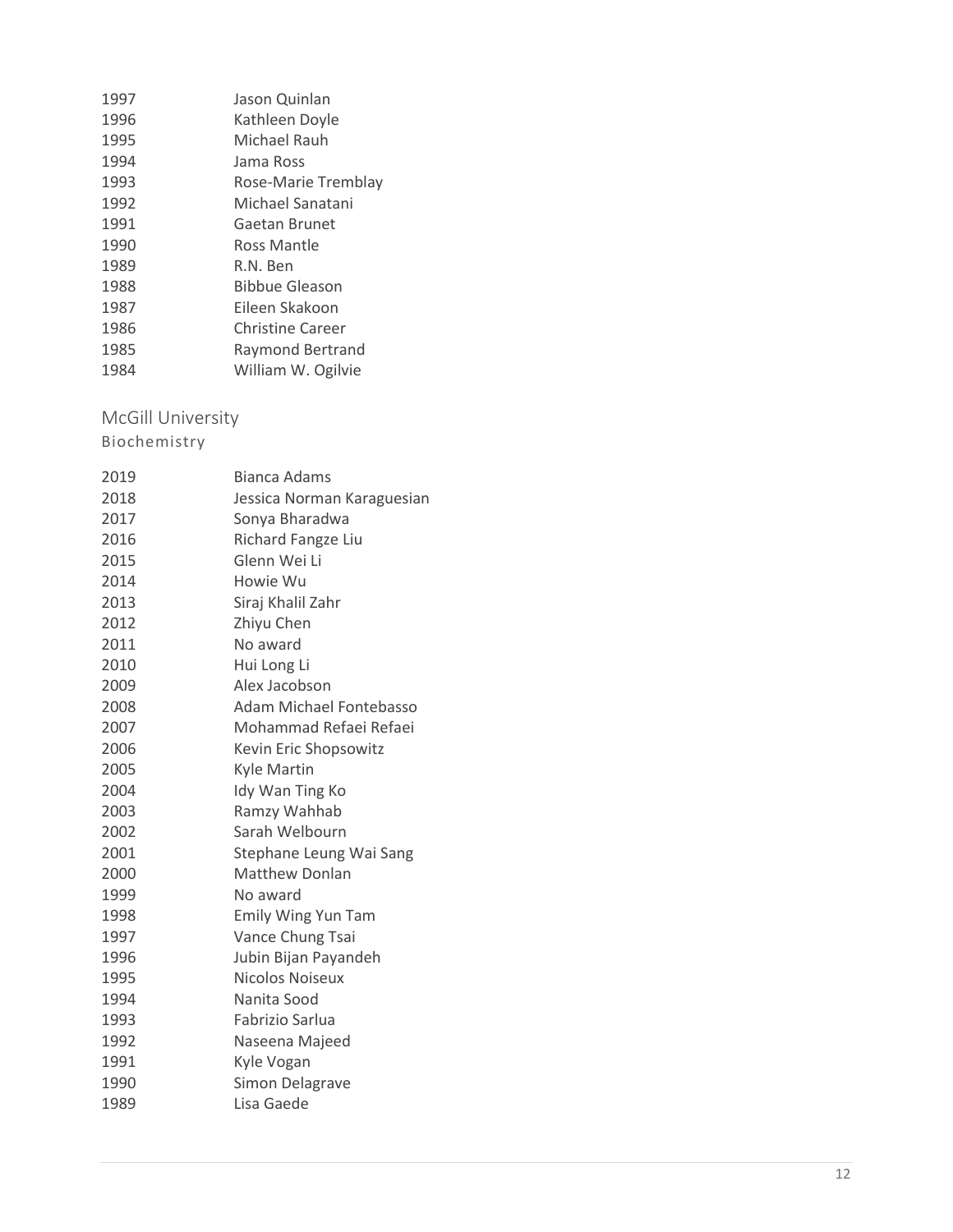| | |
|---|---|
| 1997 | Jason Quinlan |
| 1996 | Kathleen Doyle |
| 1995 | Michael Rauh |
| 1994 | Jama Ross |
| 1993 | Rose-Marie Tremblay |
| 1992 | Michael Sanatani |
| 1991 | Gaetan Brunet |
| 1990 | Ross Mantle |
| 1989 | R.N. Ben |
| 1988 | Bibbue Gleason |
| 1987 | Eileen Skakoon |
| 1986 | Christine Career |
| 1985 | Raymond Bertrand |
| 1984 | William W. Ogilvie |

## McGill University

### Biochemistry

| | |
|---|---|
| 2019 | Bianca Adams |
| 2018 | Jessica Norman Karaguesian |
| 2017 | Sonya Bharadwa |
| 2016 | Richard Fangze Liu |
| 2015 | Glenn Wei Li |
| 2014 | Howie Wu |
| 2013 | Siraj Khalil Zahr |
| 2012 | Zhiyu Chen |
| 2011 | No award |
| 2010 | Hui Long Li |
| 2009 | Alex Jacobson |
| 2008 | Adam Michael Fontebasso |
| 2007 | Mohammad Refaei Refaei |
| 2006 | Kevin Eric Shopsowitz |
| 2005 | Kyle Martin |
| 2004 | Idy Wan Ting Ko |
| 2003 | Ramzy Wahhab |
| 2002 | Sarah Welbourn |
| 2001 | Stephane Leung Wai Sang |
| 2000 | Matthew Donlan |
| 1999 | No award |
| 1998 | Emily Wing Yun Tam |
| 1997 | Vance Chung Tsai |
| 1996 | Jubin Bijan Payandeh |
| 1995 | Nicolos Noiseux |
| 1994 | Nanita Sood |
| 1993 | Fabrizio Sarlua |
| 1992 | Naseena Majeed |
| 1991 | Kyle Vogan |
| 1990 | Simon Delagrave |
| 1989 | Lisa Gaede |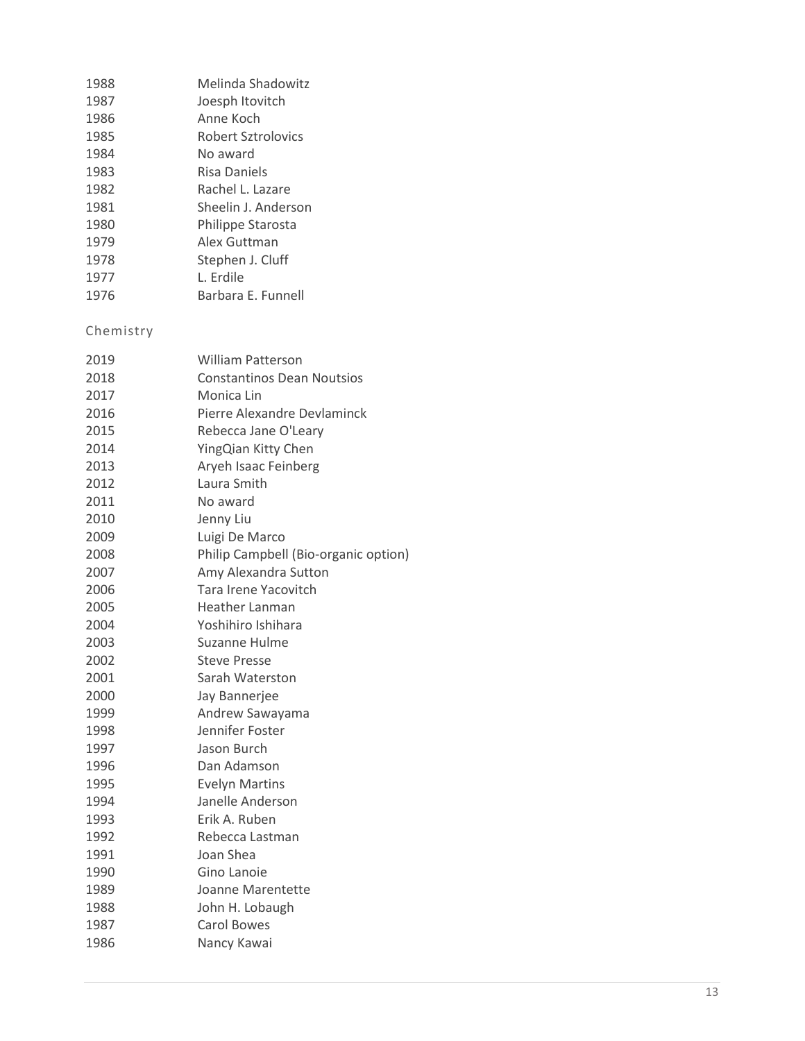| | |
|---|---|
| 1988 | Melinda Shadowitz |
| 1987 | Joesph Itovitch |
| 1986 | Anne Koch |
| 1985 | Robert Sztrolovics |
| 1984 | No award |
| 1983 | Risa Daniels |
| 1982 | Rachel L. Lazare |
| 1981 | Sheelin J. Anderson |
| 1980 | Philippe Starosta |
| 1979 | Alex Guttman |
| 1978 | Stephen J. Cluff |
| 1977 | L. Erdile |
| 1976 | Barbara E. Funnell |

## Chemistry

| | |
|---|---|
| 2019 | William Patterson |
| 2018 | Constantinos Dean Noutsios |
| 2017 | Monica Lin |
| 2016 | Pierre Alexandre Devlaminck |
| 2015 | Rebecca Jane O'Leary |
| 2014 | YingQian Kitty Chen |
| 2013 | Aryeh Isaac Feinberg |
| 2012 | Laura Smith |
| 2011 | No award |
| 2010 | Jenny Liu |
| 2009 | Luigi De Marco |
| 2008 | Philip Campbell (Bio-organic option) |
| 2007 | Amy Alexandra Sutton |
| 2006 | Tara Irene Yacovitch |
| 2005 | Heather Lanman |
| 2004 | Yoshihiro Ishihara |
| 2003 | Suzanne Hulme |
| 2002 | Steve Presse |
| 2001 | Sarah Waterston |
| 2000 | Jay Bannerjee |
| 1999 | Andrew Sawayama |
| 1998 | Jennifer Foster |
| 1997 | Jason Burch |
| 1996 | Dan Adamson |
| 1995 | Evelyn Martins |
| 1994 | Janelle Anderson |
| 1993 | Erik A. Ruben |
| 1992 | Rebecca Lastman |
| 1991 | Joan Shea |
| 1990 | Gino Lanoie |
| 1989 | Joanne Marentette |
| 1988 | John H. Lobaugh |
| 1987 | Carol Bowes |
| 1986 | Nancy Kawai |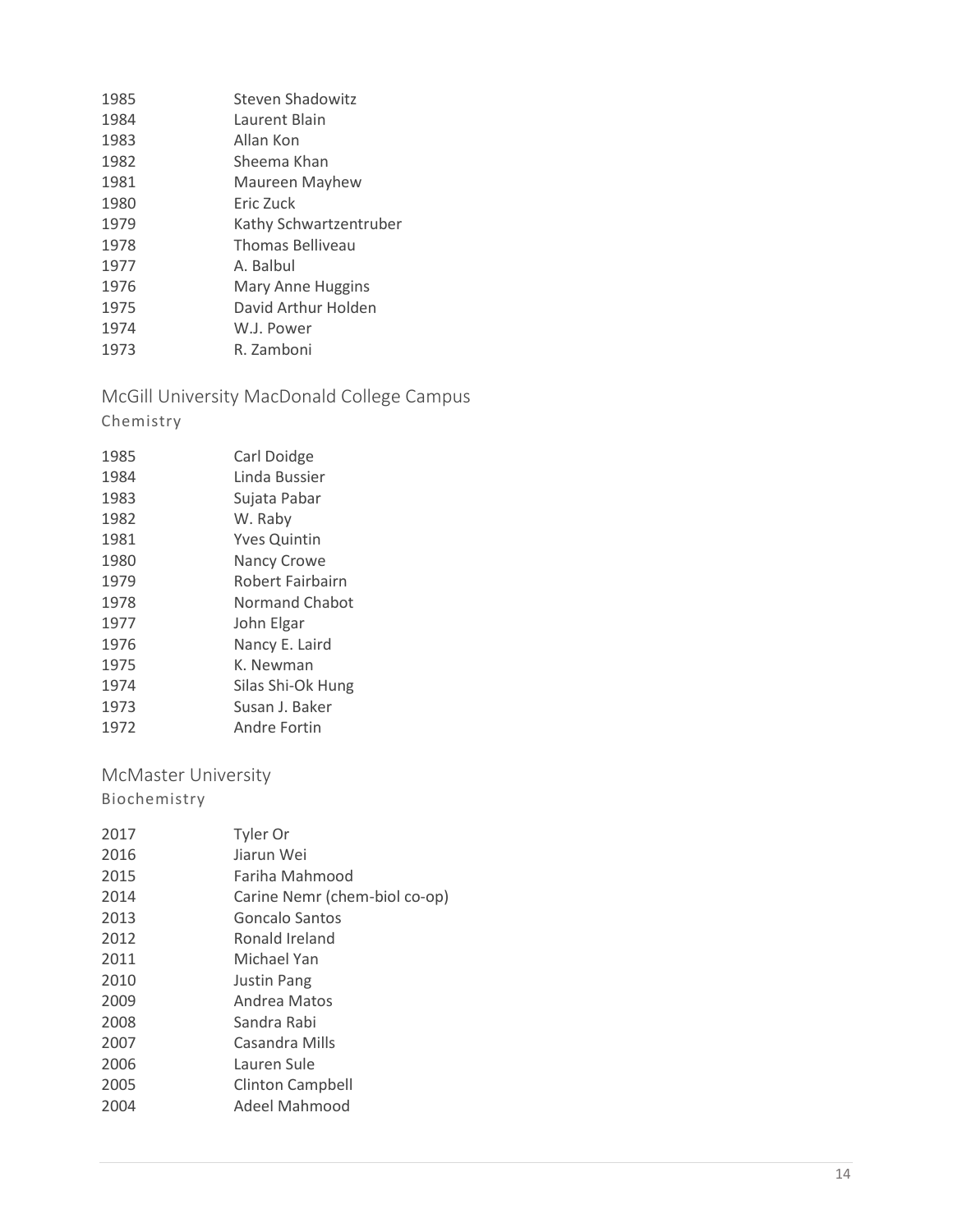| | |
|---|---|
| 1985 | Steven Shadowitz |
| 1984 | Laurent Blain |
| 1983 | Allan Kon |
| 1982 | Sheema Khan |
| 1981 | Maureen Mayhew |
| 1980 | Eric Zuck |
| 1979 | Kathy Schwartzentruber |
| 1978 | Thomas Belliveau |
| 1977 | A. Balbul |
| 1976 | Mary Anne Huggins |
| 1975 | David Arthur Holden |
| 1974 | W.J. Power |
| 1973 | R. Zamboni |

## McGill University MacDonald College Campus

### Chemistry

| | |
|---|---|
| 1985 | Carl Doidge |
| 1984 | Linda Bussier |
| 1983 | Sujata Pabar |
| 1982 | W. Raby |
| 1981 | Yves Quintin |
| 1980 | Nancy Crowe |
| 1979 | Robert Fairbairn |
| 1978 | Normand Chabot |
| 1977 | John Elgar |
| 1976 | Nancy E. Laird |
| 1975 | K. Newman |
| 1974 | Silas Shi-Ok Hung |
| 1973 | Susan J. Baker |
| 1972 | Andre Fortin |

## McMaster University

### Biochemistry

| | |
|---|---|
| 2017 | Tyler Or |
| 2016 | Jiarun Wei |
| 2015 | Fariha Mahmood |
| 2014 | Carine Nemr (chem-biol co-op) |
| 2013 | Goncalo Santos |
| 2012 | Ronald Ireland |
| 2011 | Michael Yan |
| 2010 | Justin Pang |
| 2009 | Andrea Matos |
| 2008 | Sandra Rabi |
| 2007 | Casandra Mills |
| 2006 | Lauren Sule |
| 2005 | Clinton Campbell |
| 2004 | Adeel Mahmood |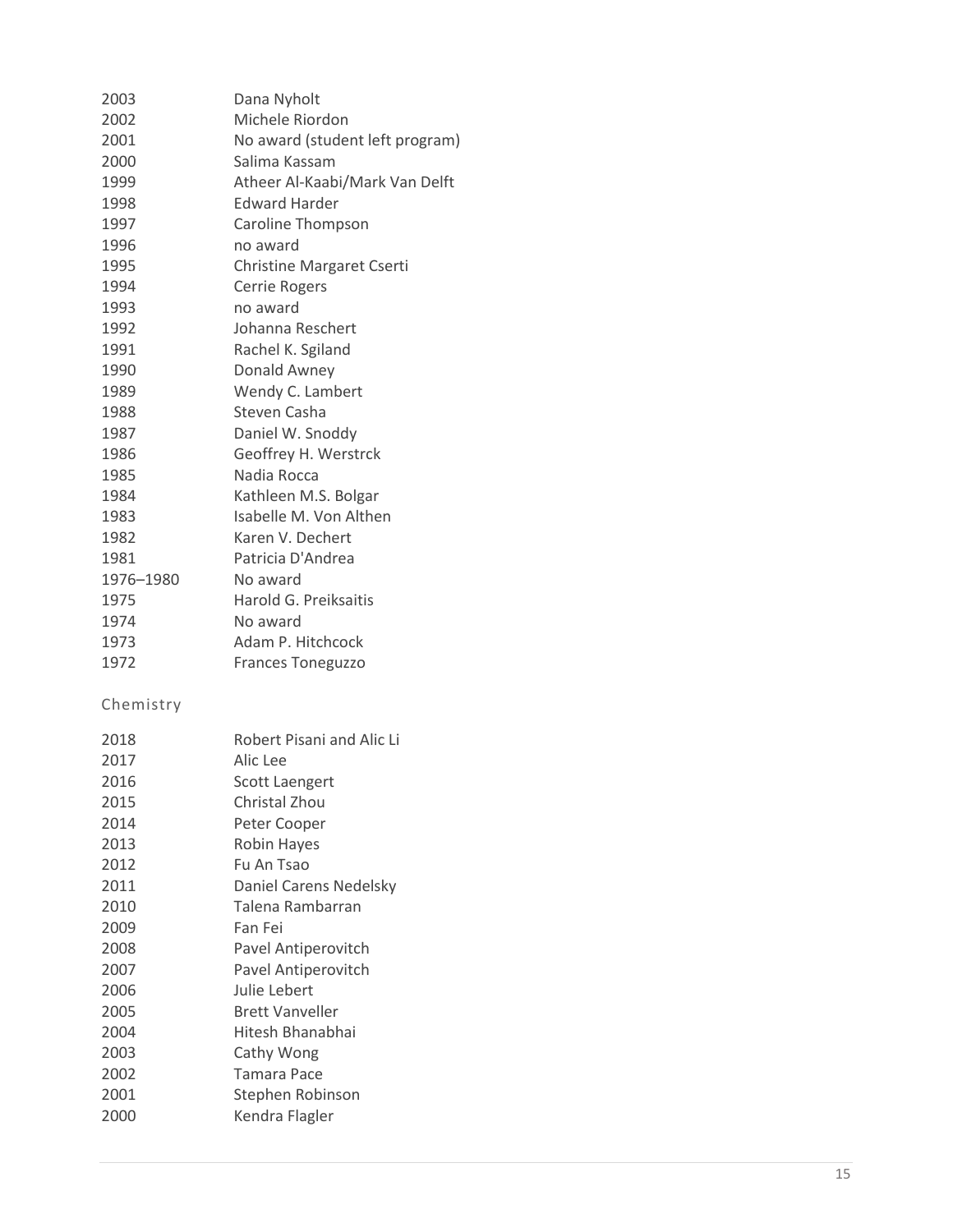| | |
|---|---|
| 2003 | Dana Nyholt |
| 2002 | Michele Riordon |
| 2001 | No award (student left program) |
| 2000 | Salima Kassam |
| 1999 | Atheer Al-Kaabi/Mark Van Delft |
| 1998 | Edward Harder |
| 1997 | Caroline Thompson |
| 1996 | no award |
| 1995 | Christine Margaret Cserti |
| 1994 | Cerrie Rogers |
| 1993 | no award |
| 1992 | Johanna Reschert |
| 1991 | Rachel K. Sgiland |
| 1990 | Donald Awney |
| 1989 | Wendy C. Lambert |
| 1988 | Steven Casha |
| 1987 | Daniel W. Snoddy |
| 1986 | Geoffrey H. Werstrck |
| 1985 | Nadia Rocca |
| 1984 | Kathleen M.S. Bolgar |
| 1983 | Isabelle M. Von Althen |
| 1982 | Karen V. Dechert |
| 1981 | Patricia D'Andrea |
| 1976–1980 | No award |
| 1975 | Harold G. Preiksaitis |
| 1974 | No award |
| 1973 | Adam P. Hitchcock |
| 1972 | Frances Toneguzzo |

### Chemistry

| | |
|---|---|
| 2018 | Robert Pisani and Alic Li |
| 2017 | Alic Lee |
| 2016 | Scott Laengert |
| 2015 | Christal Zhou |
| 2014 | Peter Cooper |
| 2013 | Robin Hayes |
| 2012 | Fu An Tsao |
| 2011 | Daniel Carens Nedelsky |
| 2010 | Talena Rambarran |
| 2009 | Fan Fei |
| 2008 | Pavel Antiperovitch |
| 2007 | Pavel Antiperovitch |
| 2006 | Julie Lebert |
| 2005 | Brett Vanveller |
| 2004 | Hitesh Bhanabhai |
| 2003 | Cathy Wong |
| 2002 | Tamara Pace |
| 2001 | Stephen Robinson |
| 2000 | Kendra Flagler |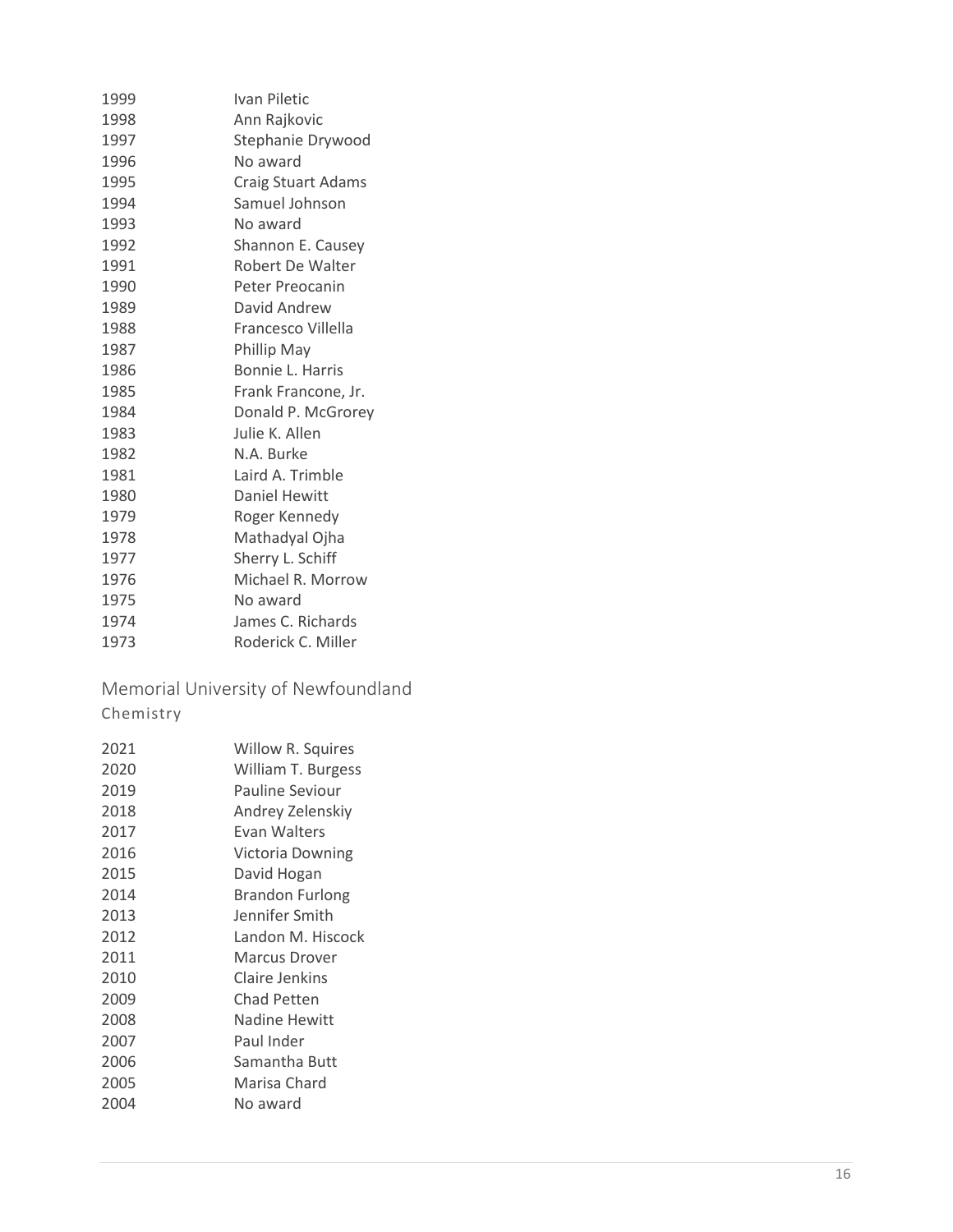| | |
|---|---|
| 1999 | Ivan Piletic |
| 1998 | Ann Rajkovic |
| 1997 | Stephanie Drywood |
| 1996 | No award |
| 1995 | Craig Stuart Adams |
| 1994 | Samuel Johnson |
| 1993 | No award |
| 1992 | Shannon E. Causey |
| 1991 | Robert De Walter |
| 1990 | Peter Preocanin |
| 1989 | David Andrew |
| 1988 | Francesco Villella |
| 1987 | Phillip May |
| 1986 | Bonnie L. Harris |
| 1985 | Frank Francone, Jr. |
| 1984 | Donald P. McGrorey |
| 1983 | Julie K. Allen |
| 1982 | N.A. Burke |
| 1981 | Laird A. Trimble |
| 1980 | Daniel Hewitt |
| 1979 | Roger Kennedy |
| 1978 | Mathadyal Ojha |
| 1977 | Sherry L. Schiff |
| 1976 | Michael R. Morrow |
| 1975 | No award |
| 1974 | James C. Richards |
| 1973 | Roderick C. Miller |

## Memorial University of Newfoundland

### Chemistry

| | |
|---|---|
| 2021 | Willow R. Squires |
| 2020 | William T. Burgess |
| 2019 | Pauline Seviour |
| 2018 | Andrey Zelenskiy |
| 2017 | Evan Walters |
| 2016 | Victoria Downing |
| 2015 | David Hogan |
| 2014 | Brandon Furlong |
| 2013 | Jennifer Smith |
| 2012 | Landon M. Hiscock |
| 2011 | Marcus Drover |
| 2010 | Claire Jenkins |
| 2009 | Chad Petten |
| 2008 | Nadine Hewitt |
| 2007 | Paul Inder |
| 2006 | Samantha Butt |
| 2005 | Marisa Chard |
| 2004 | No award |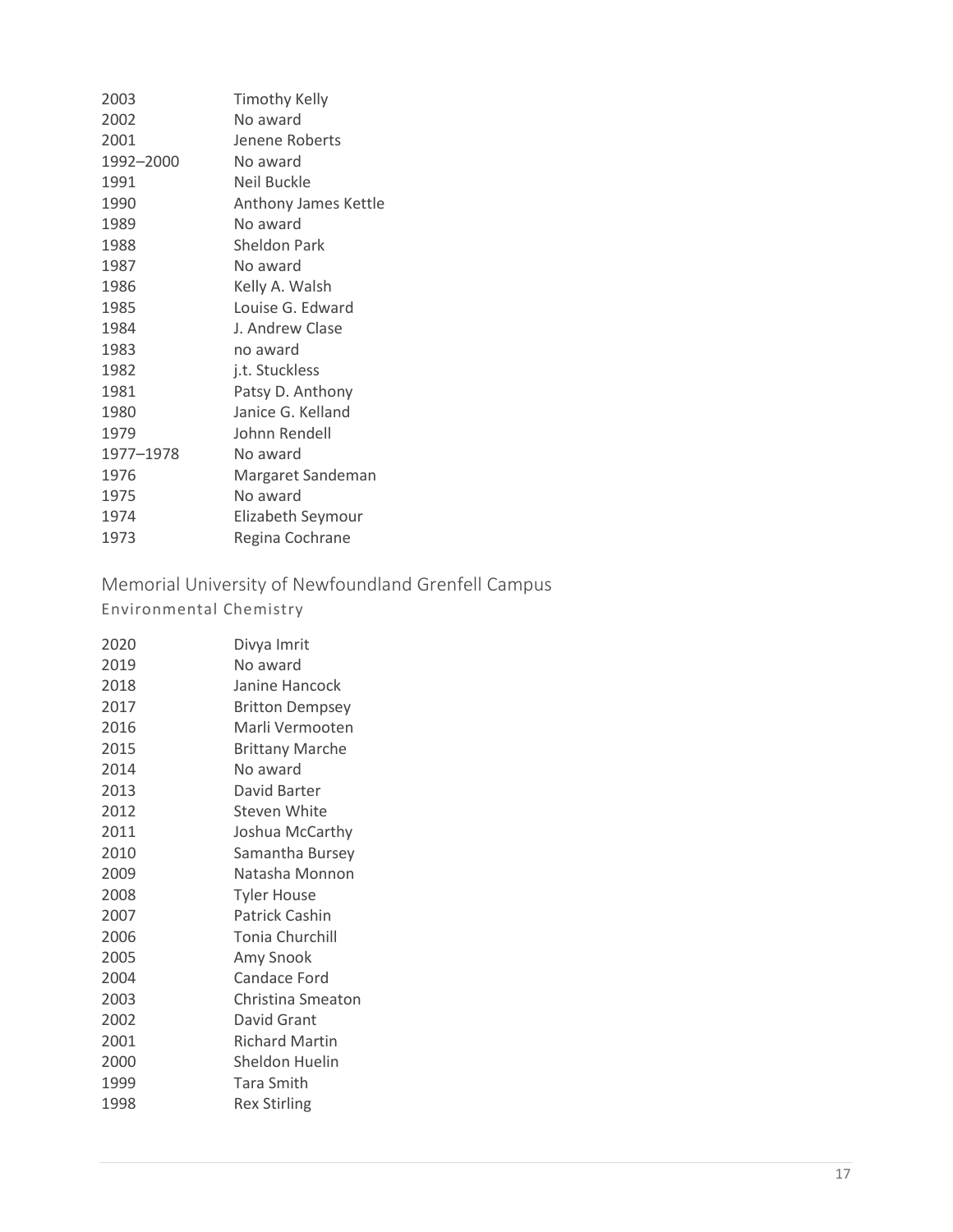| | |
|---|---|
| 2003 | Timothy Kelly |
| 2002 | No award |
| 2001 | Jenene Roberts |
| 1992–2000 | No award |
| 1991 | Neil Buckle |
| 1990 | Anthony James Kettle |
| 1989 | No award |
| 1988 | Sheldon Park |
| 1987 | No award |
| 1986 | Kelly A. Walsh |
| 1985 | Louise G. Edward |
| 1984 | J. Andrew Clase |
| 1983 | no award |
| 1982 | j.t. Stuckless |
| 1981 | Patsy D. Anthony |
| 1980 | Janice G. Kelland |
| 1979 | Johnn Rendell |
| 1977–1978 | No award |
| 1976 | Margaret Sandeman |
| 1975 | No award |
| 1974 | Elizabeth Seymour |
| 1973 | Regina Cochrane |

## Memorial University of Newfoundland Grenfell Campus

### Environmental Chemistry

| | |
|---|---|
| 2020 | Divya Imrit |
| 2019 | No award |
| 2018 | Janine Hancock |
| 2017 | Britton Dempsey |
| 2016 | Marli Vermooten |
| 2015 | Brittany Marche |
| 2014 | No award |
| 2013 | David Barter |
| 2012 | Steven White |
| 2011 | Joshua McCarthy |
| 2010 | Samantha Bursey |
| 2009 | Natasha Monnon |
| 2008 | Tyler House |
| 2007 | Patrick Cashin |
| 2006 | Tonia Churchill |
| 2005 | Amy Snook |
| 2004 | Candace Ford |
| 2003 | Christina Smeaton |
| 2002 | David Grant |
| 2001 | Richard Martin |
| 2000 | Sheldon Huelin |
| 1999 | Tara Smith |
| 1998 | Rex Stirling |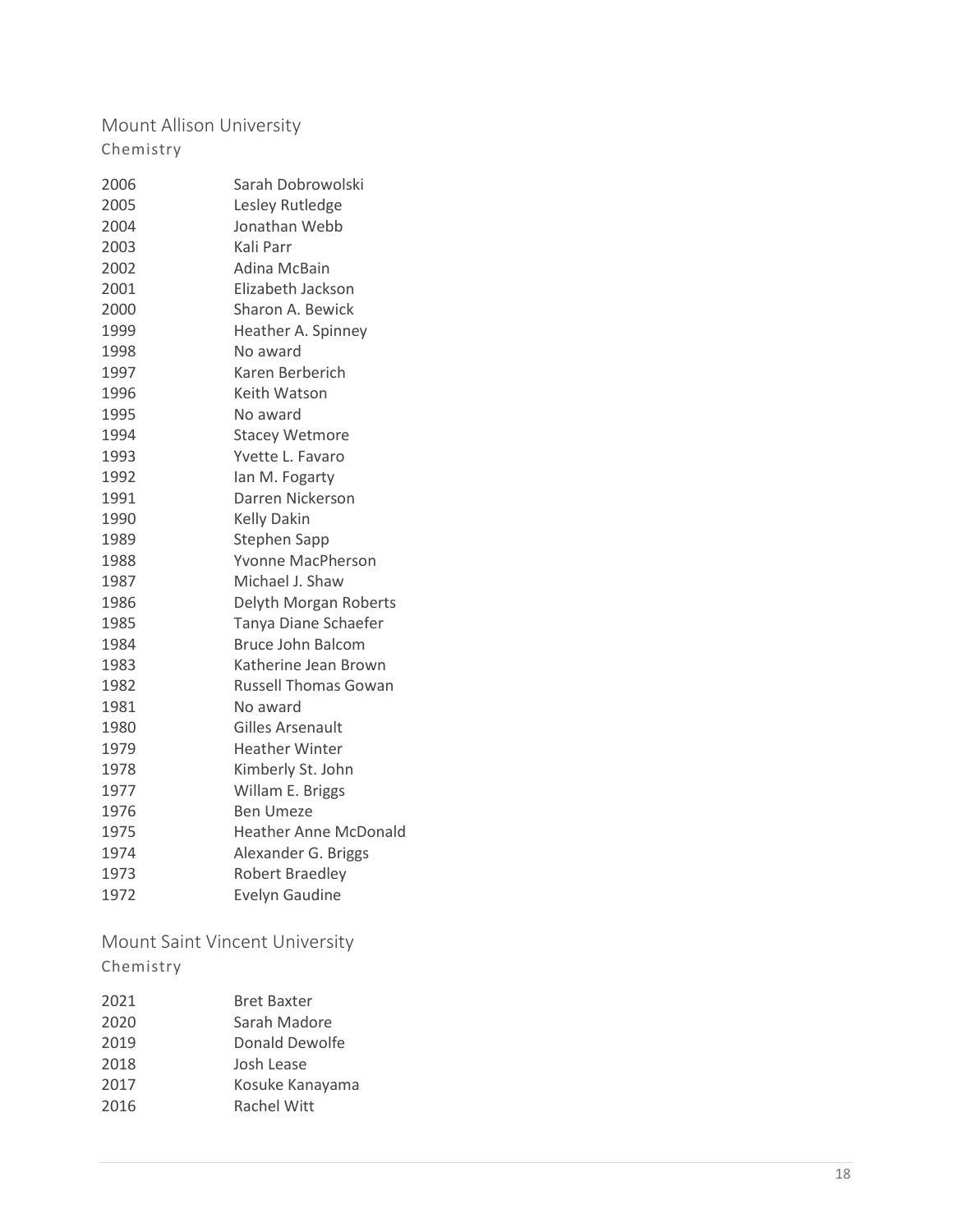## Mount Allison University

### Chemistry

| | |
|---|---|
| 2006 | Sarah Dobrowolski |
| 2005 | Lesley Rutledge |
| 2004 | Jonathan Webb |
| 2003 | Kali Parr |
| 2002 | Adina McBain |
| 2001 | Elizabeth Jackson |
| 2000 | Sharon A. Bewick |
| 1999 | Heather A. Spinney |
| 1998 | No award |
| 1997 | Karen Berberich |
| 1996 | Keith Watson |
| 1995 | No award |
| 1994 | Stacey Wetmore |
| 1993 | Yvette L. Favaro |
| 1992 | Ian M. Fogarty |
| 1991 | Darren Nickerson |
| 1990 | Kelly Dakin |
| 1989 | Stephen Sapp |
| 1988 | Yvonne MacPherson |
| 1987 | Michael J. Shaw |
| 1986 | Delyth Morgan Roberts |
| 1985 | Tanya Diane Schaefer |
| 1984 | Bruce John Balcom |
| 1983 | Katherine Jean Brown |
| 1982 | Russell Thomas Gowan |
| 1981 | No award |
| 1980 | Gilles Arsenault |
| 1979 | Heather Winter |
| 1978 | Kimberly St. John |
| 1977 | Willam E. Briggs |
| 1976 | Ben Umeze |
| 1975 | Heather Anne McDonald |
| 1974 | Alexander G. Briggs |
| 1973 | Robert Braedley |
| 1972 | Evelyn Gaudine |

## Mount Saint Vincent University

### Chemistry

| | |
|---|---|
| 2021 | Bret Baxter |
| 2020 | Sarah Madore |
| 2019 | Donald Dewolfe |
| 2018 | Josh Lease |
| 2017 | Kosuke Kanayama |
| 2016 | Rachel Witt |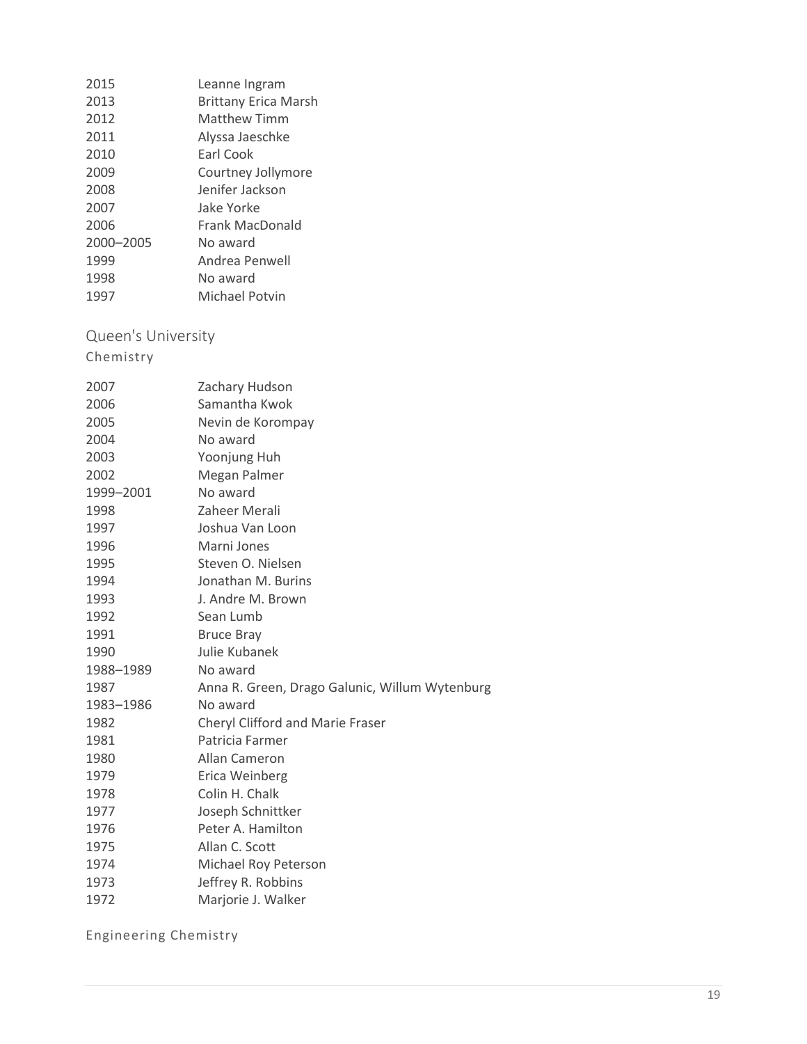| | |
|---|---|
| 2015 | Leanne Ingram |
| 2013 | Brittany Erica Marsh |
| 2012 | Matthew Timm |
| 2011 | Alyssa Jaeschke |
| 2010 | Earl Cook |
| 2009 | Courtney Jollymore |
| 2008 | Jenifer Jackson |
| 2007 | Jake Yorke |
| 2006 | Frank MacDonald |
| 2000–2005 | No award |
| 1999 | Andrea Penwell |
| 1998 | No award |
| 1997 | Michael Potvin |

## Queen's University

### Chemistry

| | |
|---|---|
| 2007 | Zachary Hudson |
| 2006 | Samantha Kwok |
| 2005 | Nevin de Korompay |
| 2004 | No award |
| 2003 | Yoonjung Huh |
| 2002 | Megan Palmer |
| 1999–2001 | No award |
| 1998 | Zaheer Merali |
| 1997 | Joshua Van Loon |
| 1996 | Marni Jones |
| 1995 | Steven O. Nielsen |
| 1994 | Jonathan M. Burins |
| 1993 | J. Andre M. Brown |
| 1992 | Sean Lumb |
| 1991 | Bruce Bray |
| 1990 | Julie Kubanek |
| 1988–1989 | No award |
| 1987 | Anna R. Green, Drago Galunic, Willum Wytenburg |
| 1983–1986 | No award |
| 1982 | Cheryl Clifford and Marie Fraser |
| 1981 | Patricia Farmer |
| 1980 | Allan Cameron |
| 1979 | Erica Weinberg |
| 1978 | Colin H. Chalk |
| 1977 | Joseph Schnittker |
| 1976 | Peter A. Hamilton |
| 1975 | Allan C. Scott |
| 1974 | Michael Roy Peterson |
| 1973 | Jeffrey R. Robbins |
| 1972 | Marjorie J. Walker |

### Engineering Chemistry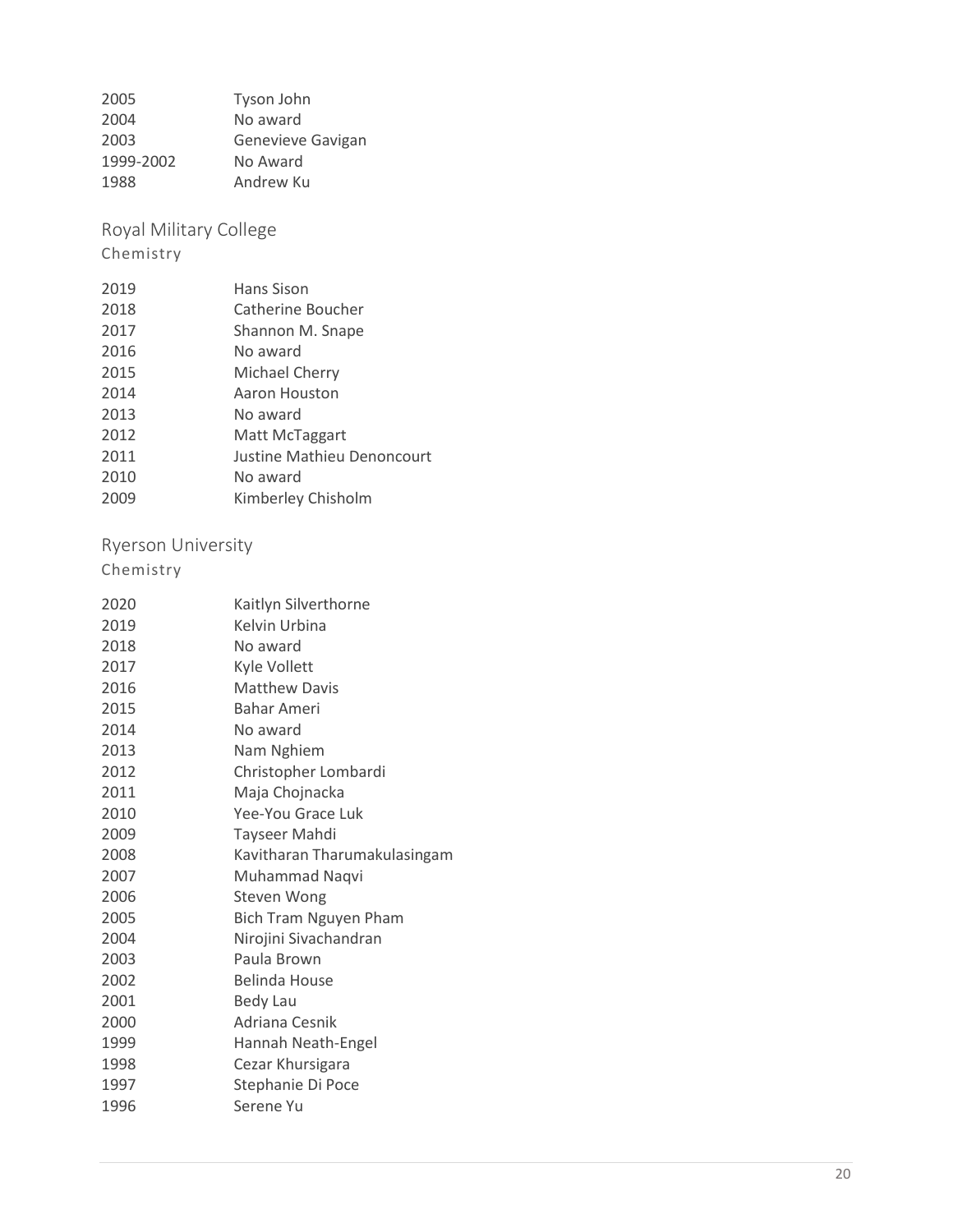| | |
|---|---|
| 2005 | Tyson John |
| 2004 | No award |
| 2003 | Genevieve Gavigan |
| 1999-2002 | No Award |
| 1988 | Andrew Ku |

## Royal Military College

### Chemistry

| | |
|---|---|
| 2019 | Hans Sison |
| 2018 | Catherine Boucher |
| 2017 | Shannon M. Snape |
| 2016 | No award |
| 2015 | Michael Cherry |
| 2014 | Aaron Houston |
| 2013 | No award |
| 2012 | Matt McTaggart |
| 2011 | Justine Mathieu Denoncourt |
| 2010 | No award |
| 2009 | Kimberley Chisholm |

## Ryerson University

### Chemistry

| | |
|---|---|
| 2020 | Kaitlyn Silverthorne |
| 2019 | Kelvin Urbina |
| 2018 | No award |
| 2017 | Kyle Vollett |
| 2016 | Matthew Davis |
| 2015 | Bahar Ameri |
| 2014 | No award |
| 2013 | Nam Nghiem |
| 2012 | Christopher Lombardi |
| 2011 | Maja Chojnacka |
| 2010 | Yee-You Grace Luk |
| 2009 | Tayseer Mahdi |
| 2008 | Kavitharan Tharumakulasingam |
| 2007 | Muhammad Naqvi |
| 2006 | Steven Wong |
| 2005 | Bich Tram Nguyen Pham |
| 2004 | Nirojini Sivachandran |
| 2003 | Paula Brown |
| 2002 | Belinda House |
| 2001 | Bedy Lau |
| 2000 | Adriana Cesnik |
| 1999 | Hannah Neath-Engel |
| 1998 | Cezar Khursigara |
| 1997 | Stephanie Di Poce |
| 1996 | Serene Yu |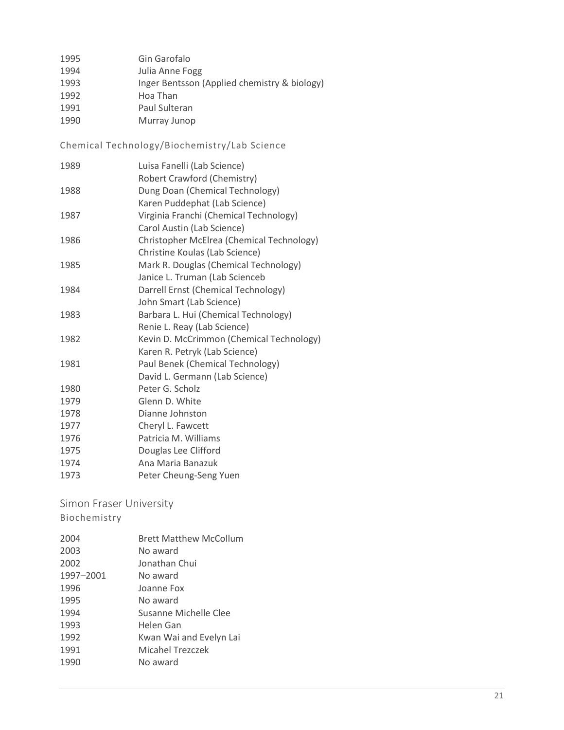| | |
|---|---|
| 1995 | Gin Garofalo |
| 1994 | Julia Anne Fogg |
| 1993 | Inger Bentsson (Applied chemistry & biology) |
| 1992 | Hoa Than |
| 1991 | Paul Sulteran |
| 1990 | Murray Junop |

#### Chemical Technology/Biochemistry/Lab Science

| | |
|---|---|
| 1989 | Luisa Fanelli (Lab Science) |
| | Robert Crawford (Chemistry) |
| 1988 | Dung Doan (Chemical Technology) |
| | Karen Puddephat (Lab Science) |
| 1987 | Virginia Franchi (Chemical Technology) |
| | Carol Austin (Lab Science) |
| 1986 | Christopher McElrea (Chemical Technology) |
| | Christine Koulas (Lab Science) |
| 1985 | Mark R. Douglas (Chemical Technology) |
| | Janice L. Truman (Lab Scienceb |
| 1984 | Darrell Ernst (Chemical Technology) |
| | John Smart (Lab Science) |
| 1983 | Barbara L. Hui (Chemical Technology) |
| | Renie L. Reay (Lab Science) |
| 1982 | Kevin D. McCrimmon (Chemical Technology) |
| | Karen R. Petryk (Lab Science) |
| 1981 | Paul Benek (Chemical Technology) |
| | David L. Germann (Lab Science) |
| 1980 | Peter G. Scholz |
| 1979 | Glenn D. White |
| 1978 | Dianne Johnston |
| 1977 | Cheryl L. Fawcett |
| 1976 | Patricia M. Williams |
| 1975 | Douglas Lee Clifford |
| 1974 | Ana Maria Banazuk |
| 1973 | Peter Cheung-Seng Yuen |

### Simon Fraser University

#### Biochemistry

| | |
|---|---|
| 2004 | Brett Matthew McCollum |
| 2003 | No award |
| 2002 | Jonathan Chui |
| 1997–2001 | No award |
| 1996 | Joanne Fox |
| 1995 | No award |
| 1994 | Susanne Michelle Clee |
| 1993 | Helen Gan |
| 1992 | Kwan Wai and Evelyn Lai |
| 1991 | Micahel Trezczek |
| 1990 | No award |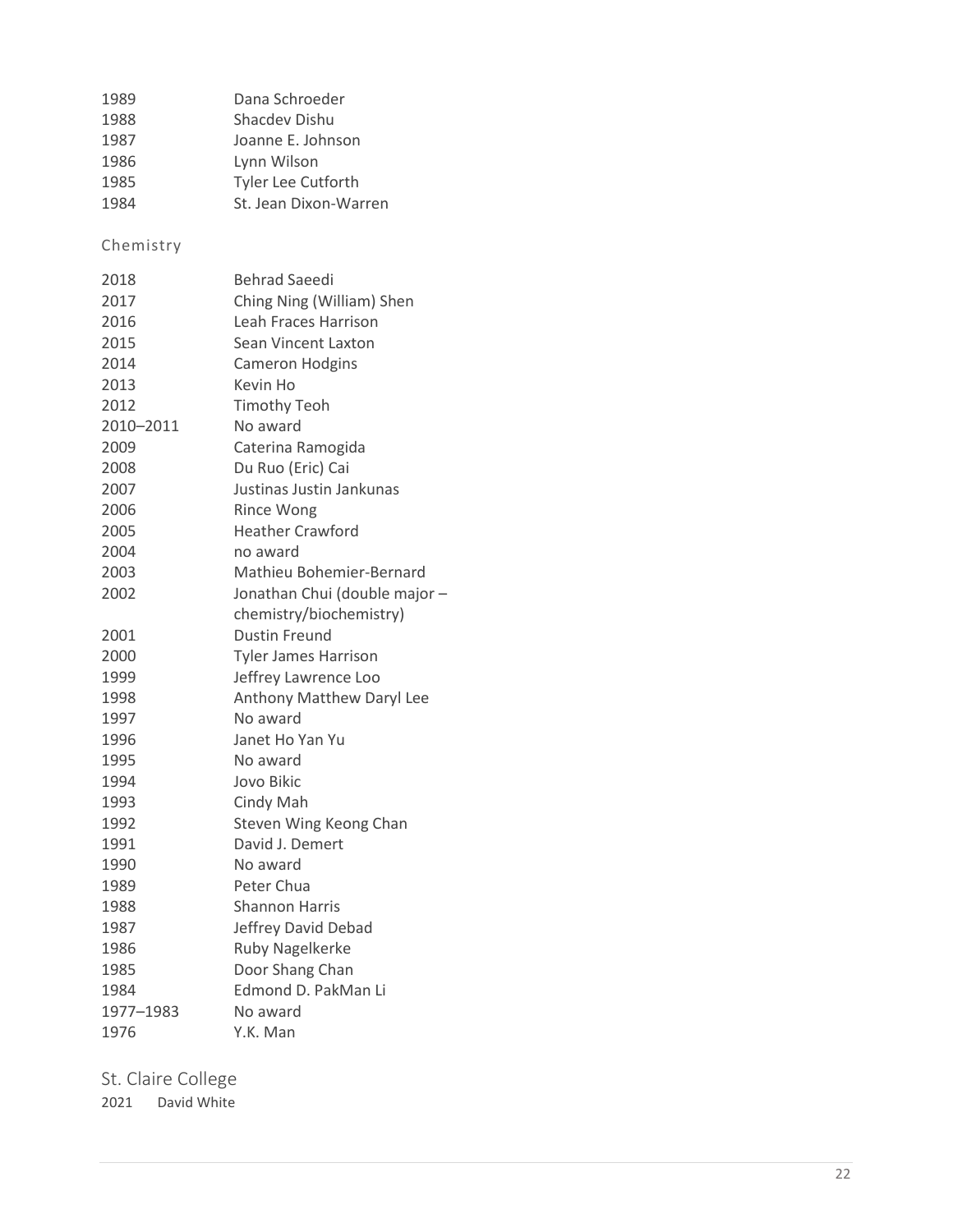| | |
|---|---|
| 1989 | Dana Schroeder |
| 1988 | Shacdev Dishu |
| 1987 | Joanne E. Johnson |
| 1986 | Lynn Wilson |
| 1985 | Tyler Lee Cutforth |
| 1984 | St. Jean Dixon-Warren |

### Chemistry

| | |
|---|---|
| 2018 | Behrad Saeedi |
| 2017 | Ching Ning (William) Shen |
| 2016 | Leah Fraces Harrison |
| 2015 | Sean Vincent Laxton |
| 2014 | Cameron Hodgins |
| 2013 | Kevin Ho |
| 2012 | Timothy Teoh |
| 2010–2011 | No award |
| 2009 | Caterina Ramogida |
| 2008 | Du Ruo (Eric) Cai |
| 2007 | Justinas Justin Jankunas |
| 2006 | Rince Wong |
| 2005 | Heather Crawford |
| 2004 | no award |
| 2003 | Mathieu Bohemier-Bernard |
| 2002 | Jonathan Chui (double major – chemistry/biochemistry) |
| 2001 | Dustin Freund |
| 2000 | Tyler James Harrison |
| 1999 | Jeffrey Lawrence Loo |
| 1998 | Anthony Matthew Daryl Lee |
| 1997 | No award |
| 1996 | Janet Ho Yan Yu |
| 1995 | No award |
| 1994 | Jovo Bikic |
| 1993 | Cindy Mah |
| 1992 | Steven Wing Keong Chan |
| 1991 | David J. Demert |
| 1990 | No award |
| 1989 | Peter Chua |
| 1988 | Shannon Harris |
| 1987 | Jeffrey David Debad |
| 1986 | Ruby Nagelkerke |
| 1985 | Door Shang Chan |
| 1984 | Edmond D. PakMan Li |
| 1977–1983 | No award |
| 1976 | Y.K. Man |

## St. Claire College

2021 David White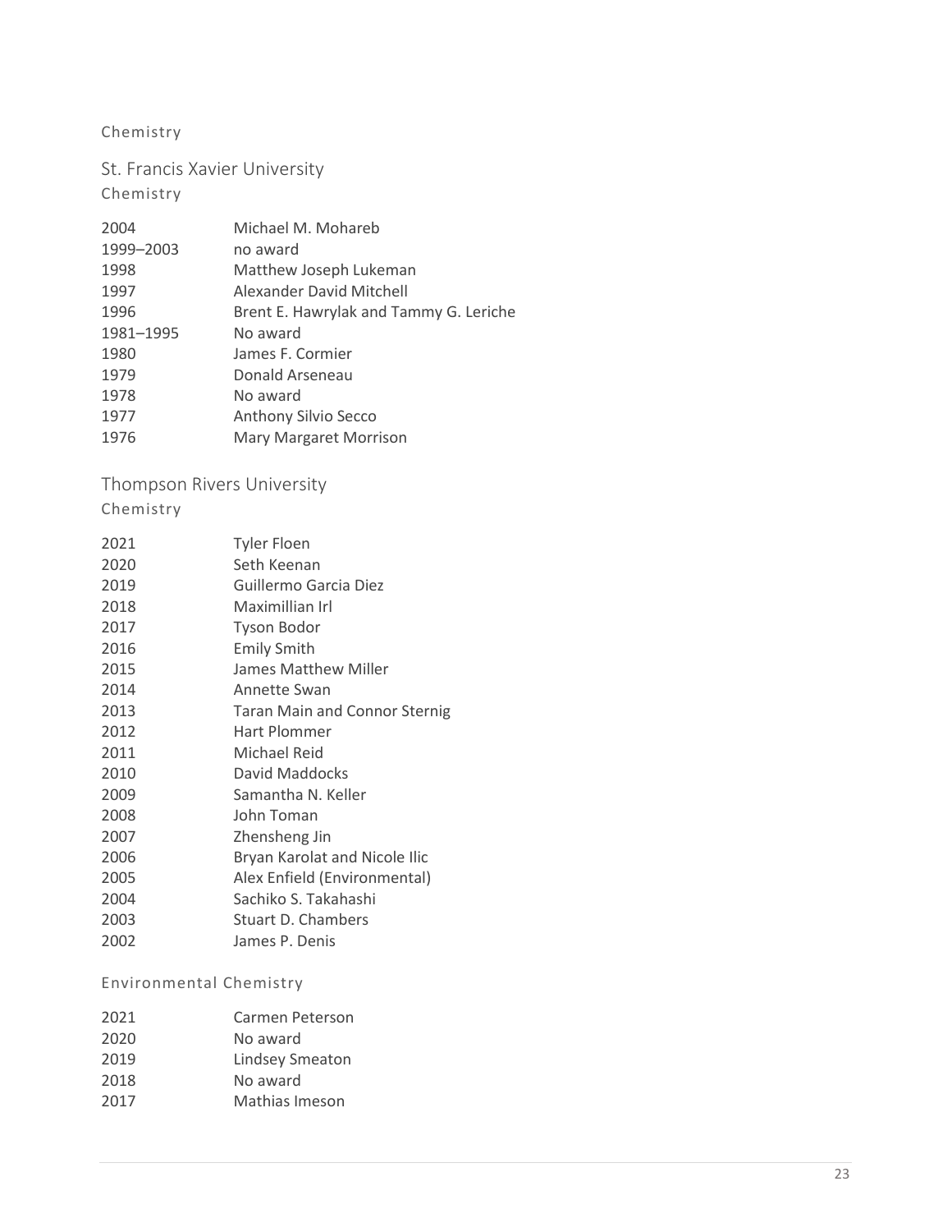### Chemistry

## St. Francis Xavier University

### Chemistry

| | |
|---|---|
| 2004 | Michael M. Mohareb |
| 1999–2003 | no award |
| 1998 | Matthew Joseph Lukeman |
| 1997 | Alexander David Mitchell |
| 1996 | Brent E. Hawrylak and Tammy G. Leriche |
| 1981–1995 | No award |
| 1980 | James F. Cormier |
| 1979 | Donald Arseneau |
| 1978 | No award |
| 1977 | Anthony Silvio Secco |
| 1976 | Mary Margaret Morrison |

## Thompson Rivers University

### Chemistry

| | |
|---|---|
| 2021 | Tyler Floen |
| 2020 | Seth Keenan |
| 2019 | Guillermo Garcia Diez |
| 2018 | Maximillian Irl |
| 2017 | Tyson Bodor |
| 2016 | Emily Smith |
| 2015 | James Matthew Miller |
| 2014 | Annette Swan |
| 2013 | Taran Main and Connor Sternig |
| 2012 | Hart Plommer |
| 2011 | Michael Reid |
| 2010 | David Maddocks |
| 2009 | Samantha N. Keller |
| 2008 | John Toman |
| 2007 | Zhensheng Jin |
| 2006 | Bryan Karolat and Nicole Ilic |
| 2005 | Alex Enfield (Environmental) |
| 2004 | Sachiko S. Takahashi |
| 2003 | Stuart D. Chambers |
| 2002 | James P. Denis |

### Environmental Chemistry

| | |
|---|---|
| 2021 | Carmen Peterson |
| 2020 | No award |
| 2019 | Lindsey Smeaton |
| 2018 | No award |
| 2017 | Mathias Imeson |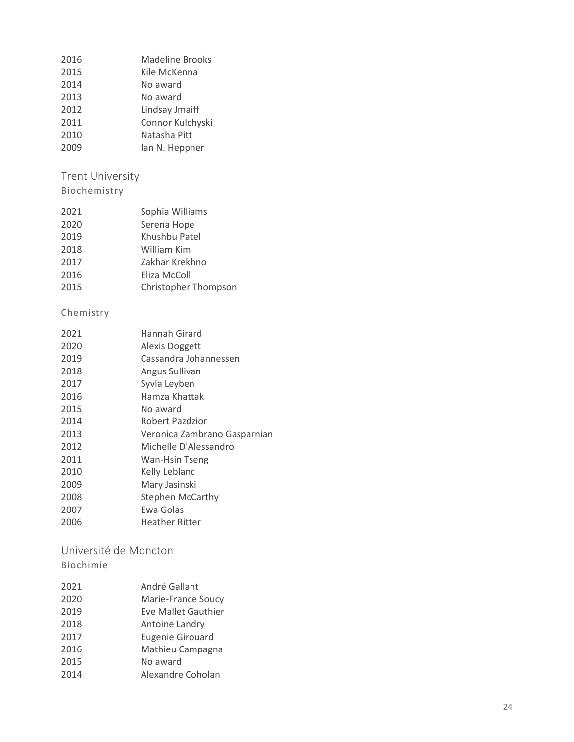| | |
|---|---|
| 2016 | Madeline Brooks |
| 2015 | Kile McKenna |
| 2014 | No award |
| 2013 | No award |
| 2012 | Lindsay Jmaiff |
| 2011 | Connor Kulchyski |
| 2010 | Natasha Pitt |
| 2009 | Ian N. Heppner |

## Trent University

### Biochemistry

| | |
|---|---|
| 2021 | Sophia Williams |
| 2020 | Serena Hope |
| 2019 | Khushbu Patel |
| 2018 | William Kim |
| 2017 | Zakhar Krekhno |
| 2016 | Eliza McColl |
| 2015 | Christopher Thompson |

### Chemistry

| | |
|---|---|
| 2021 | Hannah Girard |
| 2020 | Alexis Doggett |
| 2019 | Cassandra Johannessen |
| 2018 | Angus Sullivan |
| 2017 | Syvia Leyben |
| 2016 | Hamza Khattak |
| 2015 | No award |
| 2014 | Robert Pazdzior |
| 2013 | Veronica Zambrano Gasparnian |
| 2012 | Michelle D'Alessandro |
| 2011 | Wan-Hsin Tseng |
| 2010 | Kelly Leblanc |
| 2009 | Mary Jasinski |
| 2008 | Stephen McCarthy |
| 2007 | Ewa Golas |
| 2006 | Heather Ritter |

## Université de Moncton

### Biochimie

| | |
|---|---|
| 2021 | André Gallant |
| 2020 | Marie-France Soucy |
| 2019 | Eve Mallet Gauthier |
| 2018 | Antoine Landry |
| 2017 | Eugenie Girouard |
| 2016 | Mathieu Campagna |
| 2015 | No award |
| 2014 | Alexandre Coholan |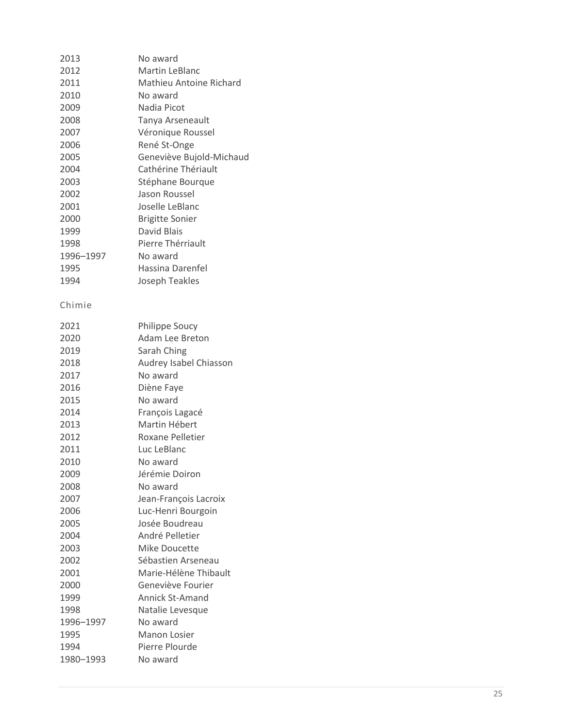| | |
|---|---|
| 2013 | No award |
| 2012 | Martin LeBlanc |
| 2011 | Mathieu Antoine Richard |
| 2010 | No award |
| 2009 | Nadia Picot |
| 2008 | Tanya Arseneault |
| 2007 | Véronique Roussel |
| 2006 | René St-Onge |
| 2005 | Geneviève Bujold-Michaud |
| 2004 | Cathérine Thériault |
| 2003 | Stéphane Bourque |
| 2002 | Jason Roussel |
| 2001 | Joselle LeBlanc |
| 2000 | Brigitte Sonier |
| 1999 | David Blais |
| 1998 | Pierre Thérriault |
| 1996–1997 | No award |
| 1995 | Hassina Darenfel |
| 1994 | Joseph Teakles |

### Chimie

| | |
|---|---|
| 2021 | Philippe Soucy |
| 2020 | Adam Lee Breton |
| 2019 | Sarah Ching |
| 2018 | Audrey Isabel Chiasson |
| 2017 | No award |
| 2016 | Diène Faye |
| 2015 | No award |
| 2014 | François Lagacé |
| 2013 | Martin Hébert |
| 2012 | Roxane Pelletier |
| 2011 | Luc LeBlanc |
| 2010 | No award |
| 2009 | Jérémie Doiron |
| 2008 | No award |
| 2007 | Jean-François Lacroix |
| 2006 | Luc-Henri Bourgoin |
| 2005 | Josée Boudreau |
| 2004 | André Pelletier |
| 2003 | Mike Doucette |
| 2002 | Sébastien Arseneau |
| 2001 | Marie-Hélène Thibault |
| 2000 | Geneviève Fourier |
| 1999 | Annick St-Amand |
| 1998 | Natalie Levesque |
| 1996–1997 | No award |
| 1995 | Manon Losier |
| 1994 | Pierre Plourde |
| 1980–1993 | No award |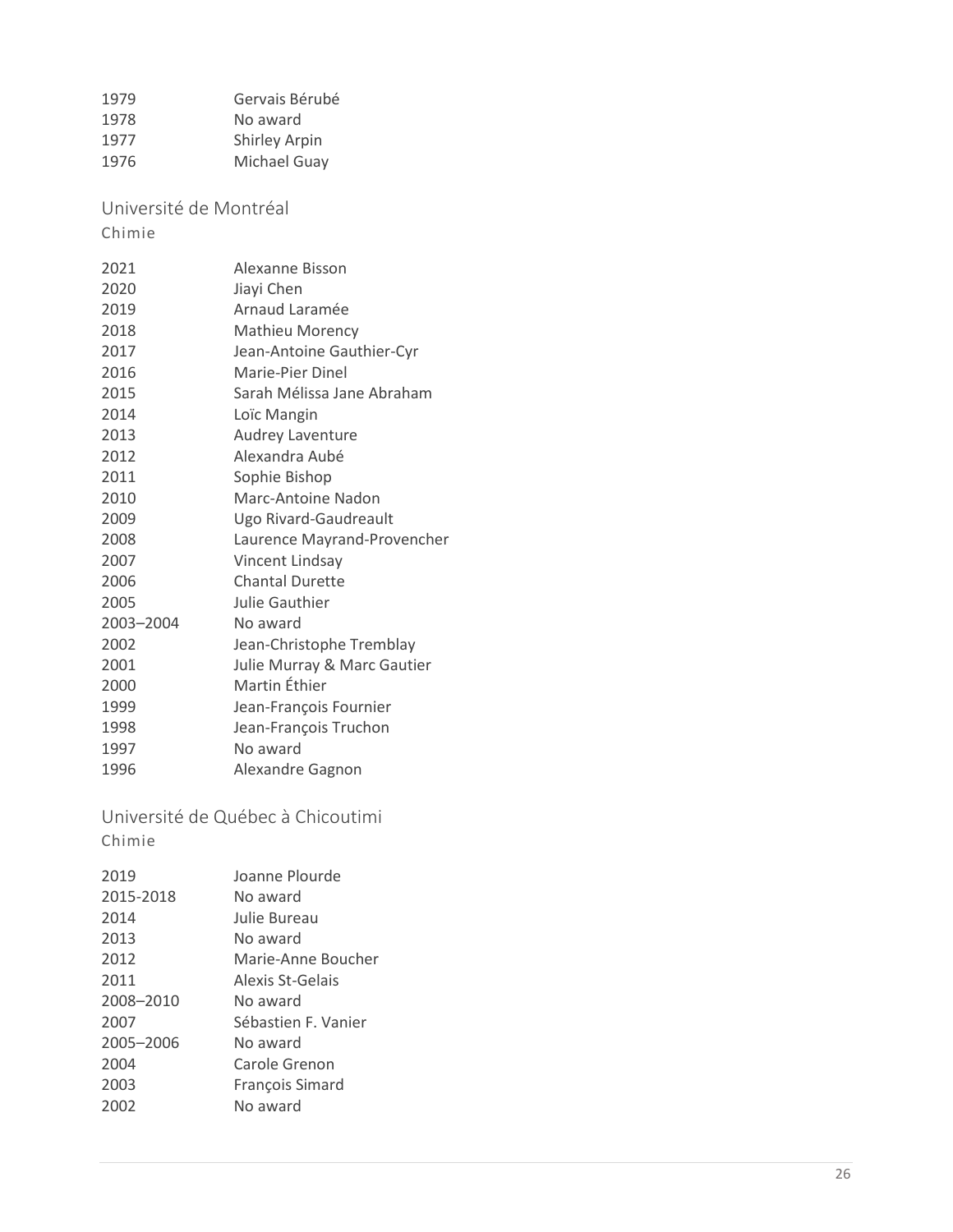| | |
|---|---|
| 1979 | Gervais Bérubé |
| 1978 | No award |
| 1977 | Shirley Arpin |
| 1976 | Michael Guay |

## Université de Montréal

### Chimie

| | |
|---|---|
| 2021 | Alexanne Bisson |
| 2020 | Jiayi Chen |
| 2019 | Arnaud Laramée |
| 2018 | Mathieu Morency |
| 2017 | Jean-Antoine Gauthier-Cyr |
| 2016 | Marie-Pier Dinel |
| 2015 | Sarah Mélissa Jane Abraham |
| 2014 | Loïc Mangin |
| 2013 | Audrey Laventure |
| 2012 | Alexandra Aubé |
| 2011 | Sophie Bishop |
| 2010 | Marc-Antoine Nadon |
| 2009 | Ugo Rivard-Gaudreault |
| 2008 | Laurence Mayrand-Provencher |
| 2007 | Vincent Lindsay |
| 2006 | Chantal Durette |
| 2005 | Julie Gauthier |
| 2003–2004 | No award |
| 2002 | Jean-Christophe Tremblay |
| 2001 | Julie Murray & Marc Gautier |
| 2000 | Martin Éthier |
| 1999 | Jean-François Fournier |
| 1998 | Jean-François Truchon |
| 1997 | No award |
| 1996 | Alexandre Gagnon |

## Université de Québec à Chicoutimi

### Chimie

| | |
|---|---|
| 2019 | Joanne Plourde |
| 2015-2018 | No award |
| 2014 | Julie Bureau |
| 2013 | No award |
| 2012 | Marie-Anne Boucher |
| 2011 | Alexis St-Gelais |
| 2008–2010 | No award |
| 2007 | Sébastien F. Vanier |
| 2005–2006 | No award |
| 2004 | Carole Grenon |
| 2003 | François Simard |
| 2002 | No award |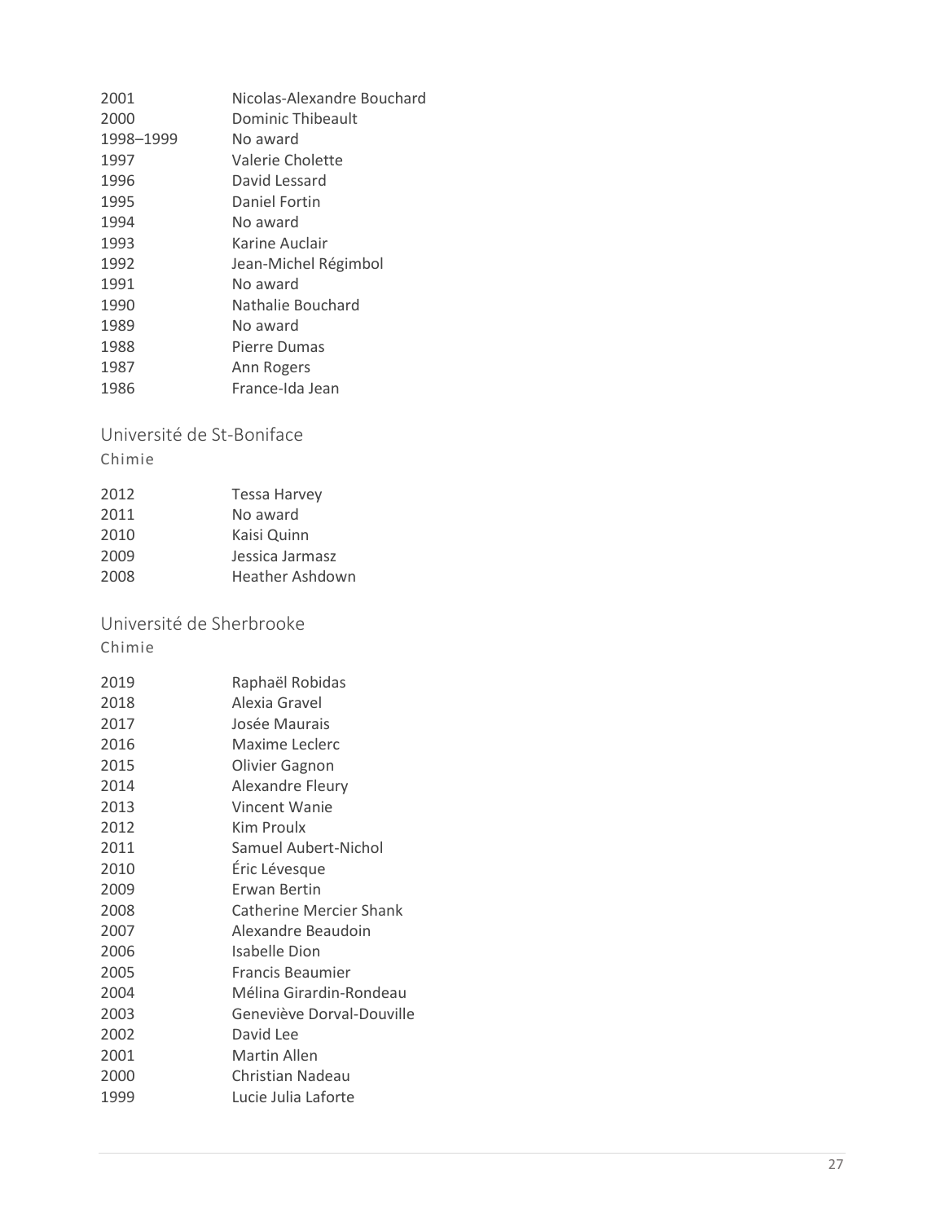| | |
|---|---|
| 2001 | Nicolas-Alexandre Bouchard |
| 2000 | Dominic Thibeault |
| 1998–1999 | No award |
| 1997 | Valerie Cholette |
| 1996 | David Lessard |
| 1995 | Daniel Fortin |
| 1994 | No award |
| 1993 | Karine Auclair |
| 1992 | Jean-Michel Régimbol |
| 1991 | No award |
| 1990 | Nathalie Bouchard |
| 1989 | No award |
| 1988 | Pierre Dumas |
| 1987 | Ann Rogers |
| 1986 | France-Ida Jean |

## Université de St-Boniface

### Chimie

| | |
|---|---|
| 2012 | Tessa Harvey |
| 2011 | No award |
| 2010 | Kaisi Quinn |
| 2009 | Jessica Jarmasz |
| 2008 | Heather Ashdown |

## Université de Sherbrooke

### Chimie

| | |
|---|---|
| 2019 | Raphaël Robidas |
| 2018 | Alexia Gravel |
| 2017 | Josée Maurais |
| 2016 | Maxime Leclerc |
| 2015 | Olivier Gagnon |
| 2014 | Alexandre Fleury |
| 2013 | Vincent Wanie |
| 2012 | Kim Proulx |
| 2011 | Samuel Aubert-Nichol |
| 2010 | Éric Lévesque |
| 2009 | Erwan Bertin |
| 2008 | Catherine Mercier Shank |
| 2007 | Alexandre Beaudoin |
| 2006 | Isabelle Dion |
| 2005 | Francis Beaumier |
| 2004 | Mélina Girardin-Rondeau |
| 2003 | Geneviève Dorval-Douville |
| 2002 | David Lee |
| 2001 | Martin Allen |
| 2000 | Christian Nadeau |
| 1999 | Lucie Julia Laforte |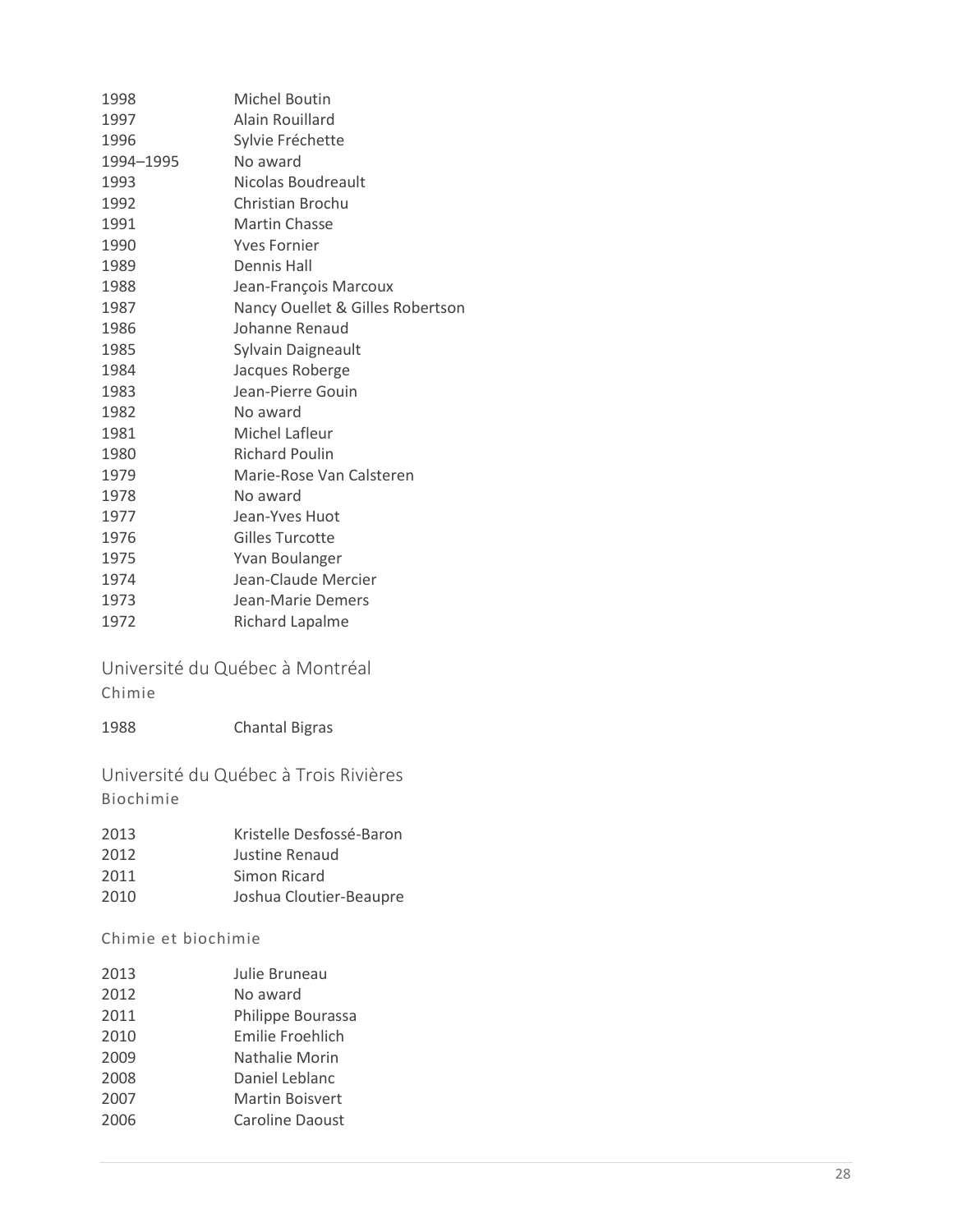| | |
|---|---|
| 1998 | Michel Boutin |
| 1997 | Alain Rouillard |
| 1996 | Sylvie Fréchette |
| 1994–1995 | No award |
| 1993 | Nicolas Boudreault |
| 1992 | Christian Brochu |
| 1991 | Martin Chasse |
| 1990 | Yves Fornier |
| 1989 | Dennis Hall |
| 1988 | Jean-François Marcoux |
| 1987 | Nancy Ouellet & Gilles Robertson |
| 1986 | Johanne Renaud |
| 1985 | Sylvain Daigneault |
| 1984 | Jacques Roberge |
| 1983 | Jean-Pierre Gouin |
| 1982 | No award |
| 1981 | Michel Lafleur |
| 1980 | Richard Poulin |
| 1979 | Marie-Rose Van Calsteren |
| 1978 | No award |
| 1977 | Jean-Yves Huot |
| 1976 | Gilles Turcotte |
| 1975 | Yvan Boulanger |
| 1974 | Jean-Claude Mercier |
| 1973 | Jean-Marie Demers |
| 1972 | Richard Lapalme |

## Université du Québec à Montréal

### Chimie

| | |
|---|---|
| 1988 | Chantal Bigras |

## Université du Québec à Trois Rivières

### Biochimie

| | |
|---|---|
| 2013 | Kristelle Desfossé-Baron |
| 2012 | Justine Renaud |
| 2011 | Simon Ricard |
| 2010 | Joshua Cloutier-Beaupre |

### Chimie et biochimie

| | |
|---|---|
| 2013 | Julie Bruneau |
| 2012 | No award |
| 2011 | Philippe Bourassa |
| 2010 | Emilie Froehlich |
| 2009 | Nathalie Morin |
| 2008 | Daniel Leblanc |
| 2007 | Martin Boisvert |
| 2006 | Caroline Daoust |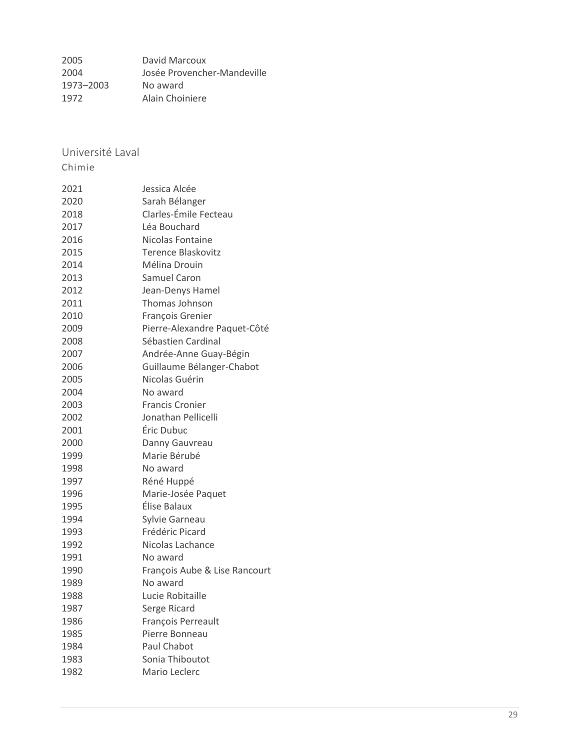| | |
|---|---|
| 2005 | David Marcoux |
| 2004 | Josée Provencher-Mandeville |
| 1973–2003 | No award |
| 1972 | Alain Choiniere |

## Université Laval

### Chimie

| | |
|---|---|
| 2021 | Jessica Alcée |
| 2020 | Sarah Bélanger |
| 2018 | Clarles-Émile Fecteau |
| 2017 | Léa Bouchard |
| 2016 | Nicolas Fontaine |
| 2015 | Terence Blaskovitz |
| 2014 | Mélina Drouin |
| 2013 | Samuel Caron |
| 2012 | Jean-Denys Hamel |
| 2011 | Thomas Johnson |
| 2010 | François Grenier |
| 2009 | Pierre-Alexandre Paquet-Côté |
| 2008 | Sébastien Cardinal |
| 2007 | Andrée-Anne Guay-Bégin |
| 2006 | Guillaume Bélanger-Chabot |
| 2005 | Nicolas Guérin |
| 2004 | No award |
| 2003 | Francis Cronier |
| 2002 | Jonathan Pellicelli |
| 2001 | Éric Dubuc |
| 2000 | Danny Gauvreau |
| 1999 | Marie Bérubé |
| 1998 | No award |
| 1997 | Réné Huppé |
| 1996 | Marie-Josée Paquet |
| 1995 | Élise Balaux |
| 1994 | Sylvie Garneau |
| 1993 | Frédéric Picard |
| 1992 | Nicolas Lachance |
| 1991 | No award |
| 1990 | François Aube & Lise Rancourt |
| 1989 | No award |
| 1988 | Lucie Robitaille |
| 1987 | Serge Ricard |
| 1986 | François Perreault |
| 1985 | Pierre Bonneau |
| 1984 | Paul Chabot |
| 1983 | Sonia Thiboutot |
| 1982 | Mario Leclerc |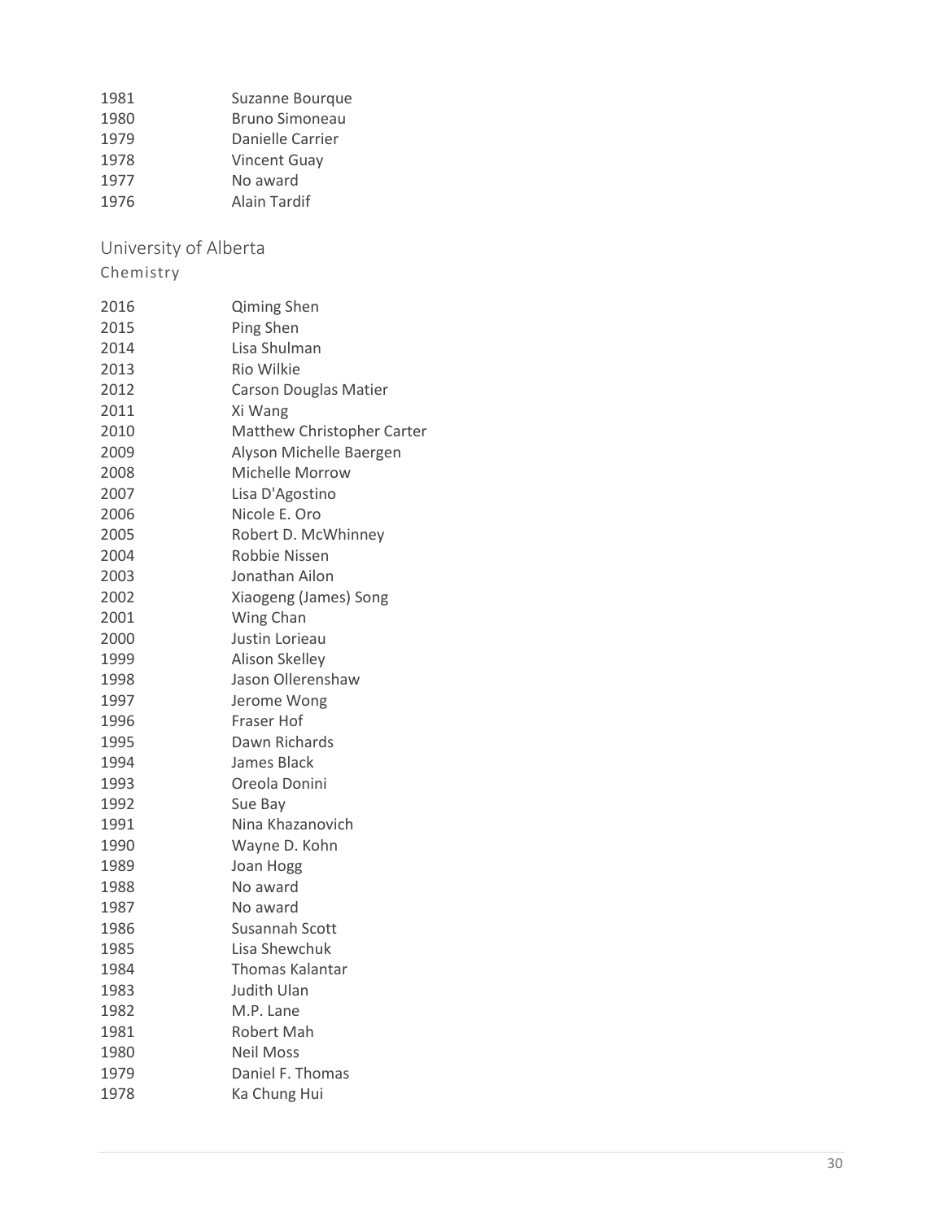| | |
|---|---|
| 1981 | Suzanne Bourque |
| 1980 | Bruno Simoneau |
| 1979 | Danielle Carrier |
| 1978 | Vincent Guay |
| 1977 | No award |
| 1976 | Alain Tardif |

## University of Alberta

### Chemistry

| | |
|---|---|
| 2016 | Qiming Shen |
| 2015 | Ping Shen |
| 2014 | Lisa Shulman |
| 2013 | Rio Wilkie |
| 2012 | Carson Douglas Matier |
| 2011 | Xi Wang |
| 2010 | Matthew Christopher Carter |
| 2009 | Alyson Michelle Baergen |
| 2008 | Michelle Morrow |
| 2007 | Lisa D'Agostino |
| 2006 | Nicole E. Oro |
| 2005 | Robert D. McWhinney |
| 2004 | Robbie Nissen |
| 2003 | Jonathan Ailon |
| 2002 | Xiaogeng (James) Song |
| 2001 | Wing Chan |
| 2000 | Justin Lorieau |
| 1999 | Alison Skelley |
| 1998 | Jason Ollerenshaw |
| 1997 | Jerome Wong |
| 1996 | Fraser Hof |
| 1995 | Dawn Richards |
| 1994 | James Black |
| 1993 | Oreola Donini |
| 1992 | Sue Bay |
| 1991 | Nina Khazanovich |
| 1990 | Wayne D. Kohn |
| 1989 | Joan Hogg |
| 1988 | No award |
| 1987 | No award |
| 1986 | Susannah Scott |
| 1985 | Lisa Shewchuk |
| 1984 | Thomas Kalantar |
| 1983 | Judith Ulan |
| 1982 | M.P. Lane |
| 1981 | Robert Mah |
| 1980 | Neil Moss |
| 1979 | Daniel F. Thomas |
| 1978 | Ka Chung Hui |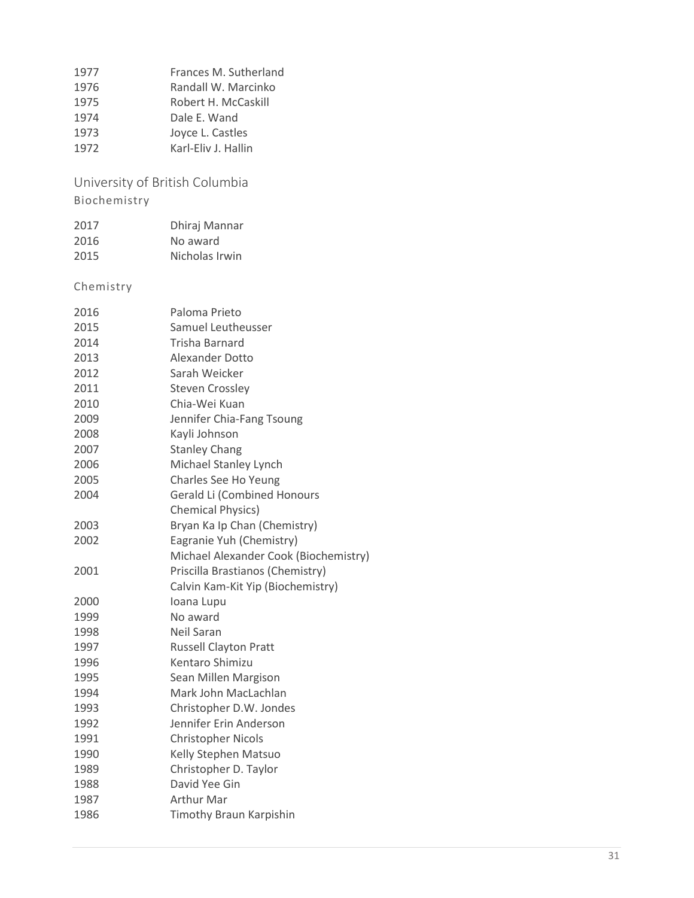| | |
|---|---|
| 1977 | Frances M. Sutherland |
| 1976 | Randall W. Marcinko |
| 1975 | Robert H. McCaskill |
| 1974 | Dale E. Wand |
| 1973 | Joyce L. Castles |
| 1972 | Karl-Eliv J. Hallin |

## University of British Columbia

### Biochemistry

| | |
|---|---|
| 2017 | Dhiraj Mannar |
| 2016 | No award |
| 2015 | Nicholas Irwin |

### Chemistry

| | |
|---|---|
| 2016 | Paloma Prieto |
| 2015 | Samuel Leutheusser |
| 2014 | Trisha Barnard |
| 2013 | Alexander Dotto |
| 2012 | Sarah Weicker |
| 2011 | Steven Crossley |
| 2010 | Chia-Wei Kuan |
| 2009 | Jennifer Chia-Fang Tsoung |
| 2008 | Kayli Johnson |
| 2007 | Stanley Chang |
| 2006 | Michael Stanley Lynch |
| 2005 | Charles See Ho Yeung |
| 2004 | Gerald Li (Combined Honours Chemical Physics) |
| 2003 | Bryan Ka Ip Chan (Chemistry) |
| 2002 | Eagranie Yuh (Chemistry)<br>Michael Alexander Cook (Biochemistry) |
| 2001 | Priscilla Brastianos (Chemistry)<br>Calvin Kam-Kit Yip (Biochemistry) |
| 2000 | Ioana Lupu |
| 1999 | No award |
| 1998 | Neil Saran |
| 1997 | Russell Clayton Pratt |
| 1996 | Kentaro Shimizu |
| 1995 | Sean Millen Margison |
| 1994 | Mark John MacLachlan |
| 1993 | Christopher D.W. Jondes |
| 1992 | Jennifer Erin Anderson |
| 1991 | Christopher Nicols |
| 1990 | Kelly Stephen Matsuo |
| 1989 | Christopher D. Taylor |
| 1988 | David Yee Gin |
| 1987 | Arthur Mar |
| 1986 | Timothy Braun Karpishin |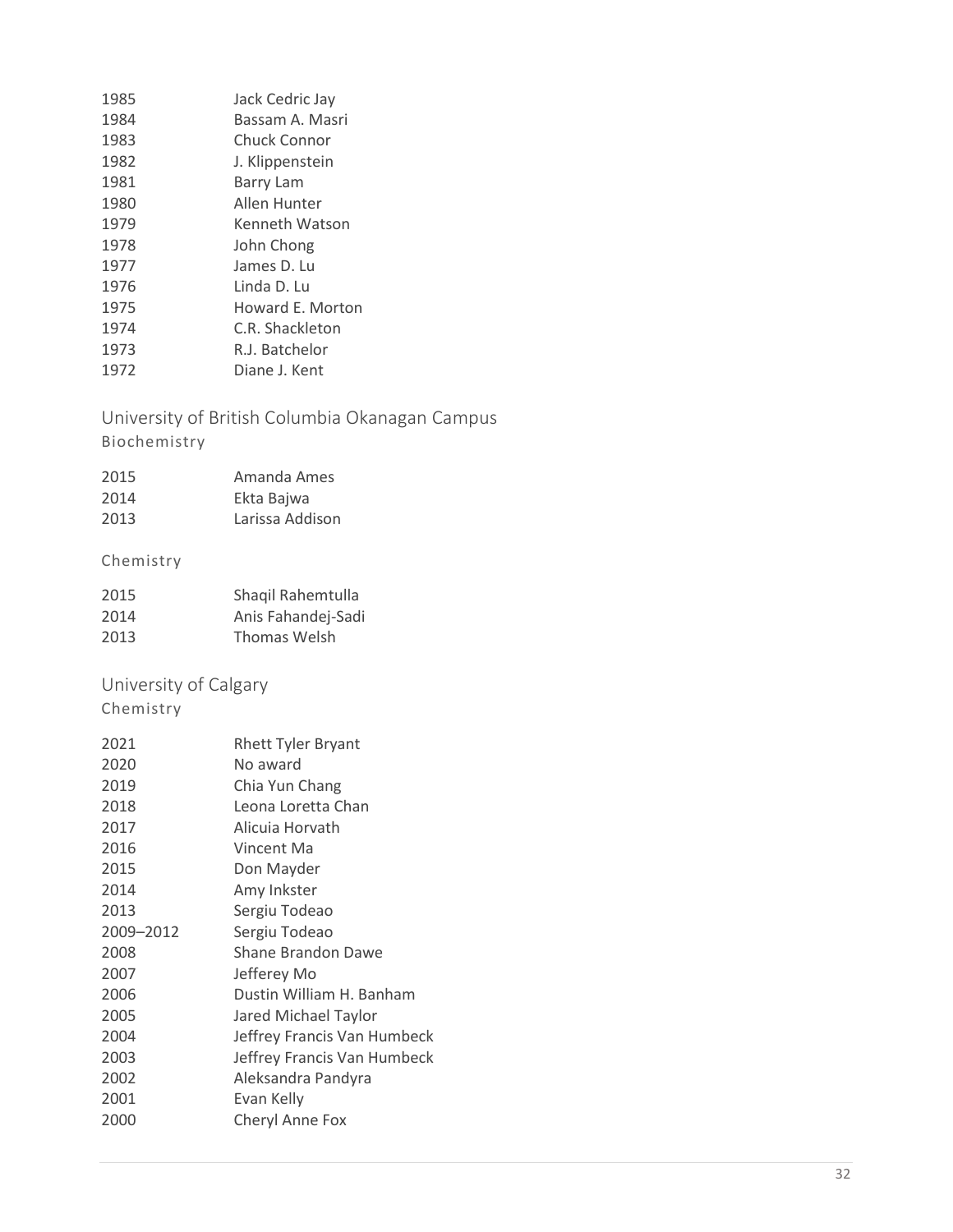| | |
|---|---|
| 1985 | Jack Cedric Jay |
| 1984 | Bassam A. Masri |
| 1983 | Chuck Connor |
| 1982 | J. Klippenstein |
| 1981 | Barry Lam |
| 1980 | Allen Hunter |
| 1979 | Kenneth Watson |
| 1978 | John Chong |
| 1977 | James D. Lu |
| 1976 | Linda D. Lu |
| 1975 | Howard E. Morton |
| 1974 | C.R. Shackleton |
| 1973 | R.J. Batchelor |
| 1972 | Diane J. Kent |

## University of British Columbia Okanagan Campus

### Biochemistry

| | |
|---|---|
| 2015 | Amanda Ames |
| 2014 | Ekta Bajwa |
| 2013 | Larissa Addison |

### Chemistry

| | |
|---|---|
| 2015 | Shaqil Rahemtulla |
| 2014 | Anis Fahandej-Sadi |
| 2013 | Thomas Welsh |

## University of Calgary

### Chemistry

| | |
|---|---|
| 2021 | Rhett Tyler Bryant |
| 2020 | No award |
| 2019 | Chia Yun Chang |
| 2018 | Leona Loretta Chan |
| 2017 | Alicuia Horvath |
| 2016 | Vincent Ma |
| 2015 | Don Mayder |
| 2014 | Amy Inkster |
| 2013 | Sergiu Todeao |
| 2009–2012 | Sergiu Todeao |
| 2008 | Shane Brandon Dawe |
| 2007 | Jefferey Mo |
| 2006 | Dustin William H. Banham |
| 2005 | Jared Michael Taylor |
| 2004 | Jeffrey Francis Van Humbeck |
| 2003 | Jeffrey Francis Van Humbeck |
| 2002 | Aleksandra Pandyra |
| 2001 | Evan Kelly |
| 2000 | Cheryl Anne Fox |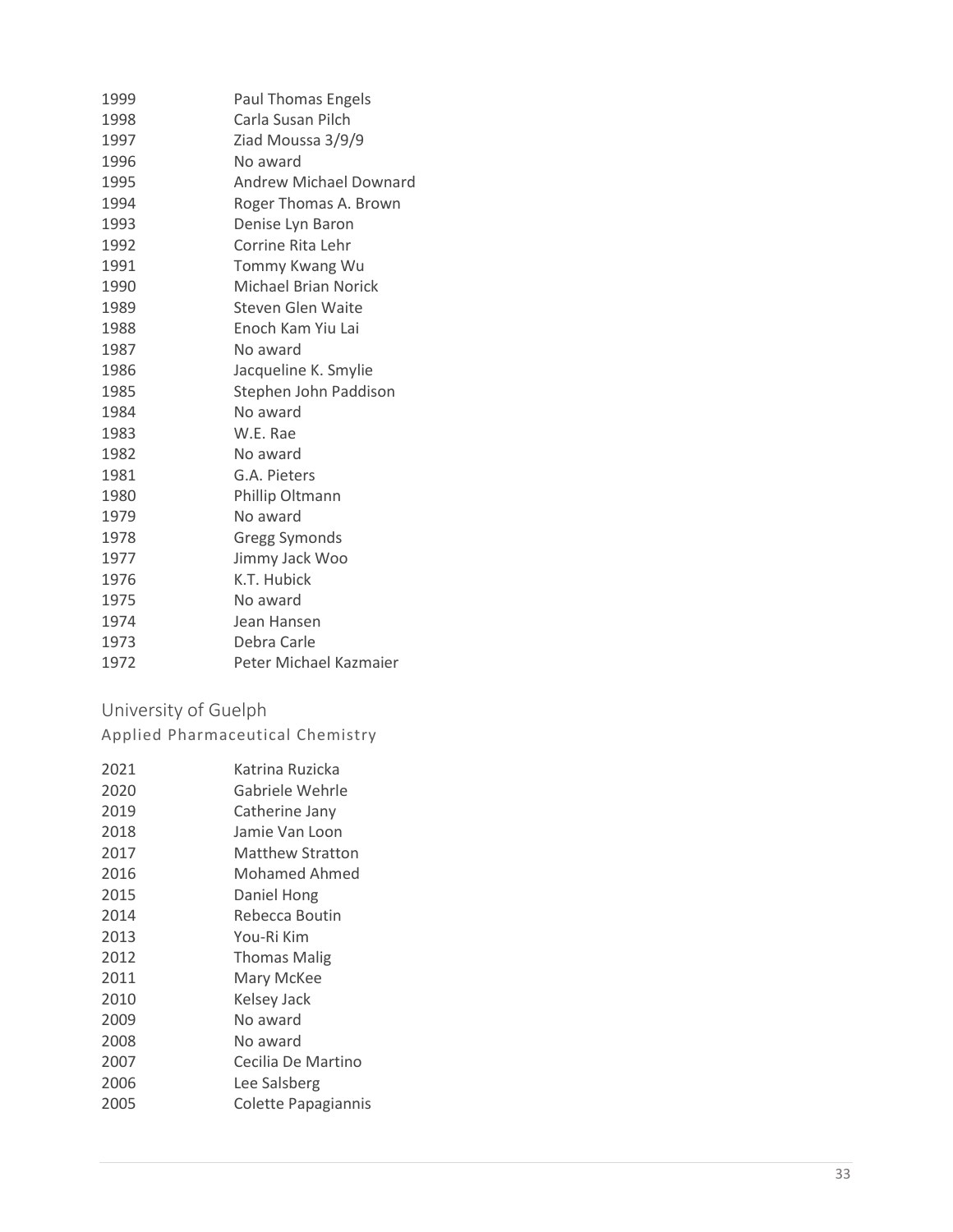| | |
|---|---|
| 1999 | Paul Thomas Engels |
| 1998 | Carla Susan Pilch |
| 1997 | Ziad Moussa 3/9/9 |
| 1996 | No award |
| 1995 | Andrew Michael Downard |
| 1994 | Roger Thomas A. Brown |
| 1993 | Denise Lyn Baron |
| 1992 | Corrine Rita Lehr |
| 1991 | Tommy Kwang Wu |
| 1990 | Michael Brian Norick |
| 1989 | Steven Glen Waite |
| 1988 | Enoch Kam Yiu Lai |
| 1987 | No award |
| 1986 | Jacqueline K. Smylie |
| 1985 | Stephen John Paddison |
| 1984 | No award |
| 1983 | W.E. Rae |
| 1982 | No award |
| 1981 | G.A. Pieters |
| 1980 | Phillip Oltmann |
| 1979 | No award |
| 1978 | Gregg Symonds |
| 1977 | Jimmy Jack Woo |
| 1976 | K.T. Hubick |
| 1975 | No award |
| 1974 | Jean Hansen |
| 1973 | Debra Carle |
| 1972 | Peter Michael Kazmaier |

## University of Guelph

### Applied Pharmaceutical Chemistry

| | |
|---|---|
| 2021 | Katrina Ruzicka |
| 2020 | Gabriele Wehrle |
| 2019 | Catherine Jany |
| 2018 | Jamie Van Loon |
| 2017 | Matthew Stratton |
| 2016 | Mohamed Ahmed |
| 2015 | Daniel Hong |
| 2014 | Rebecca Boutin |
| 2013 | You-Ri Kim |
| 2012 | Thomas Malig |
| 2011 | Mary McKee |
| 2010 | Kelsey Jack |
| 2009 | No award |
| 2008 | No award |
| 2007 | Cecilia De Martino |
| 2006 | Lee Salsberg |
| 2005 | Colette Papagiannis |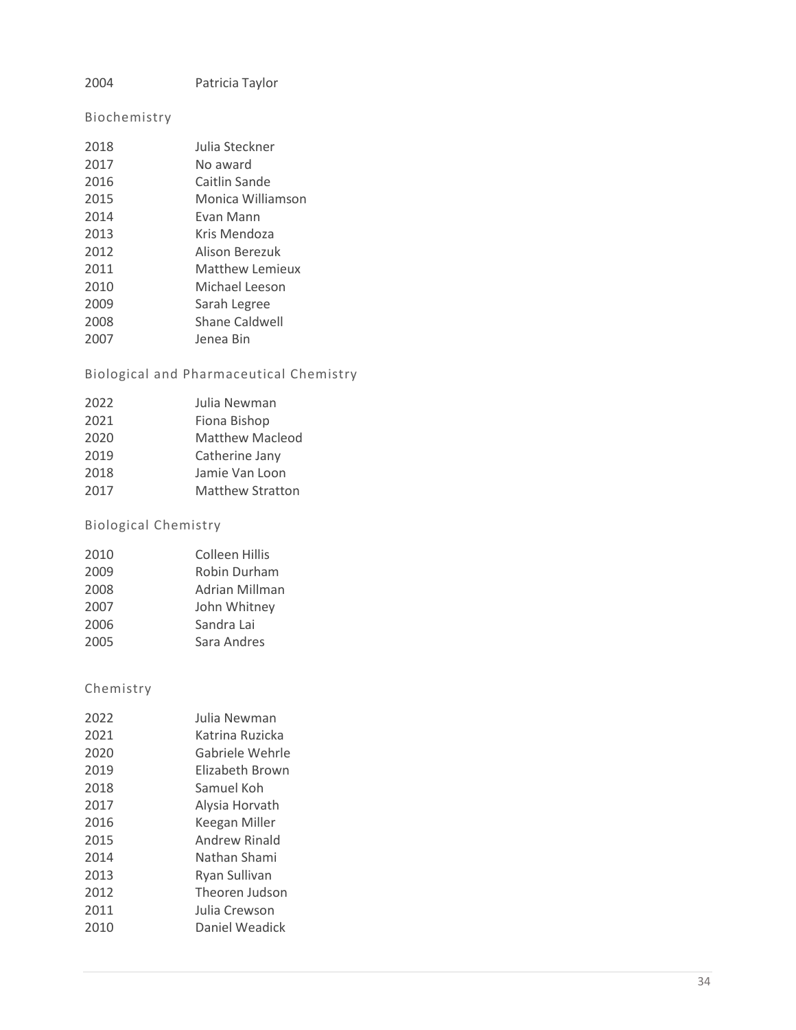2004 Patricia Taylor

### Biochemistry

| | |
|---|---|
| 2018 | Julia Steckner |
| 2017 | No award |
| 2016 | Caitlin Sande |
| 2015 | Monica Williamson |
| 2014 | Evan Mann |
| 2013 | Kris Mendoza |
| 2012 | Alison Berezuk |
| 2011 | Matthew Lemieux |
| 2010 | Michael Leeson |
| 2009 | Sarah Legree |
| 2008 | Shane Caldwell |
| 2007 | Jenea Bin |

### Biological and Pharmaceutical Chemistry

| | |
|---|---|
| 2022 | Julia Newman |
| 2021 | Fiona Bishop |
| 2020 | Matthew Macleod |
| 2019 | Catherine Jany |
| 2018 | Jamie Van Loon |
| 2017 | Matthew Stratton |

### Biological Chemistry

| | |
|---|---|
| 2010 | Colleen Hillis |
| 2009 | Robin Durham |
| 2008 | Adrian Millman |
| 2007 | John Whitney |
| 2006 | Sandra Lai |
| 2005 | Sara Andres |

### Chemistry

| | |
|---|---|
| 2022 | Julia Newman |
| 2021 | Katrina Ruzicka |
| 2020 | Gabriele Wehrle |
| 2019 | Elizabeth Brown |
| 2018 | Samuel Koh |
| 2017 | Alysia Horvath |
| 2016 | Keegan Miller |
| 2015 | Andrew Rinald |
| 2014 | Nathan Shami |
| 2013 | Ryan Sullivan |
| 2012 | Theoren Judson |
| 2011 | Julia Crewson |
| 2010 | Daniel Weadick |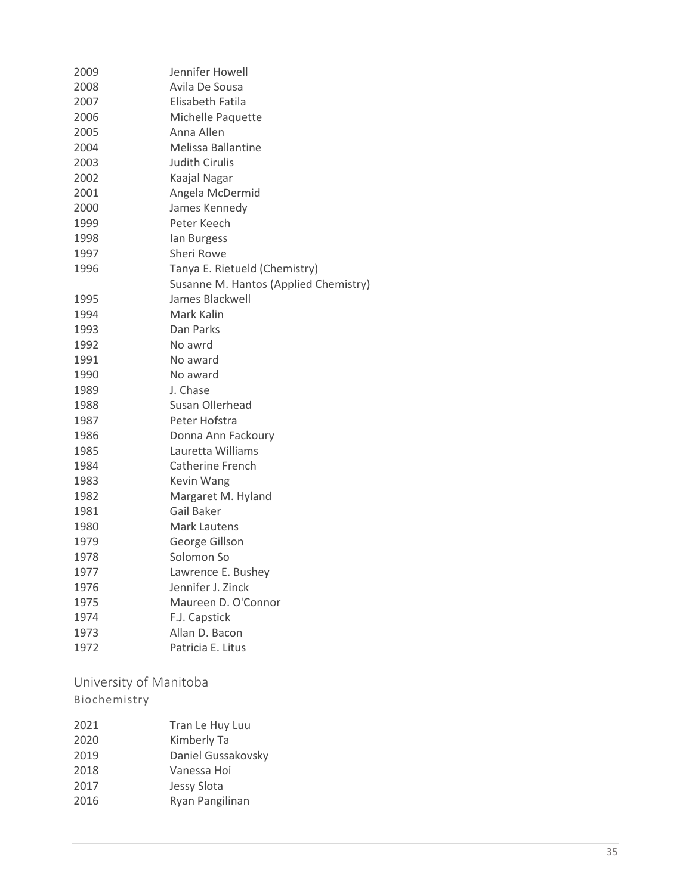| | |
|---|---|
| 2009 | Jennifer Howell |
| 2008 | Avila De Sousa |
| 2007 | Elisabeth Fatila |
| 2006 | Michelle Paquette |
| 2005 | Anna Allen |
| 2004 | Melissa Ballantine |
| 2003 | Judith Cirulis |
| 2002 | Kaajal Nagar |
| 2001 | Angela McDermid |
| 2000 | James Kennedy |
| 1999 | Peter Keech |
| 1998 | Ian Burgess |
| 1997 | Sheri Rowe |
| 1996 | Tanya E. Rietueld (Chemistry) |
| | Susanne M. Hantos (Applied Chemistry) |
| 1995 | James Blackwell |
| 1994 | Mark Kalin |
| 1993 | Dan Parks |
| 1992 | No awrd |
| 1991 | No award |
| 1990 | No award |
| 1989 | J. Chase |
| 1988 | Susan Ollerhead |
| 1987 | Peter Hofstra |
| 1986 | Donna Ann Fackoury |
| 1985 | Lauretta Williams |
| 1984 | Catherine French |
| 1983 | Kevin Wang |
| 1982 | Margaret M. Hyland |
| 1981 | Gail Baker |
| 1980 | Mark Lautens |
| 1979 | George Gillson |
| 1978 | Solomon So |
| 1977 | Lawrence E. Bushey |
| 1976 | Jennifer J. Zinck |
| 1975 | Maureen D. O'Connor |
| 1974 | F.J. Capstick |
| 1973 | Allan D. Bacon |
| 1972 | Patricia E. Litus |

## University of Manitoba

### Biochemistry

| | |
|---|---|
| 2021 | Tran Le Huy Luu |
| 2020 | Kimberly Ta |
| 2019 | Daniel Gussakovsky |
| 2018 | Vanessa Hoi |
| 2017 | Jessy Slota |
| 2016 | Ryan Pangilinan |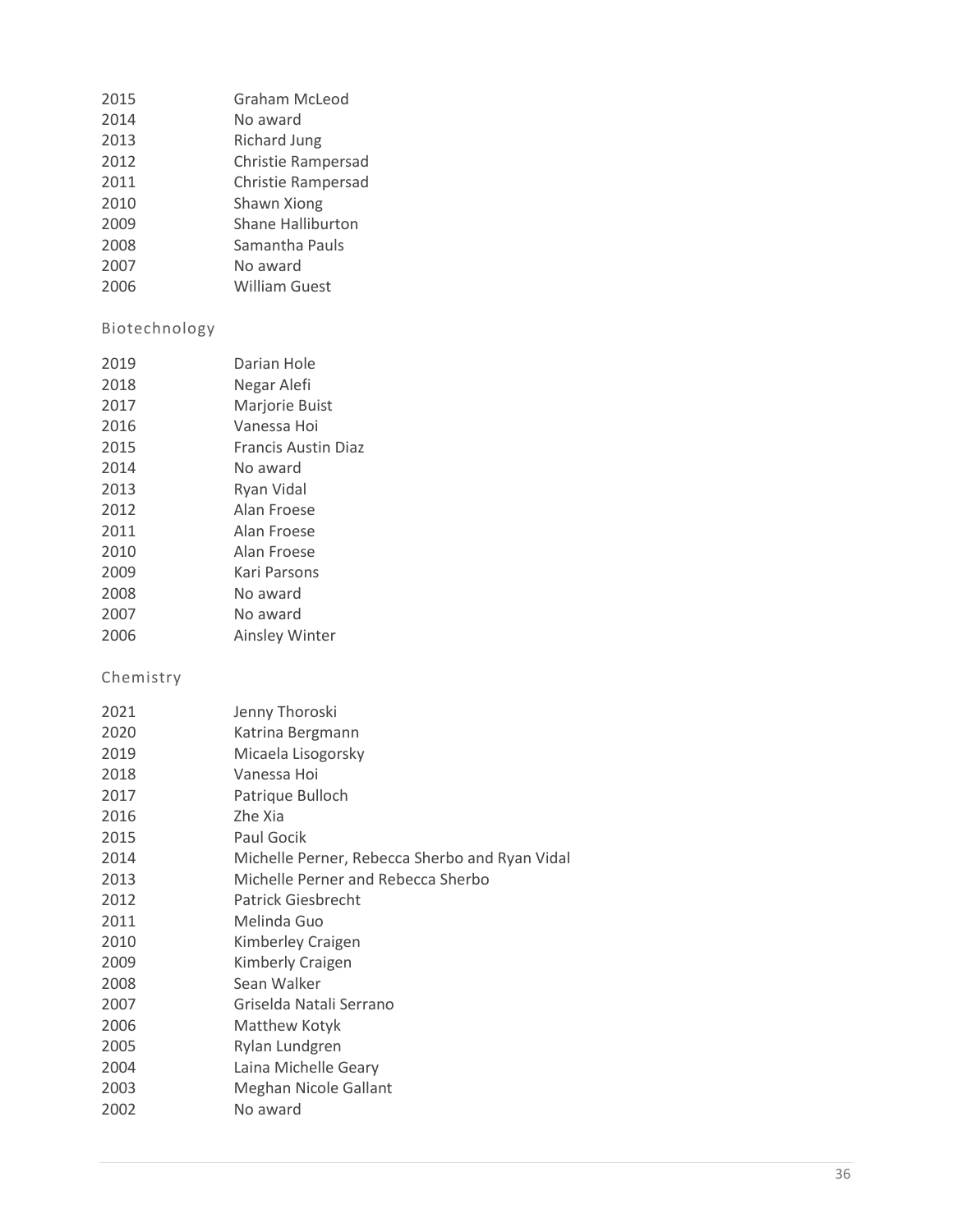2015 Graham McLeod
2014 No award
2013 Richard Jung
2012 Christie Rampersad
2011 Christie Rampersad
2010 Shawn Xiong
2009 Shane Halliburton
2008 Samantha Pauls
2007 No award
2006 William Guest

### Biotechnology

2019 Darian Hole
2018 Negar Alefi
2017 Marjorie Buist
2016 Vanessa Hoi
2015 Francis Austin Diaz
2014 No award
2013 Ryan Vidal
2012 Alan Froese
2011 Alan Froese
2010 Alan Froese
2009 Kari Parsons
2008 No award
2007 No award
2006 Ainsley Winter

### Chemistry

2021 Jenny Thoroski
2020 Katrina Bergmann
2019 Micaela Lisogorsky
2018 Vanessa Hoi
2017 Patrique Bulloch
2016 Zhe Xia
2015 Paul Gocik
2014 Michelle Perner, Rebecca Sherbo and Ryan Vidal
2013 Michelle Perner and Rebecca Sherbo
2012 Patrick Giesbrecht
2011 Melinda Guo
2010 Kimberley Craigen
2009 Kimberly Craigen
2008 Sean Walker
2007 Griselda Natali Serrano
2006 Matthew Kotyk
2005 Rylan Lundgren
2004 Laina Michelle Geary
2003 Meghan Nicole Gallant
2002 No award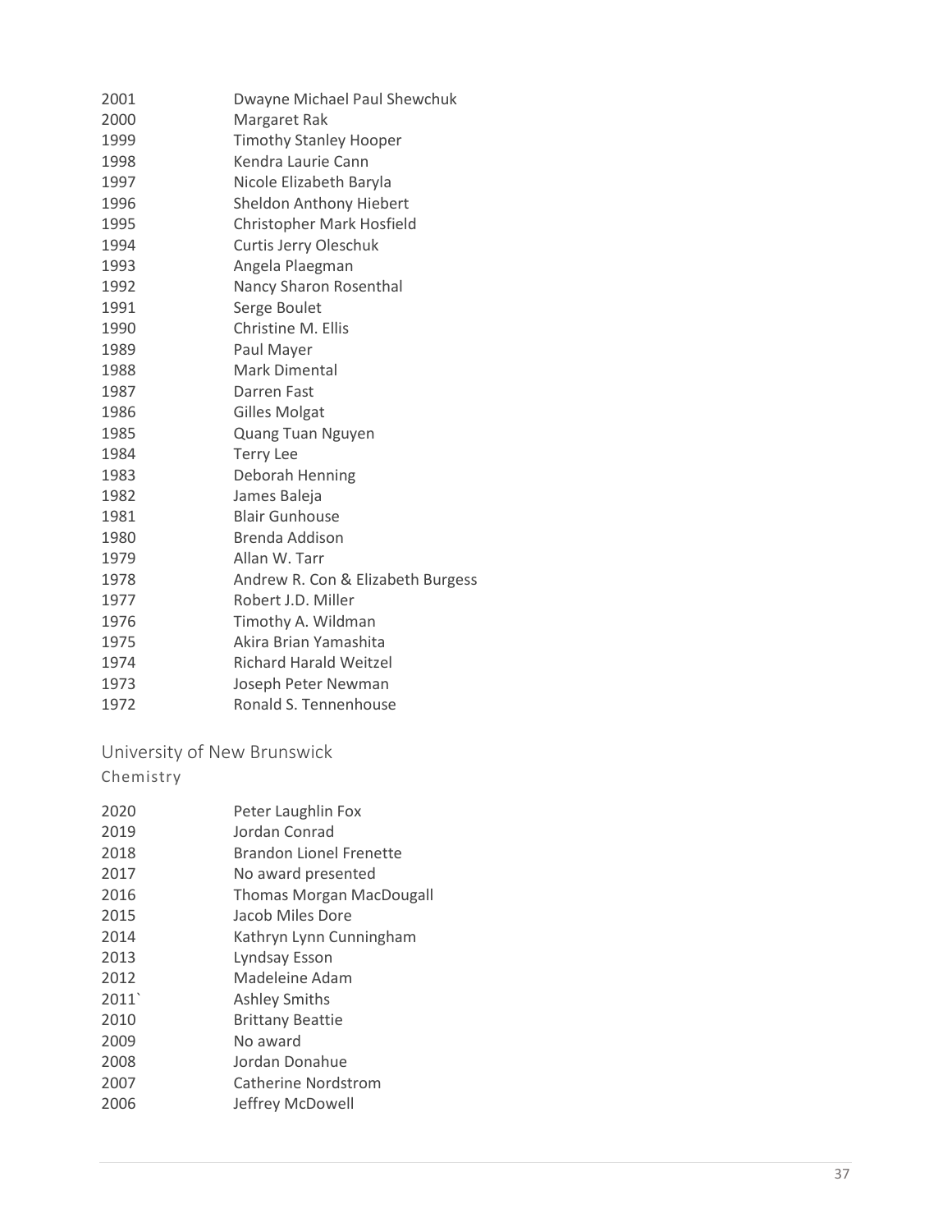2001 Dwayne Michael Paul Shewchuk
2000 Margaret Rak
1999 Timothy Stanley Hooper
1998 Kendra Laurie Cann
1997 Nicole Elizabeth Baryla
1996 Sheldon Anthony Hiebert
1995 Christopher Mark Hosfield
1994 Curtis Jerry Oleschuk
1993 Angela Plaegman
1992 Nancy Sharon Rosenthal
1991 Serge Boulet
1990 Christine M. Ellis
1989 Paul Mayer
1988 Mark Dimental
1987 Darren Fast
1986 Gilles Molgat
1985 Quang Tuan Nguyen
1984 Terry Lee
1983 Deborah Henning
1982 James Baleja
1981 Blair Gunhouse
1980 Brenda Addison
1979 Allan W. Tarr
1978 Andrew R. Con & Elizabeth Burgess
1977 Robert J.D. Miller
1976 Timothy A. Wildman
1975 Akira Brian Yamashita
1974 Richard Harald Weitzel
1973 Joseph Peter Newman
1972 Ronald S. Tennenhouse

## University of New Brunswick

### Chemistry

2020 Peter Laughlin Fox
2019 Jordan Conrad
2018 Brandon Lionel Frenette
2017 No award presented
2016 Thomas Morgan MacDougall
2015 Jacob Miles Dore
2014 Kathryn Lynn Cunningham
2013 Lyndsay Esson
2012 Madeleine Adam
2011` Ashley Smiths
2010 Brittany Beattie
2009 No award
2008 Jordan Donahue
2007 Catherine Nordstrom
2006 Jeffrey McDowell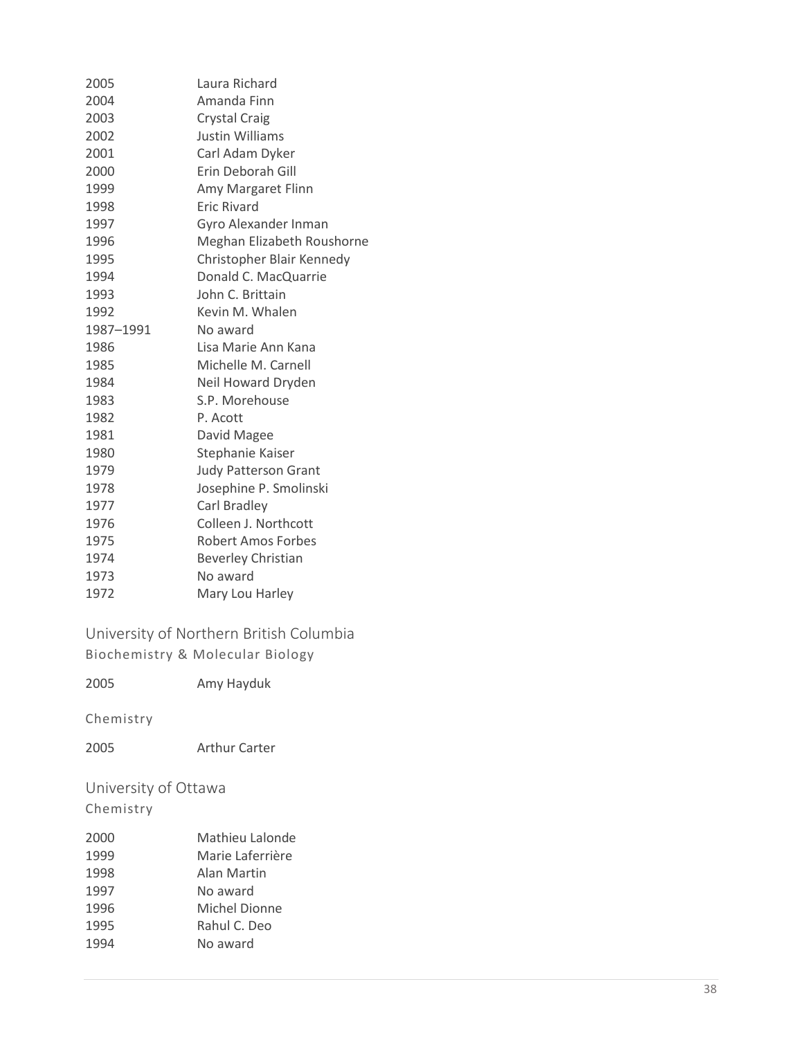| | |
|---|---|
| 2005 | Laura Richard |
| 2004 | Amanda Finn |
| 2003 | Crystal Craig |
| 2002 | Justin Williams |
| 2001 | Carl Adam Dyker |
| 2000 | Erin Deborah Gill |
| 1999 | Amy Margaret Flinn |
| 1998 | Eric Rivard |
| 1997 | Gyro Alexander Inman |
| 1996 | Meghan Elizabeth Roushorne |
| 1995 | Christopher Blair Kennedy |
| 1994 | Donald C. MacQuarrie |
| 1993 | John C. Brittain |
| 1992 | Kevin M. Whalen |
| 1987–1991 | No award |
| 1986 | Lisa Marie Ann Kana |
| 1985 | Michelle M. Carnell |
| 1984 | Neil Howard Dryden |
| 1983 | S.P. Morehouse |
| 1982 | P. Acott |
| 1981 | David Magee |
| 1980 | Stephanie Kaiser |
| 1979 | Judy Patterson Grant |
| 1978 | Josephine P. Smolinski |
| 1977 | Carl Bradley |
| 1976 | Colleen J. Northcott |
| 1975 | Robert Amos Forbes |
| 1974 | Beverley Christian |
| 1973 | No award |
| 1972 | Mary Lou Harley |

## University of Northern British Columbia

### Biochemistry & Molecular Biology

| | |
|---|---|
| 2005 | Amy Hayduk |

### Chemistry

| | |
|---|---|
| 2005 | Arthur Carter |

## University of Ottawa

### Chemistry

| | |
|---|---|
| 2000 | Mathieu Lalonde |
| 1999 | Marie Laferrière |
| 1998 | Alan Martin |
| 1997 | No award |
| 1996 | Michel Dionne |
| 1995 | Rahul C. Deo |
| 1994 | No award |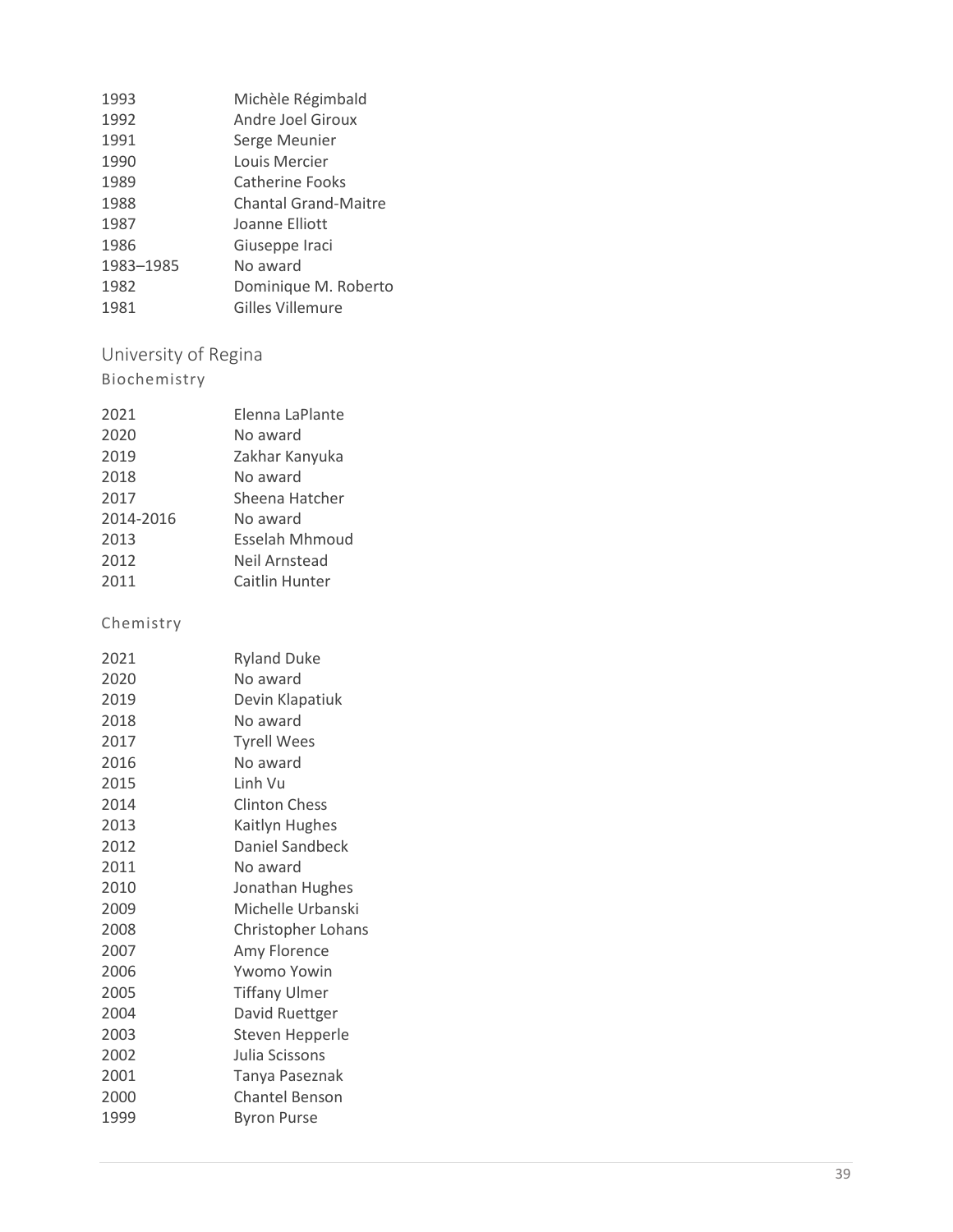| | |
|---|---|
| 1993 | Michèle Régimbald |
| 1992 | Andre Joel Giroux |
| 1991 | Serge Meunier |
| 1990 | Louis Mercier |
| 1989 | Catherine Fooks |
| 1988 | Chantal Grand-Maitre |
| 1987 | Joanne Elliott |
| 1986 | Giuseppe Iraci |
| 1983–1985 | No award |
| 1982 | Dominique M. Roberto |
| 1981 | Gilles Villemure |

## University of Regina

### Biochemistry

| | |
|---|---|
| 2021 | Elenna LaPlante |
| 2020 | No award |
| 2019 | Zakhar Kanyuka |
| 2018 | No award |
| 2017 | Sheena Hatcher |
| 2014-2016 | No award |
| 2013 | Esselah Mhmoud |
| 2012 | Neil Arnstead |
| 2011 | Caitlin Hunter |

### Chemistry

| | |
|---|---|
| 2021 | Ryland Duke |
| 2020 | No award |
| 2019 | Devin Klapatiuk |
| 2018 | No award |
| 2017 | Tyrell Wees |
| 2016 | No award |
| 2015 | Linh Vu |
| 2014 | Clinton Chess |
| 2013 | Kaitlyn Hughes |
| 2012 | Daniel Sandbeck |
| 2011 | No award |
| 2010 | Jonathan Hughes |
| 2009 | Michelle Urbanski |
| 2008 | Christopher Lohans |
| 2007 | Amy Florence |
| 2006 | Ywomo Yowin |
| 2005 | Tiffany Ulmer |
| 2004 | David Ruettger |
| 2003 | Steven Hepperle |
| 2002 | Julia Scissons |
| 2001 | Tanya Paseznak |
| 2000 | Chantel Benson |
| 1999 | Byron Purse |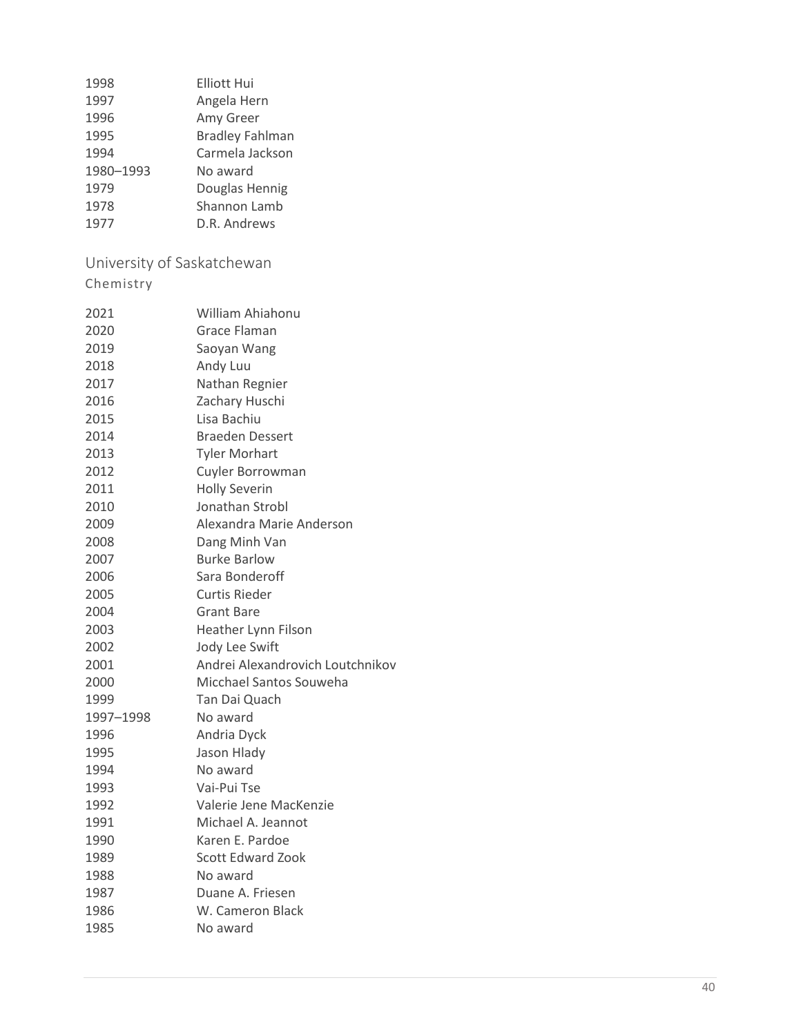| | |
|---|---|
| 1998 | Elliott Hui |
| 1997 | Angela Hern |
| 1996 | Amy Greer |
| 1995 | Bradley Fahlman |
| 1994 | Carmela Jackson |
| 1980–1993 | No award |
| 1979 | Douglas Hennig |
| 1978 | Shannon Lamb |
| 1977 | D.R. Andrews |

## University of Saskatchewan

### Chemistry

| | |
|---|---|
| 2021 | William Ahiahonu |
| 2020 | Grace Flaman |
| 2019 | Saoyan Wang |
| 2018 | Andy Luu |
| 2017 | Nathan Regnier |
| 2016 | Zachary Huschi |
| 2015 | Lisa Bachiu |
| 2014 | Braeden Dessert |
| 2013 | Tyler Morhart |
| 2012 | Cuyler Borrowman |
| 2011 | Holly Severin |
| 2010 | Jonathan Strobl |
| 2009 | Alexandra Marie Anderson |
| 2008 | Dang Minh Van |
| 2007 | Burke Barlow |
| 2006 | Sara Bonderoff |
| 2005 | Curtis Rieder |
| 2004 | Grant Bare |
| 2003 | Heather Lynn Filson |
| 2002 | Jody Lee Swift |
| 2001 | Andrei Alexandrovich Loutchnikov |
| 2000 | Micchael Santos Souweha |
| 1999 | Tan Dai Quach |
| 1997–1998 | No award |
| 1996 | Andria Dyck |
| 1995 | Jason Hlady |
| 1994 | No award |
| 1993 | Vai-Pui Tse |
| 1992 | Valerie Jene MacKenzie |
| 1991 | Michael A. Jeannot |
| 1990 | Karen E. Pardoe |
| 1989 | Scott Edward Zook |
| 1988 | No award |
| 1987 | Duane A. Friesen |
| 1986 | W. Cameron Black |
| 1985 | No award |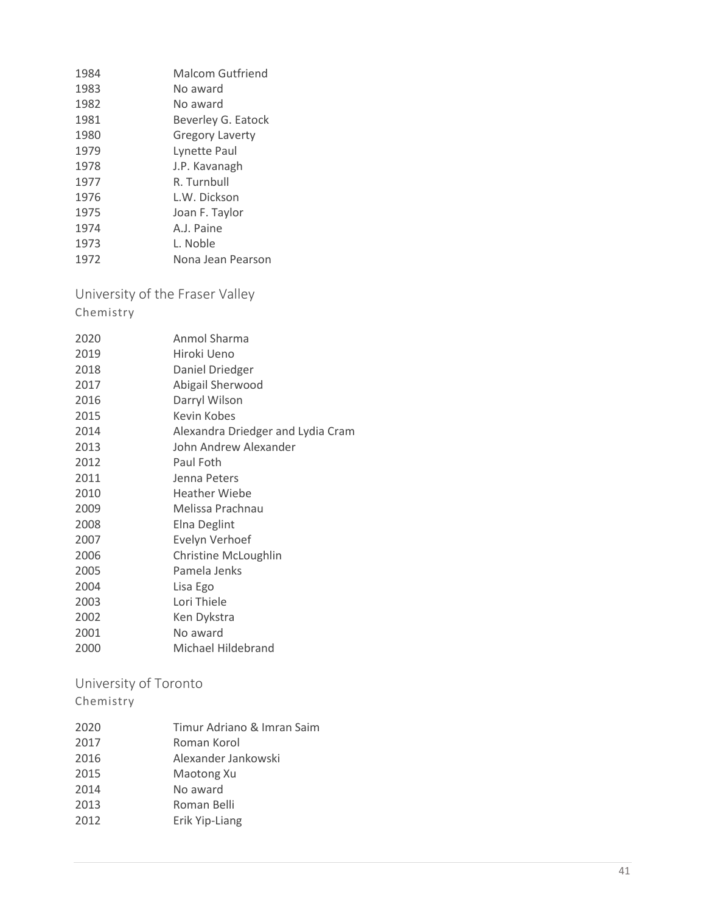1984 Malcom Gutfriend
1983 No award
1982 No award
1981 Beverley G. Eatock
1980 Gregory Laverty
1979 Lynette Paul
1978 J.P. Kavanagh
1977 R. Turnbull
1976 L.W. Dickson
1975 Joan F. Taylor
1974 A.J. Paine
1973 L. Noble
1972 Nona Jean Pearson

## University of the Fraser Valley

### Chemistry

2020 Anmol Sharma
2019 Hiroki Ueno
2018 Daniel Driedger
2017 Abigail Sherwood
2016 Darryl Wilson
2015 Kevin Kobes
2014 Alexandra Driedger and Lydia Cram
2013 John Andrew Alexander
2012 Paul Foth
2011 Jenna Peters
2010 Heather Wiebe
2009 Melissa Prachnau
2008 Elna Deglint
2007 Evelyn Verhoef
2006 Christine McLoughlin
2005 Pamela Jenks
2004 Lisa Ego
2003 Lori Thiele
2002 Ken Dykstra
2001 No award
2000 Michael Hildebrand

## University of Toronto

### Chemistry

2020 Timur Adriano & Imran Saim
2017 Roman Korol
2016 Alexander Jankowski
2015 Maotong Xu
2014 No award
2013 Roman Belli
2012 Erik Yip-Liang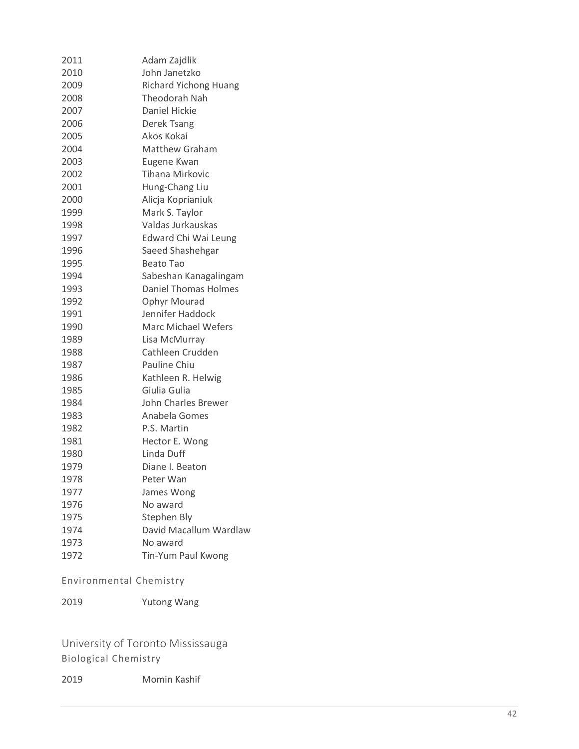| | |
|---|---|
| 2011 | Adam Zajdlik |
| 2010 | John Janetzko |
| 2009 | Richard Yichong Huang |
| 2008 | Theodorah Nah |
| 2007 | Daniel Hickie |
| 2006 | Derek Tsang |
| 2005 | Akos Kokai |
| 2004 | Matthew Graham |
| 2003 | Eugene Kwan |
| 2002 | Tihana Mirkovic |
| 2001 | Hung-Chang Liu |
| 2000 | Alicja Koprianiuk |
| 1999 | Mark S. Taylor |
| 1998 | Valdas Jurkauskas |
| 1997 | Edward Chi Wai Leung |
| 1996 | Saeed Shashehgar |
| 1995 | Beato Tao |
| 1994 | Sabeshan Kanagalingam |
| 1993 | Daniel Thomas Holmes |
| 1992 | Ophyr Mourad |
| 1991 | Jennifer Haddock |
| 1990 | Marc Michael Wefers |
| 1989 | Lisa McMurray |
| 1988 | Cathleen Crudden |
| 1987 | Pauline Chiu |
| 1986 | Kathleen R. Helwig |
| 1985 | Giulia Gulia |
| 1984 | John Charles Brewer |
| 1983 | Anabela Gomes |
| 1982 | P.S. Martin |
| 1981 | Hector E. Wong |
| 1980 | Linda Duff |
| 1979 | Diane I. Beaton |
| 1978 | Peter Wan |
| 1977 | James Wong |
| 1976 | No award |
| 1975 | Stephen Bly |
| 1974 | David Macallum Wardlaw |
| 1973 | No award |
| 1972 | Tin-Yum Paul Kwong |

### Environmental Chemistry

| | |
|---|---|
| 2019 | Yutong Wang |

## University of Toronto Mississauga

### Biological Chemistry

| | |
|---|---|
| 2019 | Momin Kashif |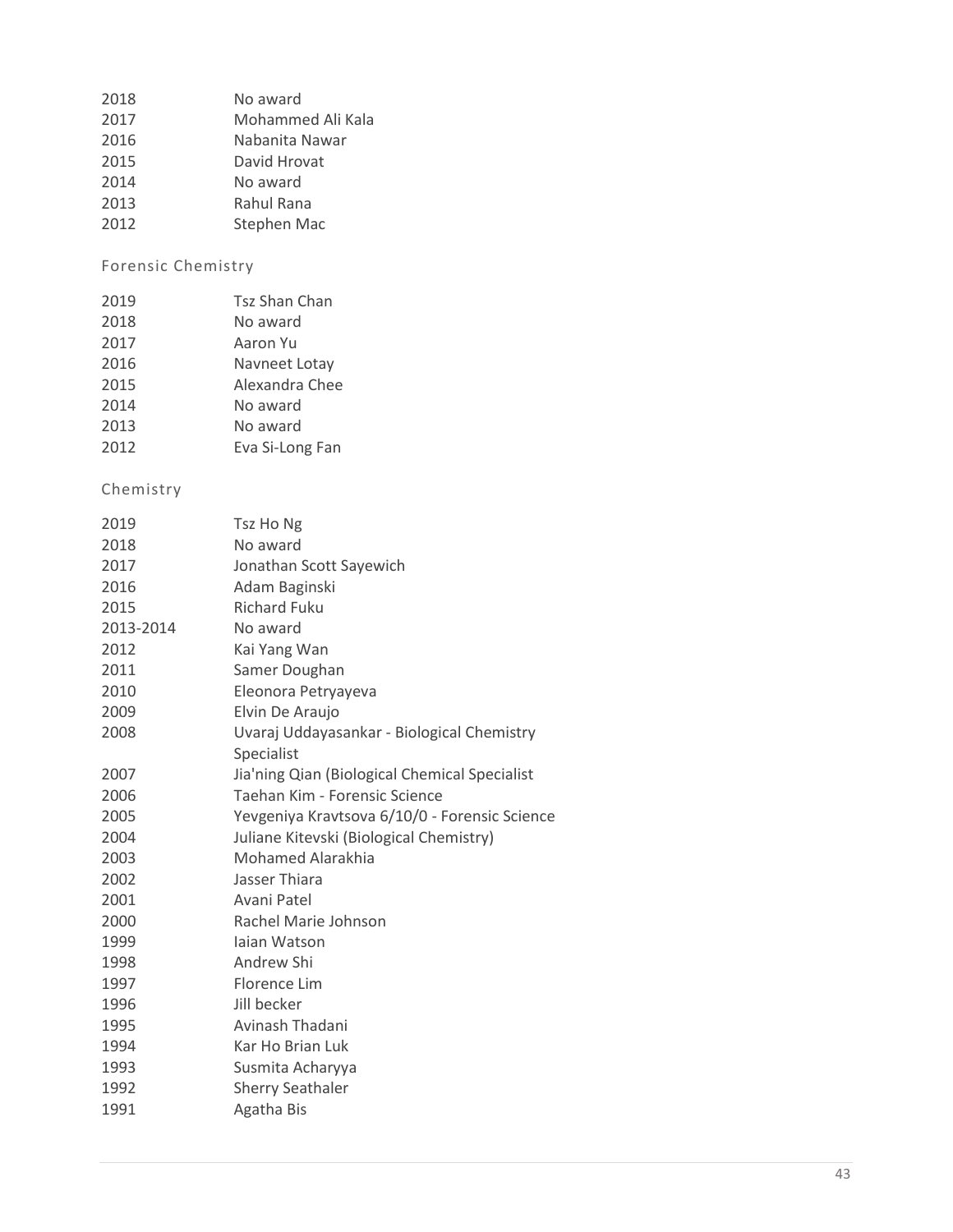| | |
|---|---|
| 2018 | No award |
| 2017 | Mohammed Ali Kala |
| 2016 | Nabanita Nawar |
| 2015 | David Hrovat |
| 2014 | No award |
| 2013 | Rahul Rana |
| 2012 | Stephen Mac |

### Forensic Chemistry

| | |
|---|---|
| 2019 | Tsz Shan Chan |
| 2018 | No award |
| 2017 | Aaron Yu |
| 2016 | Navneet Lotay |
| 2015 | Alexandra Chee |
| 2014 | No award |
| 2013 | No award |
| 2012 | Eva Si-Long Fan |

### Chemistry

| | |
|---|---|
| 2019 | Tsz Ho Ng |
| 2018 | No award |
| 2017 | Jonathan Scott Sayewich |
| 2016 | Adam Baginski |
| 2015 | Richard Fuku |
| 2013-2014 | No award |
| 2012 | Kai Yang Wan |
| 2011 | Samer Doughan |
| 2010 | Eleonora Petryayeva |
| 2009 | Elvin De Araujo |
| 2008 | Uvaraj Uddayasankar - Biological Chemistry Specialist |
| 2007 | Jia'ning Qian (Biological Chemical Specialist |
| 2006 | Taehan Kim - Forensic Science |
| 2005 | Yevgeniya Kravtsova 6/10/0 - Forensic Science |
| 2004 | Juliane Kitevski (Biological Chemistry) |
| 2003 | Mohamed Alarakhia |
| 2002 | Jasser Thiara |
| 2001 | Avani Patel |
| 2000 | Rachel Marie Johnson |
| 1999 | Iaian Watson |
| 1998 | Andrew Shi |
| 1997 | Florence Lim |
| 1996 | Jill becker |
| 1995 | Avinash Thadani |
| 1994 | Kar Ho Brian Luk |
| 1993 | Susmita Acharyya |
| 1992 | Sherry Seathaler |
| 1991 | Agatha Bis |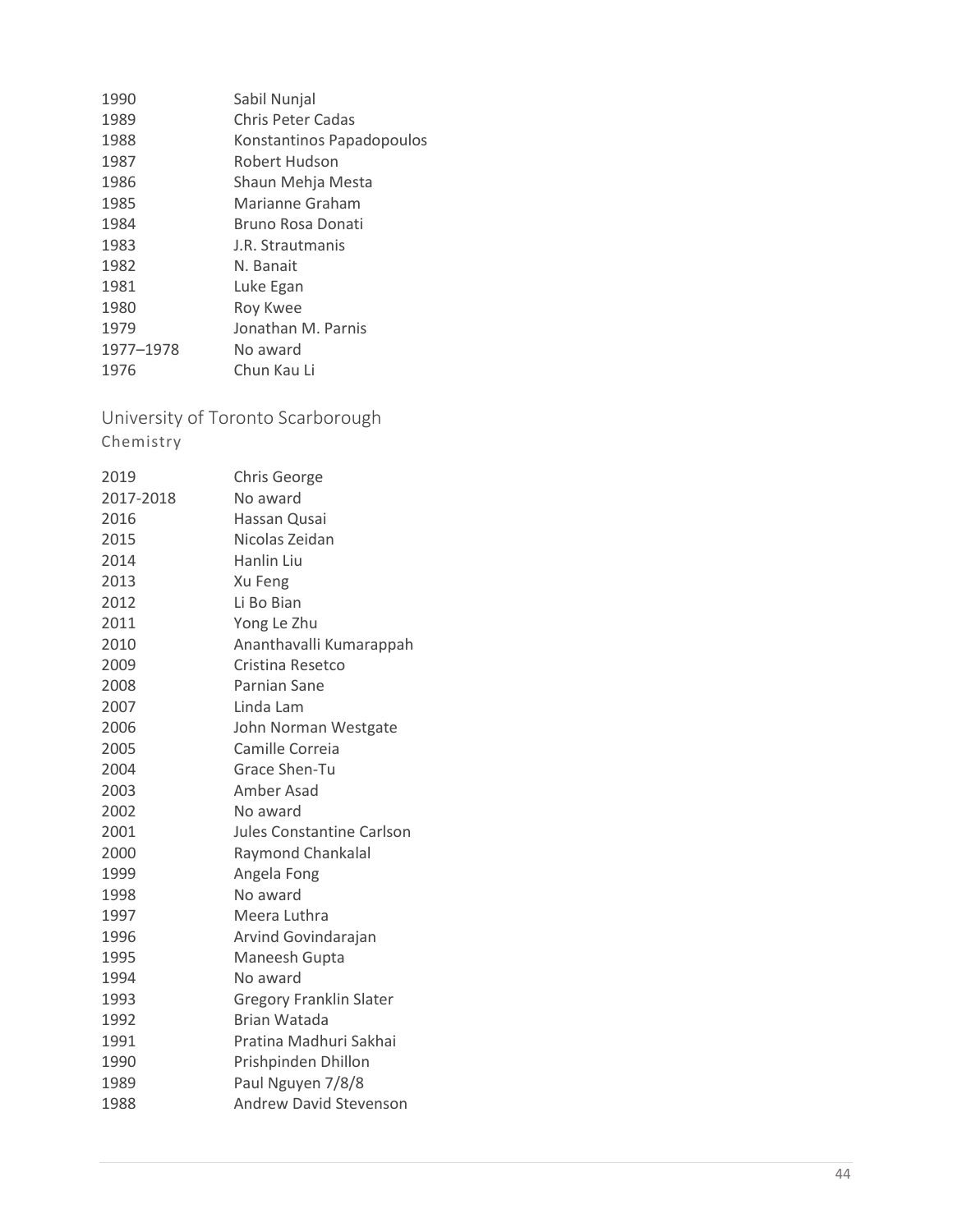| | |
|---|---|
| 1990 | Sabil Nunjal |
| 1989 | Chris Peter Cadas |
| 1988 | Konstantinos Papadopoulos |
| 1987 | Robert Hudson |
| 1986 | Shaun Mehja Mesta |
| 1985 | Marianne Graham |
| 1984 | Bruno Rosa Donati |
| 1983 | J.R. Strautmanis |
| 1982 | N. Banait |
| 1981 | Luke Egan |
| 1980 | Roy Kwee |
| 1979 | Jonathan M. Parnis |
| 1977–1978 | No award |
| 1976 | Chun Kau Li |

## University of Toronto Scarborough

### Chemistry

| | |
|---|---|
| 2019 | Chris George |
| 2017-2018 | No award |
| 2016 | Hassan Qusai |
| 2015 | Nicolas Zeidan |
| 2014 | Hanlin Liu |
| 2013 | Xu Feng |
| 2012 | Li Bo Bian |
| 2011 | Yong Le Zhu |
| 2010 | Ananthavalli Kumarappah |
| 2009 | Cristina Resetco |
| 2008 | Parnian Sane |
| 2007 | Linda Lam |
| 2006 | John Norman Westgate |
| 2005 | Camille Correia |
| 2004 | Grace Shen-Tu |
| 2003 | Amber Asad |
| 2002 | No award |
| 2001 | Jules Constantine Carlson |
| 2000 | Raymond Chankalal |
| 1999 | Angela Fong |
| 1998 | No award |
| 1997 | Meera Luthra |
| 1996 | Arvind Govindarajan |
| 1995 | Maneesh Gupta |
| 1994 | No award |
| 1993 | Gregory Franklin Slater |
| 1992 | Brian Watada |
| 1991 | Pratina Madhuri Sakhai |
| 1990 | Prishpinden Dhillon |
| 1989 | Paul Nguyen 7/8/8 |
| 1988 | Andrew David Stevenson |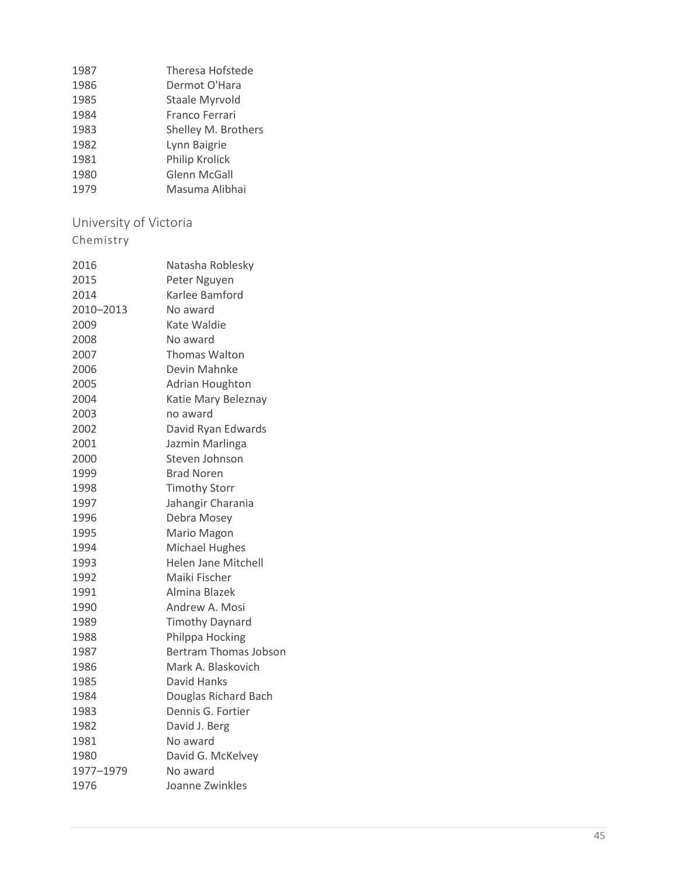| | |
|---|---|
| 1987 | Theresa Hofstede |
| 1986 | Dermot O'Hara |
| 1985 | Staale Myrvold |
| 1984 | Franco Ferrari |
| 1983 | Shelley M. Brothers |
| 1982 | Lynn Baigrie |
| 1981 | Philip Krolick |
| 1980 | Glenn McGall |
| 1979 | Masuma Alibhai |

## University of Victoria

### Chemistry

| | |
|---|---|
| 2016 | Natasha Roblesky |
| 2015 | Peter Nguyen |
| 2014 | Karlee Bamford |
| 2010–2013 | No award |
| 2009 | Kate Waldie |
| 2008 | No award |
| 2007 | Thomas Walton |
| 2006 | Devin Mahnke |
| 2005 | Adrian Houghton |
| 2004 | Katie Mary Beleznay |
| 2003 | no award |
| 2002 | David Ryan Edwards |
| 2001 | Jazmin Marlinga |
| 2000 | Steven Johnson |
| 1999 | Brad Noren |
| 1998 | Timothy Storr |
| 1997 | Jahangir Charania |
| 1996 | Debra Mosey |
| 1995 | Mario Magon |
| 1994 | Michael Hughes |
| 1993 | Helen Jane Mitchell |
| 1992 | Maiki Fischer |
| 1991 | Almina Blazek |
| 1990 | Andrew A. Mosi |
| 1989 | Timothy Daynard |
| 1988 | Philppa Hocking |
| 1987 | Bertram Thomas Jobson |
| 1986 | Mark A. Blaskovich |
| 1985 | David Hanks |
| 1984 | Douglas Richard Bach |
| 1983 | Dennis G. Fortier |
| 1982 | David J. Berg |
| 1981 | No award |
| 1980 | David G. McKelvey |
| 1977–1979 | No award |
| 1976 | Joanne Zwinkles |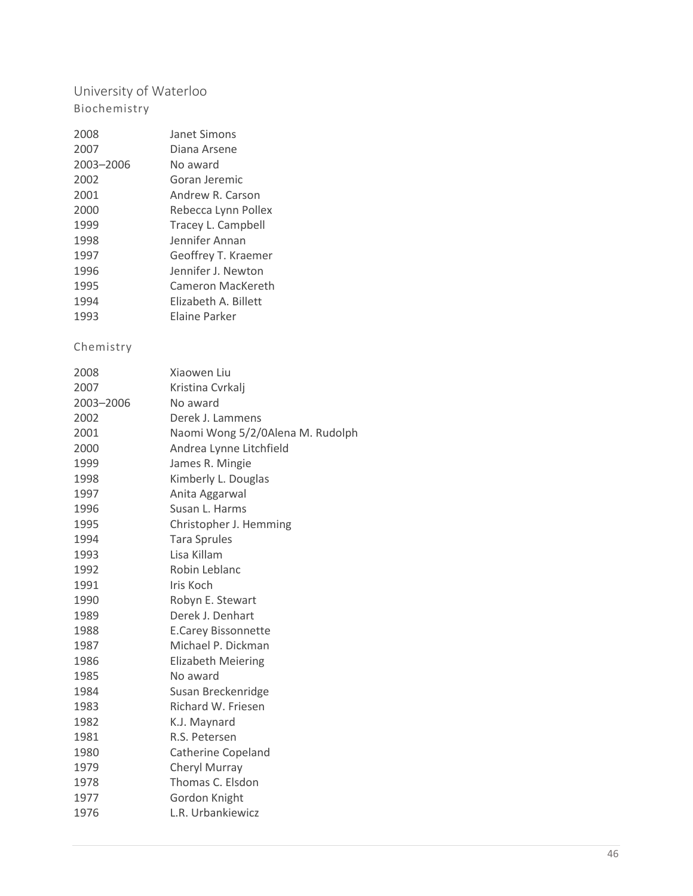## University of Waterloo

### Biochemistry

| | |
|---|---|
| 2008 | Janet Simons |
| 2007 | Diana Arsene |
| 2003–2006 | No award |
| 2002 | Goran Jeremic |
| 2001 | Andrew R. Carson |
| 2000 | Rebecca Lynn Pollex |
| 1999 | Tracey L. Campbell |
| 1998 | Jennifer Annan |
| 1997 | Geoffrey T. Kraemer |
| 1996 | Jennifer J. Newton |
| 1995 | Cameron MacKereth |
| 1994 | Elizabeth A. Billett |
| 1993 | Elaine Parker |

### Chemistry

| | |
|---|---|
| 2008 | Xiaowen Liu |
| 2007 | Kristina Cvrkalj |
| 2003–2006 | No award |
| 2002 | Derek J. Lammens |
| 2001 | Naomi Wong 5/2/0Alena M. Rudolph |
| 2000 | Andrea Lynne Litchfield |
| 1999 | James R. Mingie |
| 1998 | Kimberly L. Douglas |
| 1997 | Anita Aggarwal |
| 1996 | Susan L. Harms |
| 1995 | Christopher J. Hemming |
| 1994 | Tara Sprules |
| 1993 | Lisa Killam |
| 1992 | Robin Leblanc |
| 1991 | Iris Koch |
| 1990 | Robyn E. Stewart |
| 1989 | Derek J. Denhart |
| 1988 | E.Carey Bissonnette |
| 1987 | Michael P. Dickman |
| 1986 | Elizabeth Meiering |
| 1985 | No award |
| 1984 | Susan Breckenridge |
| 1983 | Richard W. Friesen |
| 1982 | K.J. Maynard |
| 1981 | R.S. Petersen |
| 1980 | Catherine Copeland |
| 1979 | Cheryl Murray |
| 1978 | Thomas C. Elsdon |
| 1977 | Gordon Knight |
| 1976 | L.R. Urbankiewicz |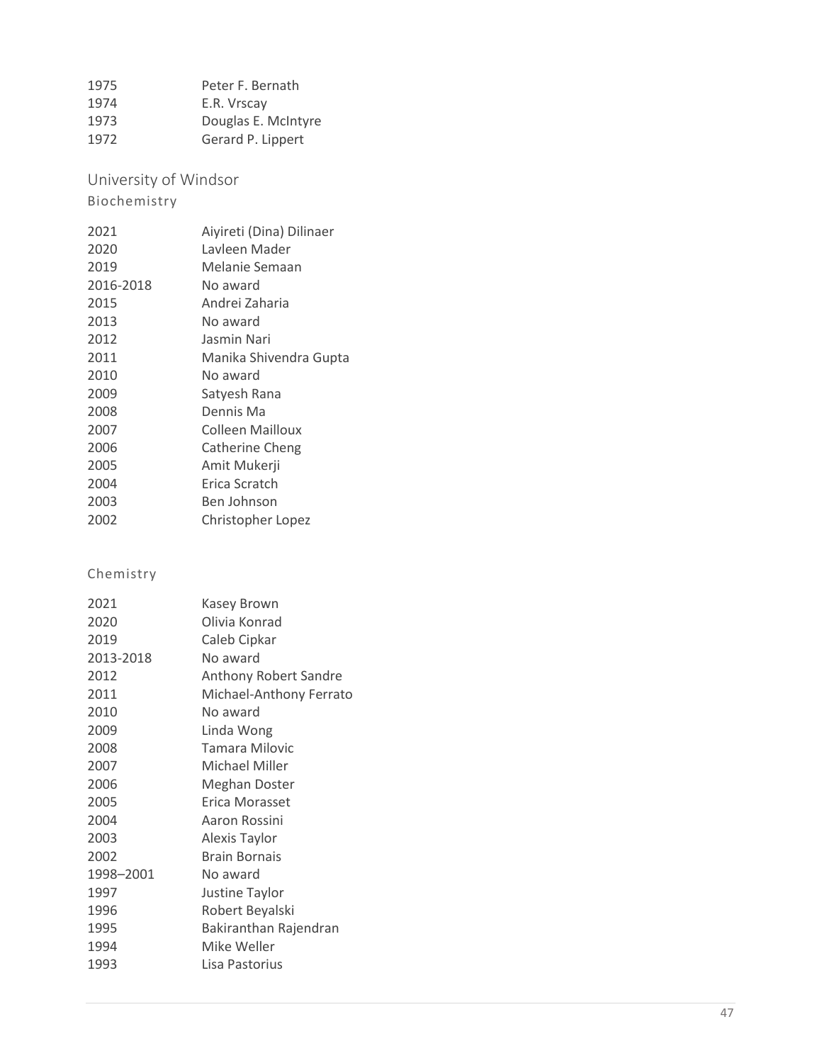| | |
|---|---|
| 1975 | Peter F. Bernath |
| 1974 | E.R. Vrscay |
| 1973 | Douglas E. McIntyre |
| 1972 | Gerard P. Lippert |

## University of Windsor

### Biochemistry

| | |
|---|---|
| 2021 | Aiyireti (Dina) Dilinaer |
| 2020 | Lavleen Mader |
| 2019 | Melanie Semaan |
| 2016-2018 | No award |
| 2015 | Andrei Zaharia |
| 2013 | No award |
| 2012 | Jasmin Nari |
| 2011 | Manika Shivendra Gupta |
| 2010 | No award |
| 2009 | Satyesh Rana |
| 2008 | Dennis Ma |
| 2007 | Colleen Mailloux |
| 2006 | Catherine Cheng |
| 2005 | Amit Mukerji |
| 2004 | Erica Scratch |
| 2003 | Ben Johnson |
| 2002 | Christopher Lopez |

### Chemistry

| | |
|---|---|
| 2021 | Kasey Brown |
| 2020 | Olivia Konrad |
| 2019 | Caleb Cipkar |
| 2013-2018 | No award |
| 2012 | Anthony Robert Sandre |
| 2011 | Michael-Anthony Ferrato |
| 2010 | No award |
| 2009 | Linda Wong |
| 2008 | Tamara Milovic |
| 2007 | Michael Miller |
| 2006 | Meghan Doster |
| 2005 | Erica Morasset |
| 2004 | Aaron Rossini |
| 2003 | Alexis Taylor |
| 2002 | Brain Bornais |
| 1998–2001 | No award |
| 1997 | Justine Taylor |
| 1996 | Robert Beyalski |
| 1995 | Bakiranthan Rajendran |
| 1994 | Mike Weller |
| 1993 | Lisa Pastorius |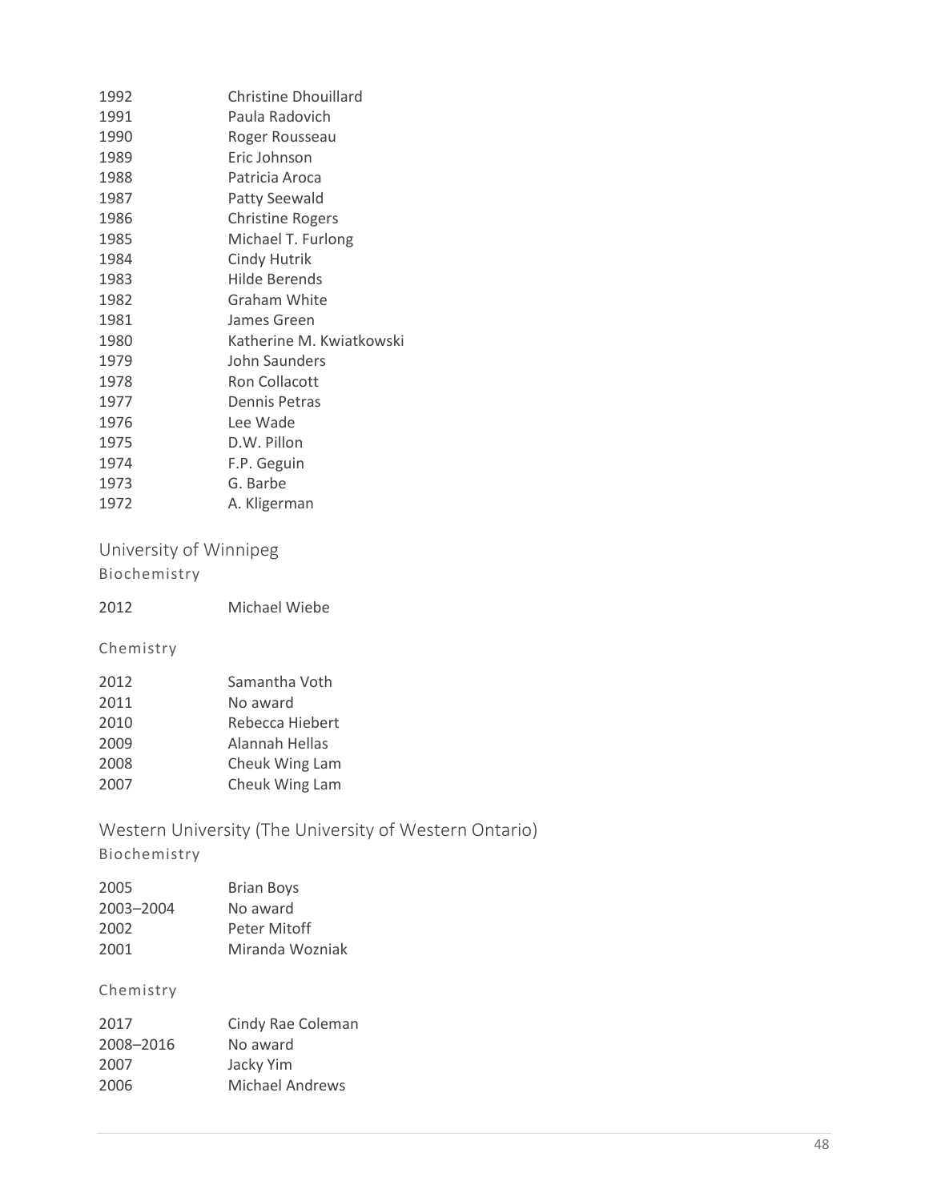| | |
|---|---|
| 1992 | Christine Dhouillard |
| 1991 | Paula Radovich |
| 1990 | Roger Rousseau |
| 1989 | Eric Johnson |
| 1988 | Patricia Aroca |
| 1987 | Patty Seewald |
| 1986 | Christine Rogers |
| 1985 | Michael T. Furlong |
| 1984 | Cindy Hutrik |
| 1983 | Hilde Berends |
| 1982 | Graham White |
| 1981 | James Green |
| 1980 | Katherine M. Kwiatkowski |
| 1979 | John Saunders |
| 1978 | Ron Collacott |
| 1977 | Dennis Petras |
| 1976 | Lee Wade |
| 1975 | D.W. Pillon |
| 1974 | F.P. Geguin |
| 1973 | G. Barbe |
| 1972 | A. Kligerman |

## University of Winnipeg

### Biochemistry

| | |
|---|---|
| 2012 | Michael Wiebe |

### Chemistry

| | |
|---|---|
| 2012 | Samantha Voth |
| 2011 | No award |
| 2010 | Rebecca Hiebert |
| 2009 | Alannah Hellas |
| 2008 | Cheuk Wing Lam |
| 2007 | Cheuk Wing Lam |

## Western University (The University of Western Ontario)

### Biochemistry

| | |
|---|---|
| 2005 | Brian Boys |
| 2003–2004 | No award |
| 2002 | Peter Mitoff |
| 2001 | Miranda Wozniak |

### Chemistry

| | |
|---|---|
| 2017 | Cindy Rae Coleman |
| 2008–2016 | No award |
| 2007 | Jacky Yim |
| 2006 | Michael Andrews |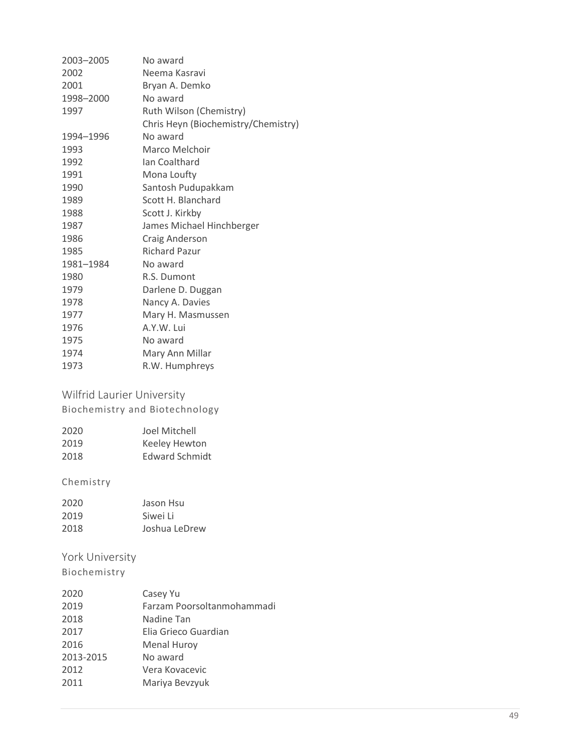| | |
|---|---|
| 2003–2005 | No award |
| 2002 | Neema Kasravi |
| 2001 | Bryan A. Demko |
| 1998–2000 | No award |
| 1997 | Ruth Wilson (Chemistry) |
| | Chris Heyn (Biochemistry/Chemistry) |
| 1994–1996 | No award |
| 1993 | Marco Melchoir |
| 1992 | Ian Coalthard |
| 1991 | Mona Loufty |
| 1990 | Santosh Pudupakkam |
| 1989 | Scott H. Blanchard |
| 1988 | Scott J. Kirkby |
| 1987 | James Michael Hinchberger |
| 1986 | Craig Anderson |
| 1985 | Richard Pazur |
| 1981–1984 | No award |
| 1980 | R.S. Dumont |
| 1979 | Darlene D. Duggan |
| 1978 | Nancy A. Davies |
| 1977 | Mary H. Masmussen |
| 1976 | A.Y.W. Lui |
| 1975 | No award |
| 1974 | Mary Ann Millar |
| 1973 | R.W. Humphreys |

## Wilfrid Laurier University

### Biochemistry and Biotechnology

| | |
|---|---|
| 2020 | Joel Mitchell |
| 2019 | Keeley Hewton |
| 2018 | Edward Schmidt |

### Chemistry

| | |
|---|---|
| 2020 | Jason Hsu |
| 2019 | Siwei Li |
| 2018 | Joshua LeDrew |

## York University

### Biochemistry

| | |
|---|---|
| 2020 | Casey Yu |
| 2019 | Farzam Poorsoltanmohammadi |
| 2018 | Nadine Tan |
| 2017 | Elia Grieco Guardian |
| 2016 | Menal Huroy |
| 2013-2015 | No award |
| 2012 | Vera Kovacevic |
| 2011 | Mariya Bevzyuk |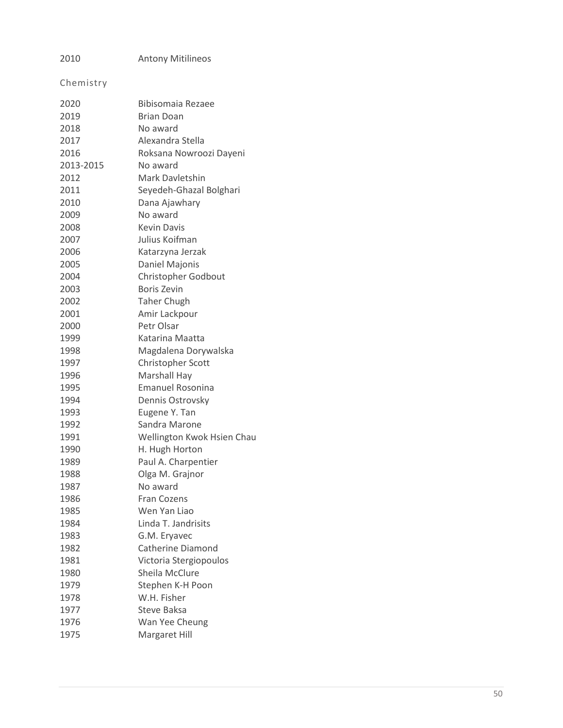| | |
|---|---|
| 2010 | Antony Mitilineos |

## Chemistry

| | |
|---|---|
| 2020 | Bibisomaia Rezaee |
| 2019 | Brian Doan |
| 2018 | No award |
| 2017 | Alexandra Stella |
| 2016 | Roksana Nowroozi Dayeni |
| 2013-2015 | No award |
| 2012 | Mark Davletshin |
| 2011 | Seyedeh-Ghazal Bolghari |
| 2010 | Dana Ajawhary |
| 2009 | No award |
| 2008 | Kevin Davis |
| 2007 | Julius Koifman |
| 2006 | Katarzyna Jerzak |
| 2005 | Daniel Majonis |
| 2004 | Christopher Godbout |
| 2003 | Boris Zevin |
| 2002 | Taher Chugh |
| 2001 | Amir Lackpour |
| 2000 | Petr Olsar |
| 1999 | Katarina Maatta |
| 1998 | Magdalena Dorywalska |
| 1997 | Christopher Scott |
| 1996 | Marshall Hay |
| 1995 | Emanuel Rosonina |
| 1994 | Dennis Ostrovsky |
| 1993 | Eugene Y. Tan |
| 1992 | Sandra Marone |
| 1991 | Wellington Kwok Hsien Chau |
| 1990 | H. Hugh Horton |
| 1989 | Paul A. Charpentier |
| 1988 | Olga M. Grajnor |
| 1987 | No award |
| 1986 | Fran Cozens |
| 1985 | Wen Yan Liao |
| 1984 | Linda T. Jandrisits |
| 1983 | G.M. Eryavec |
| 1982 | Catherine Diamond |
| 1981 | Victoria Stergiopoulos |
| 1980 | Sheila McClure |
| 1979 | Stephen K-H Poon |
| 1978 | W.H. Fisher |
| 1977 | Steve Baksa |
| 1976 | Wan Yee Cheung |
| 1975 | Margaret Hill |